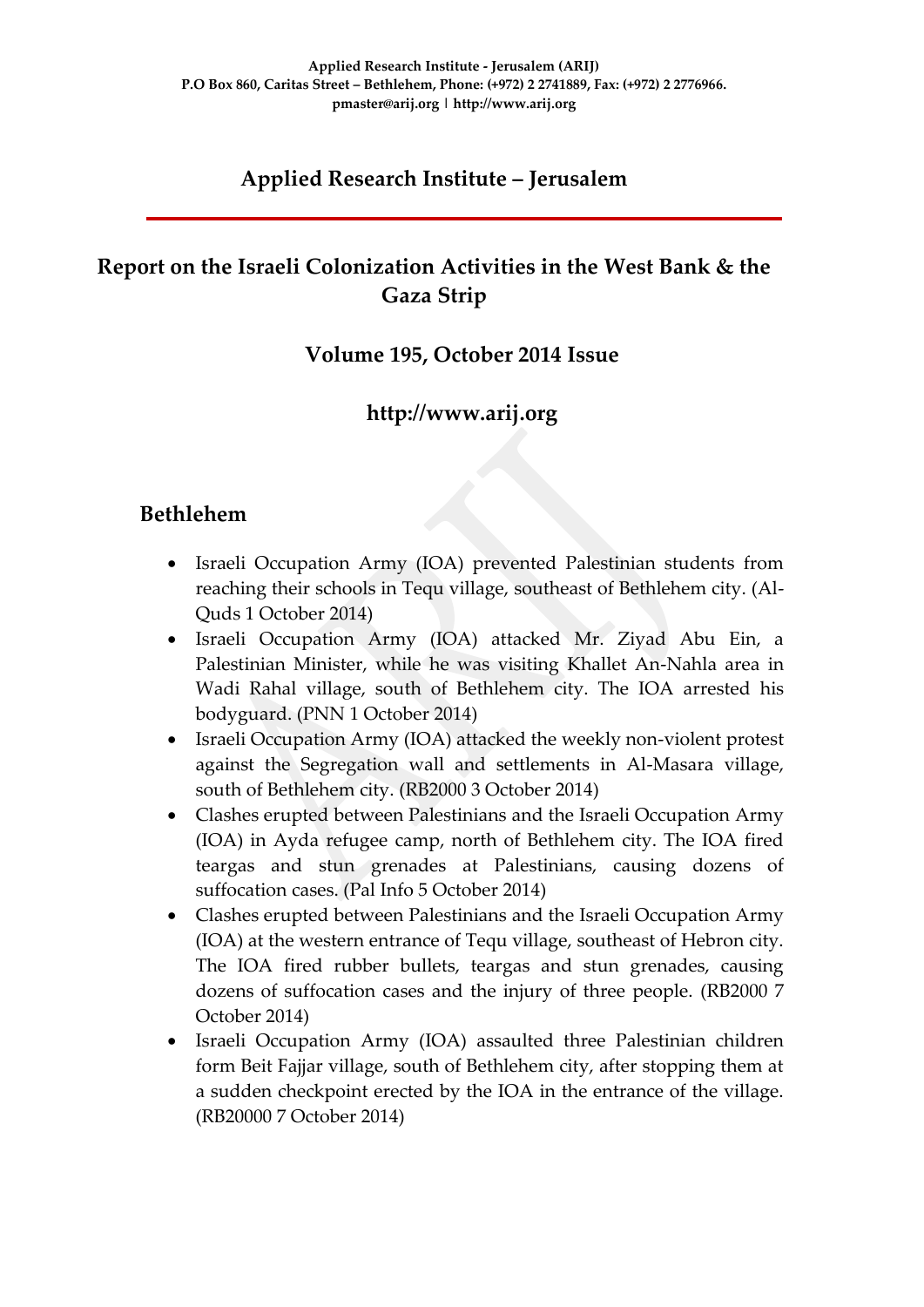Applied Research Institute - Jerusalem (ARIJ)
P.O Box 860, Caritas Street – Bethlehem, Phone: (+972) 2 2741889, Fax: (+972) 2 2776966.
pmaster@arij.org | http://www.arij.org

# Applied Research Institute – Jerusalem

## Report on the Israeli Colonization Activities in the West Bank & the Gaza Strip

### Volume 195, October 2014 Issue

### http://www.arij.org

## Bethlehem

- Israeli Occupation Army (IOA) prevented Palestinian students from reaching their schools in Tequ village, southeast of Bethlehem city. (Al-Quds 1 October 2014)
- Israeli Occupation Army (IOA) attacked Mr. Ziyad Abu Ein, a Palestinian Minister, while he was visiting Khallet An-Nahla area in Wadi Rahal village, south of Bethlehem city. The IOA arrested his bodyguard. (PNN 1 October 2014)
- Israeli Occupation Army (IOA) attacked the weekly non-violent protest against the Segregation wall and settlements in Al-Masara village, south of Bethlehem city. (RB2000 3 October 2014)
- Clashes erupted between Palestinians and the Israeli Occupation Army (IOA) in Ayda refugee camp, north of Bethlehem city. The IOA fired teargas and stun grenades at Palestinians, causing dozens of suffocation cases. (Pal Info 5 October 2014)
- Clashes erupted between Palestinians and the Israeli Occupation Army (IOA) at the western entrance of Tequ village, southeast of Hebron city. The IOA fired rubber bullets, teargas and stun grenades, causing dozens of suffocation cases and the injury of three people. (RB2000 7 October 2014)
- Israeli Occupation Army (IOA) assaulted three Palestinian children form Beit Fajjar village, south of Bethlehem city, after stopping them at a sudden checkpoint erected by the IOA in the entrance of the village. (RB20000 7 October 2014)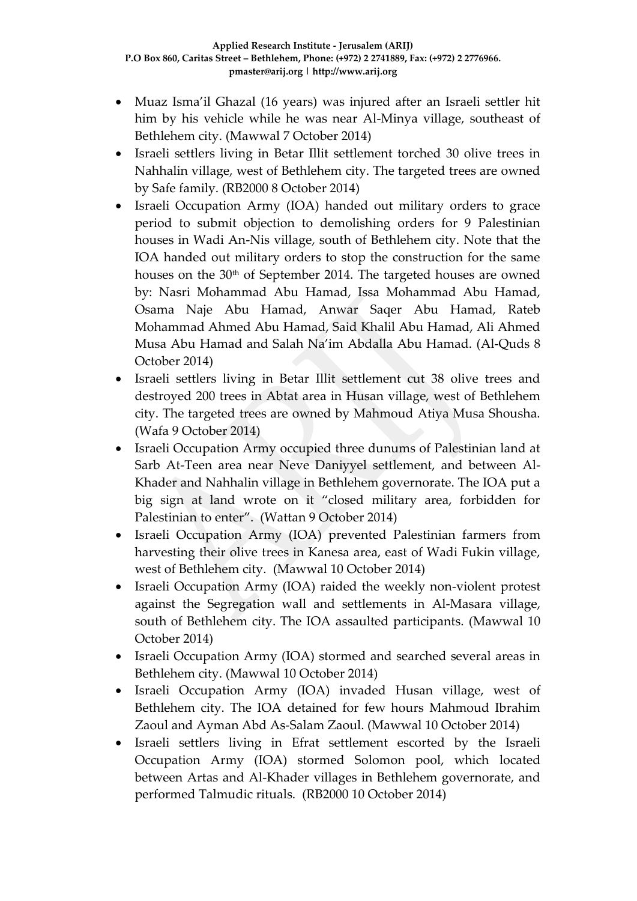- Muaz Isma'il Ghazal (16 years) was injured after an Israeli settler hit him by his vehicle while he was near Al-Minya village, southeast of Bethlehem city. (Mawwal 7 October 2014)
- Israeli settlers living in Betar Illit settlement torched 30 olive trees in Nahhalin village, west of Bethlehem city. The targeted trees are owned by Safe family. (RB2000 8 October 2014)
- Israeli Occupation Army (IOA) handed out military orders to grace period to submit objection to demolishing orders for 9 Palestinian houses in Wadi An-Nis village, south of Bethlehem city. Note that the IOA handed out military orders to stop the construction for the same houses on the 30th of September 2014. The targeted houses are owned by: Nasri Mohammad Abu Hamad, Issa Mohammad Abu Hamad, Osama Naje Abu Hamad, Anwar Saqer Abu Hamad, Rateb Mohammad Ahmed Abu Hamad, Said Khalil Abu Hamad, Ali Ahmed Musa Abu Hamad and Salah Na'im Abdalla Abu Hamad. (Al-Quds 8 October 2014)
- Israeli settlers living in Betar Illit settlement cut 38 olive trees and destroyed 200 trees in Abtat area in Husan village, west of Bethlehem city. The targeted trees are owned by Mahmoud Atiya Musa Shousha. (Wafa 9 October 2014)
- Israeli Occupation Army occupied three dunums of Palestinian land at Sarb At-Teen area near Neve Daniyyel settlement, and between Al-Khader and Nahhalin village in Bethlehem governorate. The IOA put a big sign at land wrote on it "closed military area, forbidden for Palestinian to enter". (Wattan 9 October 2014)
- Israeli Occupation Army (IOA) prevented Palestinian farmers from harvesting their olive trees in Kanesa area, east of Wadi Fukin village, west of Bethlehem city. (Mawwal 10 October 2014)
- Israeli Occupation Army (IOA) raided the weekly non-violent protest against the Segregation wall and settlements in Al-Masara village, south of Bethlehem city. The IOA assaulted participants. (Mawwal 10 October 2014)
- Israeli Occupation Army (IOA) stormed and searched several areas in Bethlehem city. (Mawwal 10 October 2014)
- Israeli Occupation Army (IOA) invaded Husan village, west of Bethlehem city. The IOA detained for few hours Mahmoud Ibrahim Zaoul and Ayman Abd As-Salam Zaoul. (Mawwal 10 October 2014)
- Israeli settlers living in Efrat settlement escorted by the Israeli Occupation Army (IOA) stormed Solomon pool, which located between Artas and Al-Khader villages in Bethlehem governorate, and performed Talmudic rituals. (RB2000 10 October 2014)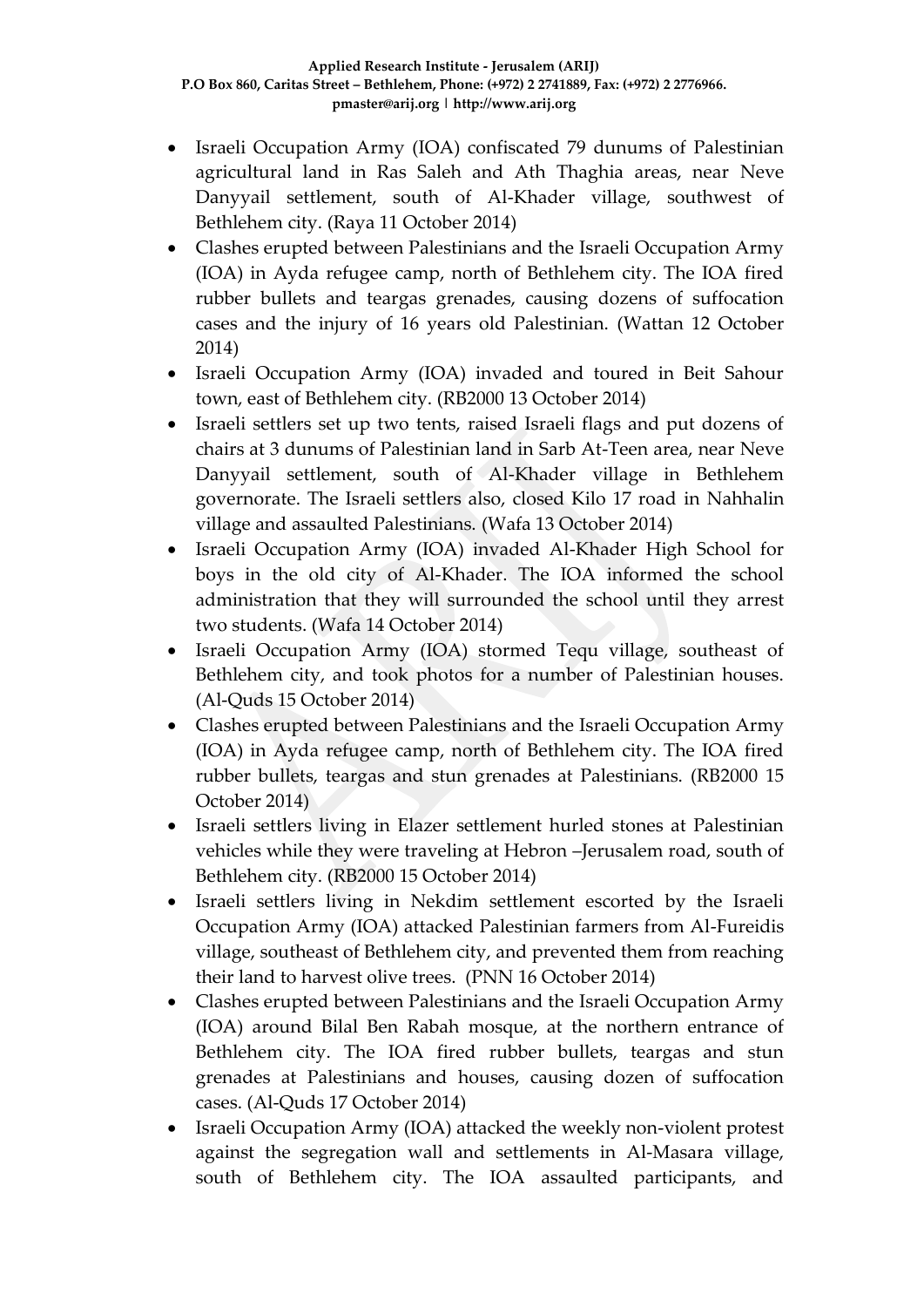- Israeli Occupation Army (IOA) confiscated 79 dunums of Palestinian agricultural land in Ras Saleh and Ath Thaghia areas, near Neve Danyyail settlement, south of Al-Khader village, southwest of Bethlehem city. (Raya 11 October 2014)
- Clashes erupted between Palestinians and the Israeli Occupation Army (IOA) in Ayda refugee camp, north of Bethlehem city. The IOA fired rubber bullets and teargas grenades, causing dozens of suffocation cases and the injury of 16 years old Palestinian. (Wattan 12 October 2014)
- Israeli Occupation Army (IOA) invaded and toured in Beit Sahour town, east of Bethlehem city. (RB2000 13 October 2014)
- Israeli settlers set up two tents, raised Israeli flags and put dozens of chairs at 3 dunums of Palestinian land in Sarb At-Teen area, near Neve Danyyail settlement, south of Al-Khader village in Bethlehem governorate. The Israeli settlers also, closed Kilo 17 road in Nahhalin village and assaulted Palestinians. (Wafa 13 October 2014)
- Israeli Occupation Army (IOA) invaded Al-Khader High School for boys in the old city of Al-Khader. The IOA informed the school administration that they will surrounded the school until they arrest two students. (Wafa 14 October 2014)
- Israeli Occupation Army (IOA) stormed Tequ village, southeast of Bethlehem city, and took photos for a number of Palestinian houses. (Al-Quds 15 October 2014)
- Clashes erupted between Palestinians and the Israeli Occupation Army (IOA) in Ayda refugee camp, north of Bethlehem city. The IOA fired rubber bullets, teargas and stun grenades at Palestinians. (RB2000 15 October 2014)
- Israeli settlers living in Elazer settlement hurled stones at Palestinian vehicles while they were traveling at Hebron –Jerusalem road, south of Bethlehem city. (RB2000 15 October 2014)
- Israeli settlers living in Nekdim settlement escorted by the Israeli Occupation Army (IOA) attacked Palestinian farmers from Al-Fureidis village, southeast of Bethlehem city, and prevented them from reaching their land to harvest olive trees. (PNN 16 October 2014)
- Clashes erupted between Palestinians and the Israeli Occupation Army (IOA) around Bilal Ben Rabah mosque, at the northern entrance of Bethlehem city. The IOA fired rubber bullets, teargas and stun grenades at Palestinians and houses, causing dozen of suffocation cases. (Al-Quds 17 October 2014)
- Israeli Occupation Army (IOA) attacked the weekly non-violent protest against the segregation wall and settlements in Al-Masara village, south of Bethlehem city. The IOA assaulted participants, and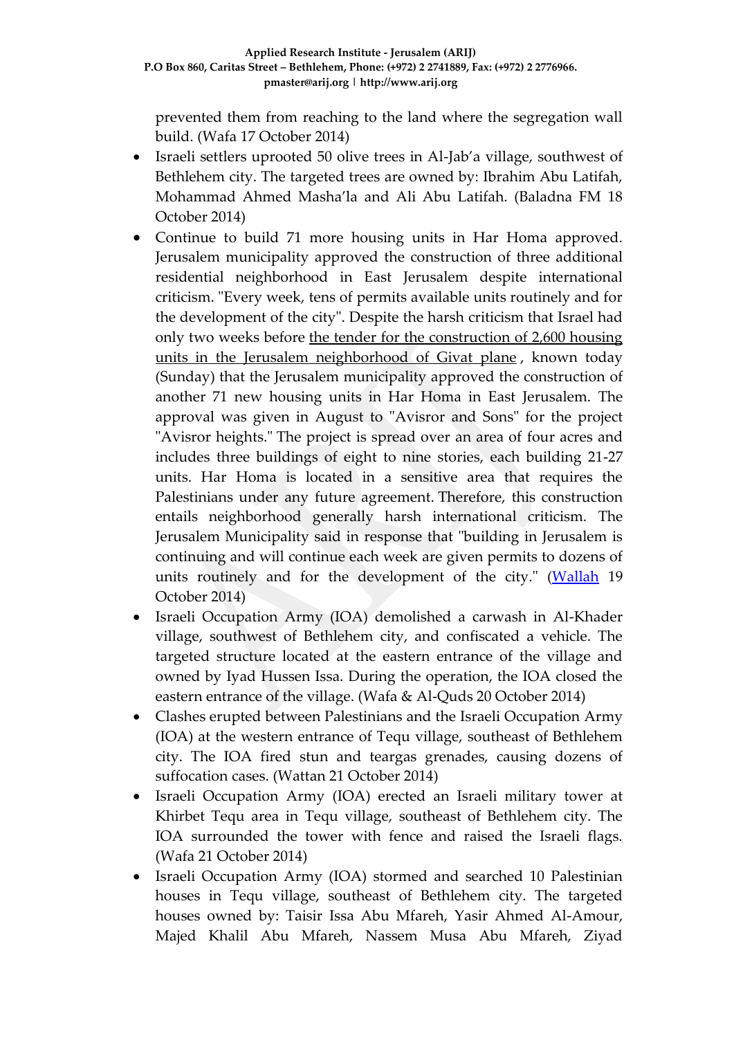prevented them from reaching to the land where the segregation wall build. (Wafa 17 October 2014)

- Israeli settlers uprooted 50 olive trees in Al-Jab'a village, southwest of Bethlehem city. The targeted trees are owned by: Ibrahim Abu Latifah, Mohammad Ahmed Masha'la and Ali Abu Latifah. (Baladna FM 18 October 2014)
- Continue to build 71 more housing units in Har Homa approved. Jerusalem municipality approved the construction of three additional residential neighborhood in East Jerusalem despite international criticism. "Every week, tens of permits available units routinely and for the development of the city". Despite the harsh criticism that Israel had only two weeks before the tender for the construction of 2,600 housing units in the Jerusalem neighborhood of Givat plane , known today (Sunday) that the Jerusalem municipality approved the construction of another 71 new housing units in Har Homa in East Jerusalem. The approval was given in August to "Avisror and Sons" for the project "Avisror heights." The project is spread over an area of four acres and includes three buildings of eight to nine stories, each building 21-27 units. Har Homa is located in a sensitive area that requires the Palestinians under any future agreement. Therefore, this construction entails neighborhood generally harsh international criticism. The Jerusalem Municipality said in response that "building in Jerusalem is continuing and will continue each week are given permits to dozens of units routinely and for the development of the city." (Wallah 19 October 2014)
- Israeli Occupation Army (IOA) demolished a carwash in Al-Khader village, southwest of Bethlehem city, and confiscated a vehicle. The targeted structure located at the eastern entrance of the village and owned by Iyad Hussen Issa. During the operation, the IOA closed the eastern entrance of the village. (Wafa & Al-Quds 20 October 2014)
- Clashes erupted between Palestinians and the Israeli Occupation Army (IOA) at the western entrance of Tequ village, southeast of Bethlehem city. The IOA fired stun and teargas grenades, causing dozens of suffocation cases. (Wattan 21 October 2014)
- Israeli Occupation Army (IOA) erected an Israeli military tower at Khirbet Tequ area in Tequ village, southeast of Bethlehem city. The IOA surrounded the tower with fence and raised the Israeli flags. (Wafa 21 October 2014)
- Israeli Occupation Army (IOA) stormed and searched 10 Palestinian houses in Tequ village, southeast of Bethlehem city. The targeted houses owned by: Taisir Issa Abu Mfareh, Yasir Ahmed Al-Amour, Majed Khalil Abu Mfareh, Nassem Musa Abu Mfareh, Ziyad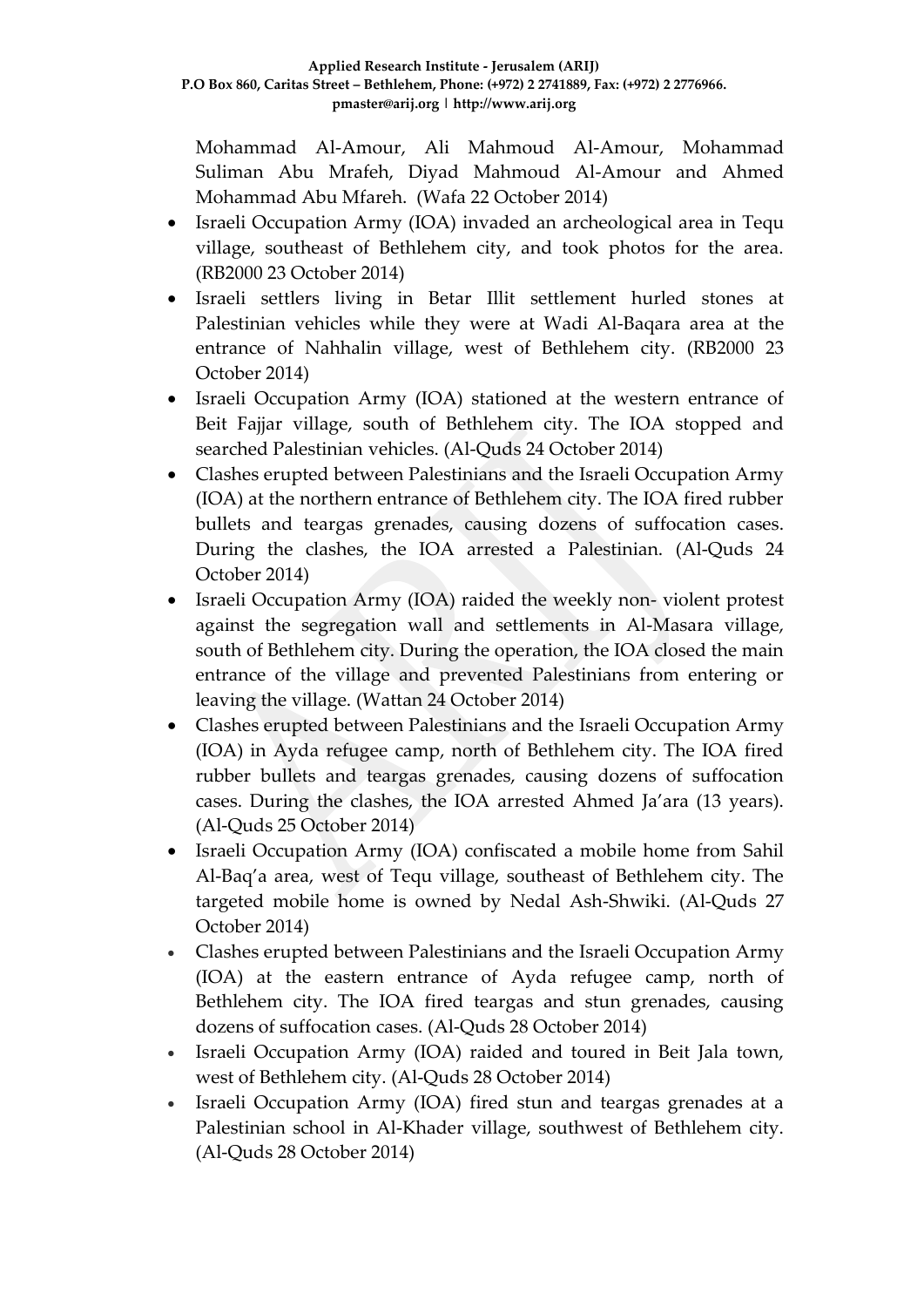Mohammad Al-Amour, Ali Mahmoud Al-Amour, Mohammad Suliman Abu Mrafeh, Diyad Mahmoud Al-Amour and Ahmed Mohammad Abu Mfareh. (Wafa 22 October 2014)

- Israeli Occupation Army (IOA) invaded an archeological area in Tequ village, southeast of Bethlehem city, and took photos for the area. (RB2000 23 October 2014)
- Israeli settlers living in Betar Illit settlement hurled stones at Palestinian vehicles while they were at Wadi Al-Baqara area at the entrance of Nahhalin village, west of Bethlehem city. (RB2000 23 October 2014)
- Israeli Occupation Army (IOA) stationed at the western entrance of Beit Fajjar village, south of Bethlehem city. The IOA stopped and searched Palestinian vehicles. (Al-Quds 24 October 2014)
- Clashes erupted between Palestinians and the Israeli Occupation Army (IOA) at the northern entrance of Bethlehem city. The IOA fired rubber bullets and teargas grenades, causing dozens of suffocation cases. During the clashes, the IOA arrested a Palestinian. (Al-Quds 24 October 2014)
- Israeli Occupation Army (IOA) raided the weekly non- violent protest against the segregation wall and settlements in Al-Masara village, south of Bethlehem city. During the operation, the IOA closed the main entrance of the village and prevented Palestinians from entering or leaving the village. (Wattan 24 October 2014)
- Clashes erupted between Palestinians and the Israeli Occupation Army (IOA) in Ayda refugee camp, north of Bethlehem city. The IOA fired rubber bullets and teargas grenades, causing dozens of suffocation cases. During the clashes, the IOA arrested Ahmed Ja'ara (13 years). (Al-Quds 25 October 2014)
- Israeli Occupation Army (IOA) confiscated a mobile home from Sahil Al-Baq'a area, west of Tequ village, southeast of Bethlehem city. The targeted mobile home is owned by Nedal Ash-Shwiki. (Al-Quds 27 October 2014)
- Clashes erupted between Palestinians and the Israeli Occupation Army (IOA) at the eastern entrance of Ayda refugee camp, north of Bethlehem city. The IOA fired teargas and stun grenades, causing dozens of suffocation cases. (Al-Quds 28 October 2014)
- Israeli Occupation Army (IOA) raided and toured in Beit Jala town, west of Bethlehem city. (Al-Quds 28 October 2014)
- Israeli Occupation Army (IOA) fired stun and teargas grenades at a Palestinian school in Al-Khader village, southwest of Bethlehem city. (Al-Quds 28 October 2014)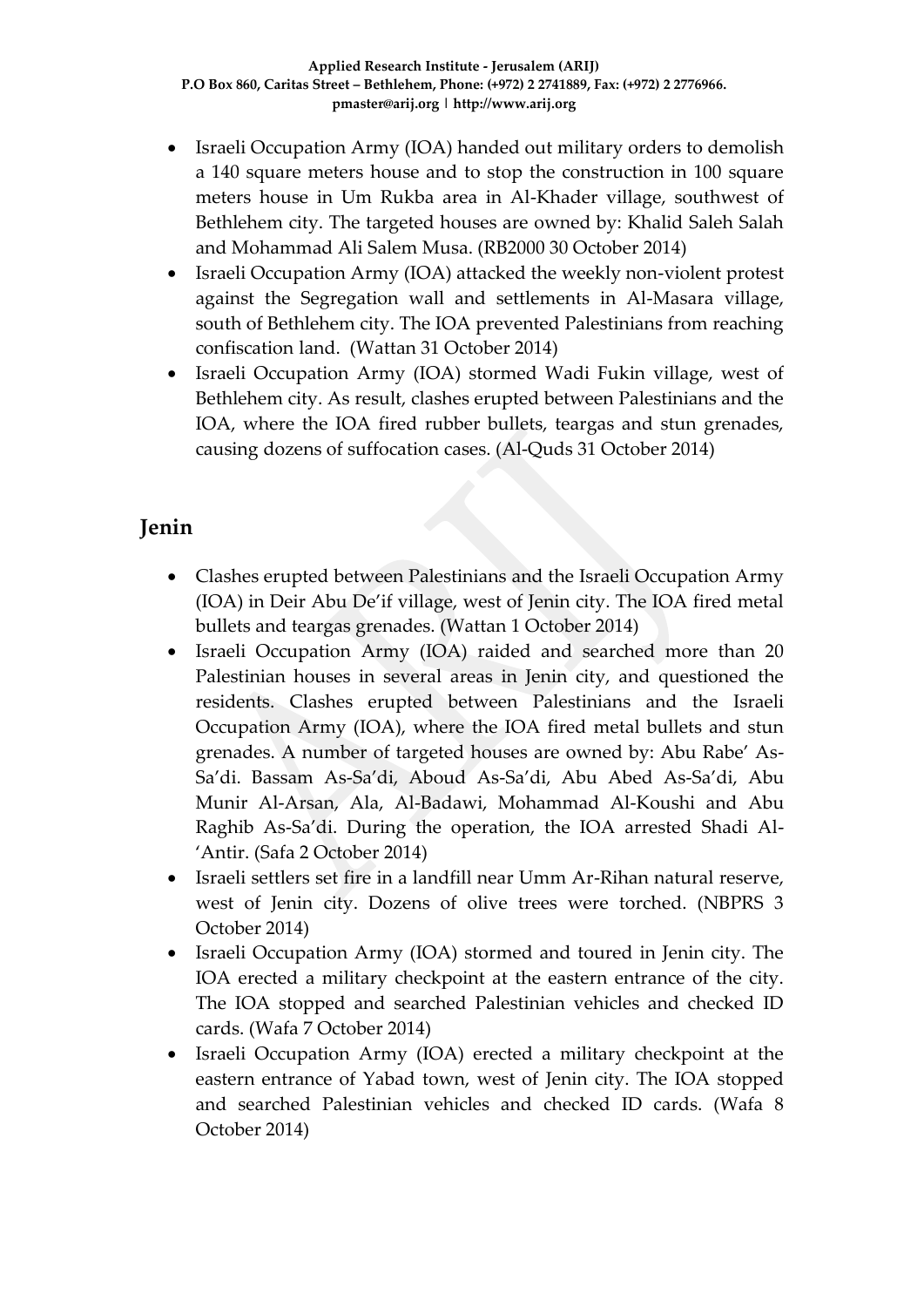- Israeli Occupation Army (IOA) handed out military orders to demolish a 140 square meters house and to stop the construction in 100 square meters house in Um Rukba area in Al-Khader village, southwest of Bethlehem city. The targeted houses are owned by: Khalid Saleh Salah and Mohammad Ali Salem Musa. (RB2000 30 October 2014)
- Israeli Occupation Army (IOA) attacked the weekly non-violent protest against the Segregation wall and settlements in Al-Masara village, south of Bethlehem city. The IOA prevented Palestinians from reaching confiscation land. (Wattan 31 October 2014)
- Israeli Occupation Army (IOA) stormed Wadi Fukin village, west of Bethlehem city. As result, clashes erupted between Palestinians and the IOA, where the IOA fired rubber bullets, teargas and stun grenades, causing dozens of suffocation cases. (Al-Quds 31 October 2014)

## Jenin

- Clashes erupted between Palestinians and the Israeli Occupation Army (IOA) in Deir Abu De'if village, west of Jenin city. The IOA fired metal bullets and teargas grenades. (Wattan 1 October 2014)
- Israeli Occupation Army (IOA) raided and searched more than 20 Palestinian houses in several areas in Jenin city, and questioned the residents. Clashes erupted between Palestinians and the Israeli Occupation Army (IOA), where the IOA fired metal bullets and stun grenades. A number of targeted houses are owned by: Abu Rabe' As-Sa'di. Bassam As-Sa'di, Aboud As-Sa'di, Abu Abed As-Sa'di, Abu Munir Al-Arsan, Ala, Al-Badawi, Mohammad Al-Koushi and Abu Raghib As-Sa'di. During the operation, the IOA arrested Shadi Al-'Antir. (Safa 2 October 2014)
- Israeli settlers set fire in a landfill near Umm Ar-Rihan natural reserve, west of Jenin city. Dozens of olive trees were torched. (NBPRS 3 October 2014)
- Israeli Occupation Army (IOA) stormed and toured in Jenin city. The IOA erected a military checkpoint at the eastern entrance of the city. The IOA stopped and searched Palestinian vehicles and checked ID cards. (Wafa 7 October 2014)
- Israeli Occupation Army (IOA) erected a military checkpoint at the eastern entrance of Yabad town, west of Jenin city. The IOA stopped and searched Palestinian vehicles and checked ID cards. (Wafa 8 October 2014)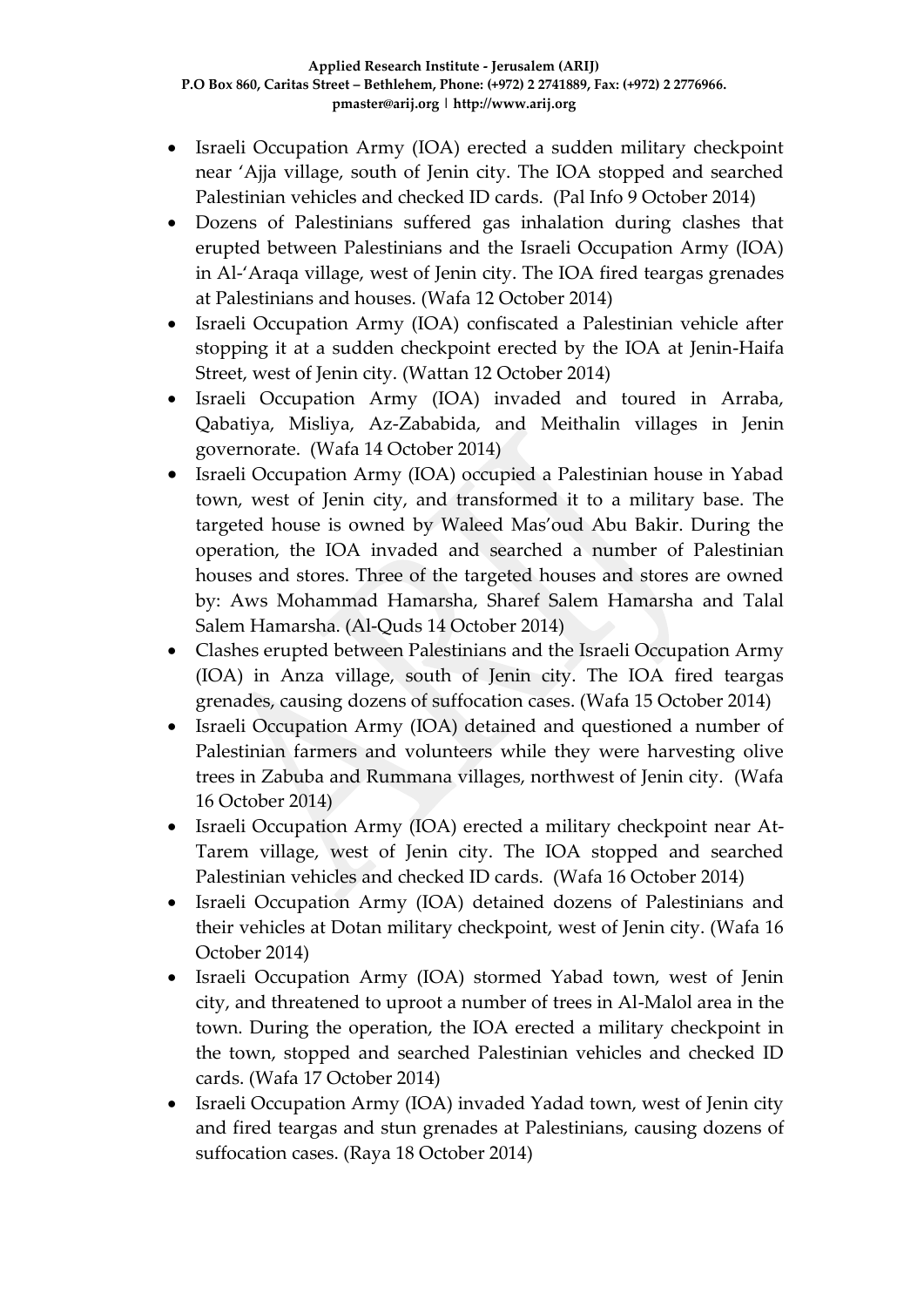- Israeli Occupation Army (IOA) erected a sudden military checkpoint near 'Ajja village, south of Jenin city. The IOA stopped and searched Palestinian vehicles and checked ID cards. (Pal Info 9 October 2014)
- Dozens of Palestinians suffered gas inhalation during clashes that erupted between Palestinians and the Israeli Occupation Army (IOA) in Al-'Araqa village, west of Jenin city. The IOA fired teargas grenades at Palestinians and houses. (Wafa 12 October 2014)
- Israeli Occupation Army (IOA) confiscated a Palestinian vehicle after stopping it at a sudden checkpoint erected by the IOA at Jenin-Haifa Street, west of Jenin city. (Wattan 12 October 2014)
- Israeli Occupation Army (IOA) invaded and toured in Arraba, Qabatiya, Misliya, Az-Zababida, and Meithalin villages in Jenin governorate. (Wafa 14 October 2014)
- Israeli Occupation Army (IOA) occupied a Palestinian house in Yabad town, west of Jenin city, and transformed it to a military base. The targeted house is owned by Waleed Mas'oud Abu Bakir. During the operation, the IOA invaded and searched a number of Palestinian houses and stores. Three of the targeted houses and stores are owned by: Aws Mohammad Hamarsha, Sharef Salem Hamarsha and Talal Salem Hamarsha. (Al-Quds 14 October 2014)
- Clashes erupted between Palestinians and the Israeli Occupation Army (IOA) in Anza village, south of Jenin city. The IOA fired teargas grenades, causing dozens of suffocation cases. (Wafa 15 October 2014)
- Israeli Occupation Army (IOA) detained and questioned a number of Palestinian farmers and volunteers while they were harvesting olive trees in Zabuba and Rummana villages, northwest of Jenin city. (Wafa 16 October 2014)
- Israeli Occupation Army (IOA) erected a military checkpoint near At-Tarem village, west of Jenin city. The IOA stopped and searched Palestinian vehicles and checked ID cards. (Wafa 16 October 2014)
- Israeli Occupation Army (IOA) detained dozens of Palestinians and their vehicles at Dotan military checkpoint, west of Jenin city. (Wafa 16 October 2014)
- Israeli Occupation Army (IOA) stormed Yabad town, west of Jenin city, and threatened to uproot a number of trees in Al-Malol area in the town. During the operation, the IOA erected a military checkpoint in the town, stopped and searched Palestinian vehicles and checked ID cards. (Wafa 17 October 2014)
- Israeli Occupation Army (IOA) invaded Yadad town, west of Jenin city and fired teargas and stun grenades at Palestinians, causing dozens of suffocation cases. (Raya 18 October 2014)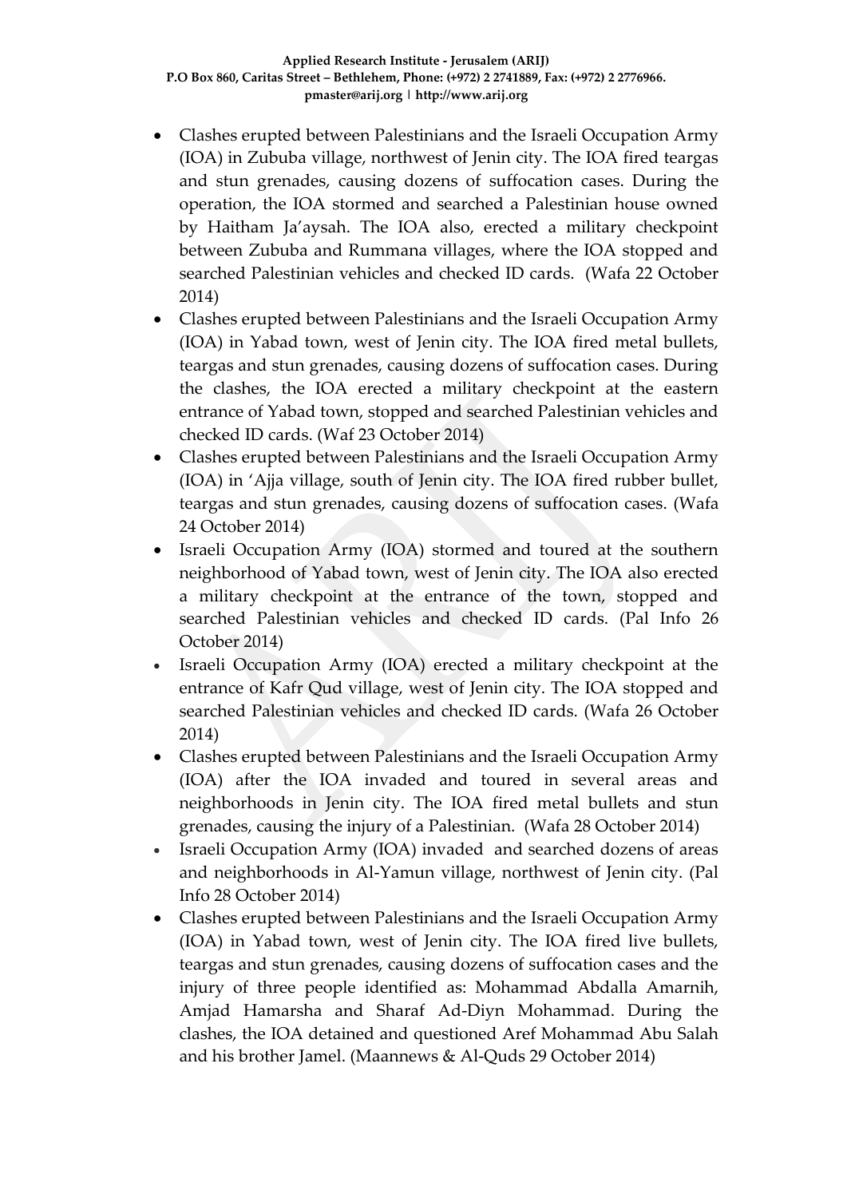- Clashes erupted between Palestinians and the Israeli Occupation Army (IOA) in Zububa village, northwest of Jenin city. The IOA fired teargas and stun grenades, causing dozens of suffocation cases. During the operation, the IOA stormed and searched a Palestinian house owned by Haitham Ja'aysah. The IOA also, erected a military checkpoint between Zububa and Rummana villages, where the IOA stopped and searched Palestinian vehicles and checked ID cards. (Wafa 22 October 2014)
- Clashes erupted between Palestinians and the Israeli Occupation Army (IOA) in Yabad town, west of Jenin city. The IOA fired metal bullets, teargas and stun grenades, causing dozens of suffocation cases. During the clashes, the IOA erected a military checkpoint at the eastern entrance of Yabad town, stopped and searched Palestinian vehicles and checked ID cards. (Waf 23 October 2014)
- Clashes erupted between Palestinians and the Israeli Occupation Army (IOA) in 'Ajja village, south of Jenin city. The IOA fired rubber bullet, teargas and stun grenades, causing dozens of suffocation cases. (Wafa 24 October 2014)
- Israeli Occupation Army (IOA) stormed and toured at the southern neighborhood of Yabad town, west of Jenin city. The IOA also erected a military checkpoint at the entrance of the town, stopped and searched Palestinian vehicles and checked ID cards. (Pal Info 26 October 2014)
- Israeli Occupation Army (IOA) erected a military checkpoint at the entrance of Kafr Qud village, west of Jenin city. The IOA stopped and searched Palestinian vehicles and checked ID cards. (Wafa 26 October 2014)
- Clashes erupted between Palestinians and the Israeli Occupation Army (IOA) after the IOA invaded and toured in several areas and neighborhoods in Jenin city. The IOA fired metal bullets and stun grenades, causing the injury of a Palestinian. (Wafa 28 October 2014)
- Israeli Occupation Army (IOA) invaded and searched dozens of areas and neighborhoods in Al-Yamun village, northwest of Jenin city. (Pal Info 28 October 2014)
- Clashes erupted between Palestinians and the Israeli Occupation Army (IOA) in Yabad town, west of Jenin city. The IOA fired live bullets, teargas and stun grenades, causing dozens of suffocation cases and the injury of three people identified as: Mohammad Abdalla Amarnih, Amjad Hamarsha and Sharaf Ad-Diyn Mohammad. During the clashes, the IOA detained and questioned Aref Mohammad Abu Salah and his brother Jamel. (Maannews & Al-Quds 29 October 2014)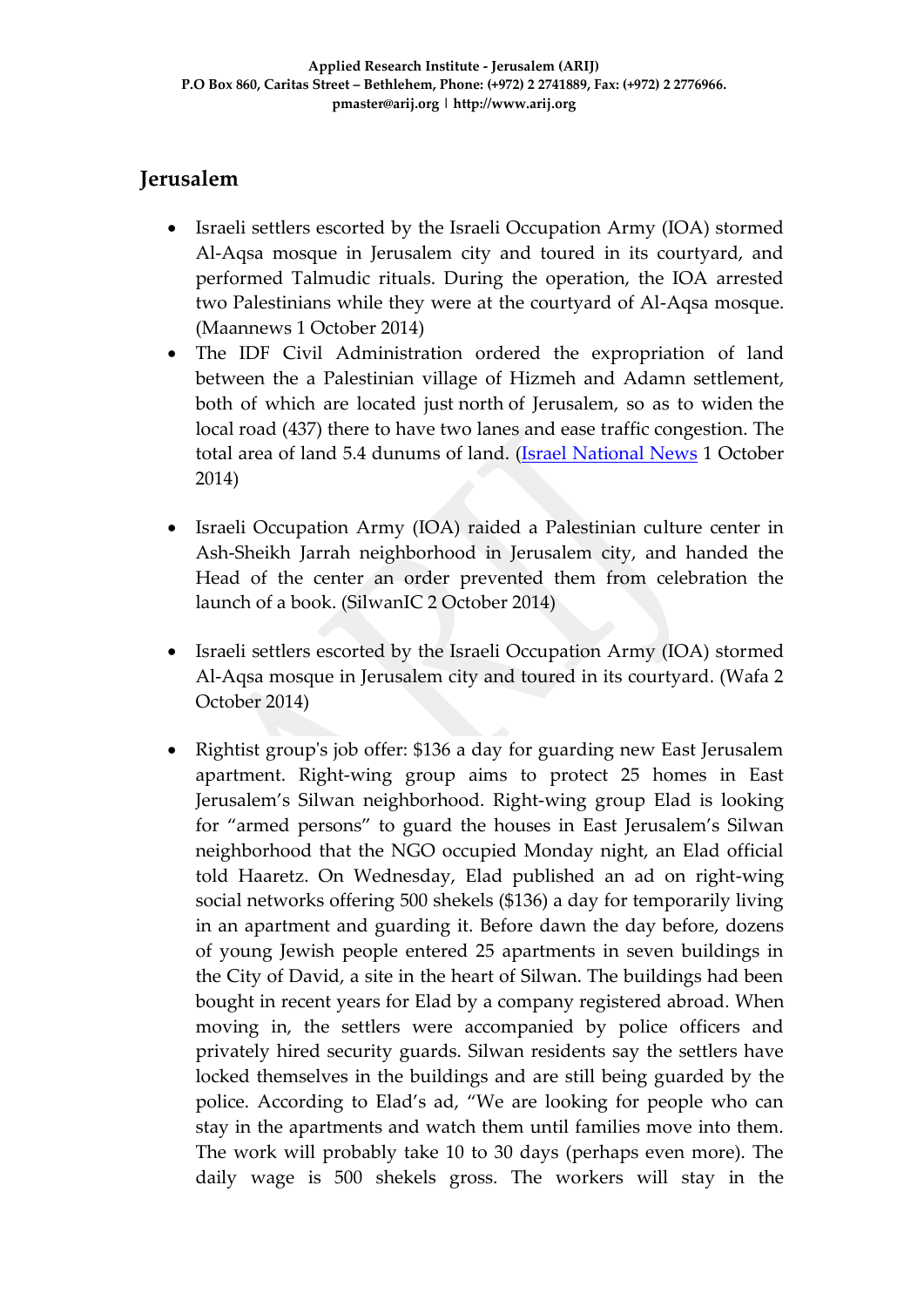## Jerusalem

- Israeli settlers escorted by the Israeli Occupation Army (IOA) stormed Al-Aqsa mosque in Jerusalem city and toured in its courtyard, and performed Talmudic rituals. During the operation, the IOA arrested two Palestinians while they were at the courtyard of Al-Aqsa mosque. (Maannews 1 October 2014)
- The IDF Civil Administration ordered the expropriation of land between the a Palestinian village of Hizmeh and Adamn settlement, both of which are located just north of Jerusalem, so as to widen the local road (437) there to have two lanes and ease traffic congestion. The total area of land 5.4 dunums of land. (Israel National News 1 October 2014)

- Israeli Occupation Army (IOA) raided a Palestinian culture center in Ash-Sheikh Jarrah neighborhood in Jerusalem city, and handed the Head of the center an order prevented them from celebration the launch of a book. (SilwanIC 2 October 2014)

- Israeli settlers escorted by the Israeli Occupation Army (IOA) stormed Al-Aqsa mosque in Jerusalem city and toured in its courtyard. (Wafa 2 October 2014)

- Rightist group's job offer: $136 a day for guarding new East Jerusalem apartment. Right-wing group aims to protect 25 homes in East Jerusalem's Silwan neighborhood. Right-wing group Elad is looking for "armed persons" to guard the houses in East Jerusalem's Silwan neighborhood that the NGO occupied Monday night, an Elad official told Haaretz. On Wednesday, Elad published an ad on right-wing social networks offering 500 shekels ($136) a day for temporarily living in an apartment and guarding it. Before dawn the day before, dozens of young Jewish people entered 25 apartments in seven buildings in the City of David, a site in the heart of Silwan. The buildings had been bought in recent years for Elad by a company registered abroad. When moving in, the settlers were accompanied by police officers and privately hired security guards. Silwan residents say the settlers have locked themselves in the buildings and are still being guarded by the police. According to Elad's ad, "We are looking for people who can stay in the apartments and watch them until families move into them. The work will probably take 10 to 30 days (perhaps even more). The daily wage is 500 shekels gross. The workers will stay in the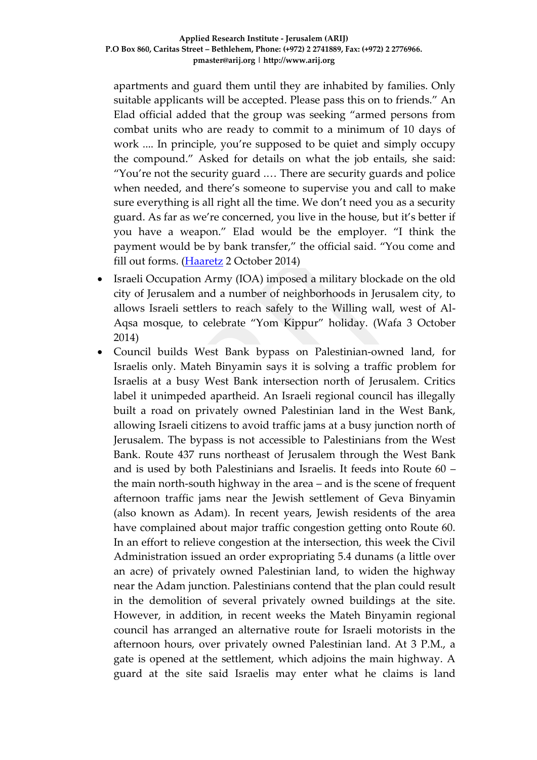apartments and guard them until they are inhabited by families. Only suitable applicants will be accepted. Please pass this on to friends." An Elad official added that the group was seeking "armed persons from combat units who are ready to commit to a minimum of 10 days of work .... In principle, you're supposed to be quiet and simply occupy the compound." Asked for details on what the job entails, she said: "You're not the security guard .… There are security guards and police when needed, and there's someone to supervise you and call to make sure everything is all right all the time. We don't need you as a security guard. As far as we're concerned, you live in the house, but it's better if you have a weapon." Elad would be the employer. "I think the payment would be by bank transfer," the official said. "You come and fill out forms. (Haaretz 2 October 2014)

- Israeli Occupation Army (IOA) imposed a military blockade on the old city of Jerusalem and a number of neighborhoods in Jerusalem city, to allows Israeli settlers to reach safely to the Willing wall, west of Al-Aqsa mosque, to celebrate "Yom Kippur" holiday. (Wafa 3 October 2014)
- Council builds West Bank bypass on Palestinian-owned land, for Israelis only. Mateh Binyamin says it is solving a traffic problem for Israelis at a busy West Bank intersection north of Jerusalem. Critics label it unimpeded apartheid. An Israeli regional council has illegally built a road on privately owned Palestinian land in the West Bank, allowing Israeli citizens to avoid traffic jams at a busy junction north of Jerusalem. The bypass is not accessible to Palestinians from the West Bank. Route 437 runs northeast of Jerusalem through the West Bank and is used by both Palestinians and Israelis. It feeds into Route 60 – the main north-south highway in the area – and is the scene of frequent afternoon traffic jams near the Jewish settlement of Geva Binyamin (also known as Adam). In recent years, Jewish residents of the area have complained about major traffic congestion getting onto Route 60. In an effort to relieve congestion at the intersection, this week the Civil Administration issued an order expropriating 5.4 dunams (a little over an acre) of privately owned Palestinian land, to widen the highway near the Adam junction. Palestinians contend that the plan could result in the demolition of several privately owned buildings at the site. However, in addition, in recent weeks the Mateh Binyamin regional council has arranged an alternative route for Israeli motorists in the afternoon hours, over privately owned Palestinian land. At 3 P.M., a gate is opened at the settlement, which adjoins the main highway. A guard at the site said Israelis may enter what he claims is land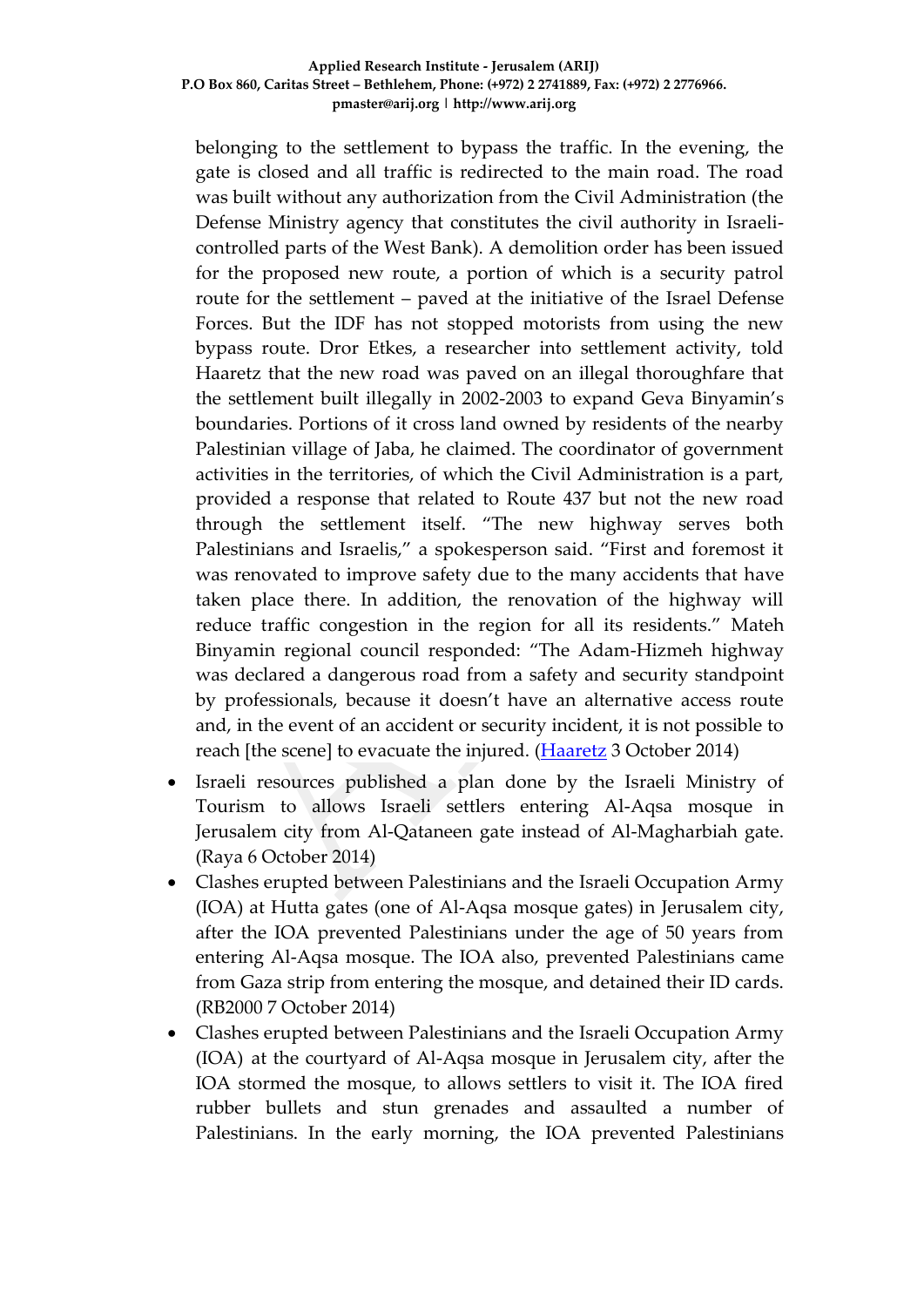belonging to the settlement to bypass the traffic. In the evening, the gate is closed and all traffic is redirected to the main road. The road was built without any authorization from the Civil Administration (the Defense Ministry agency that constitutes the civil authority in Israeli-controlled parts of the West Bank). A demolition order has been issued for the proposed new route, a portion of which is a security patrol route for the settlement – paved at the initiative of the Israel Defense Forces. But the IDF has not stopped motorists from using the new bypass route. Dror Etkes, a researcher into settlement activity, told Haaretz that the new road was paved on an illegal thoroughfare that the settlement built illegally in 2002-2003 to expand Geva Binyamin's boundaries. Portions of it cross land owned by residents of the nearby Palestinian village of Jaba, he claimed. The coordinator of government activities in the territories, of which the Civil Administration is a part, provided a response that related to Route 437 but not the new road through the settlement itself. "The new highway serves both Palestinians and Israelis," a spokesperson said. "First and foremost it was renovated to improve safety due to the many accidents that have taken place there. In addition, the renovation of the highway will reduce traffic congestion in the region for all its residents." Mateh Binyamin regional council responded: "The Adam-Hizmeh highway was declared a dangerous road from a safety and security standpoint by professionals, because it doesn't have an alternative access route and, in the event of an accident or security incident, it is not possible to reach [the scene] to evacuate the injured. (Haaretz 3 October 2014)

- Israeli resources published a plan done by the Israeli Ministry of Tourism to allows Israeli settlers entering Al-Aqsa mosque in Jerusalem city from Al-Qataneen gate instead of Al-Magharbiah gate. (Raya 6 October 2014)
- Clashes erupted between Palestinians and the Israeli Occupation Army (IOA) at Hutta gates (one of Al-Aqsa mosque gates) in Jerusalem city, after the IOA prevented Palestinians under the age of 50 years from entering Al-Aqsa mosque. The IOA also, prevented Palestinians came from Gaza strip from entering the mosque, and detained their ID cards. (RB2000 7 October 2014)
- Clashes erupted between Palestinians and the Israeli Occupation Army (IOA) at the courtyard of Al-Aqsa mosque in Jerusalem city, after the IOA stormed the mosque, to allows settlers to visit it. The IOA fired rubber bullets and stun grenades and assaulted a number of Palestinians. In the early morning, the IOA prevented Palestinians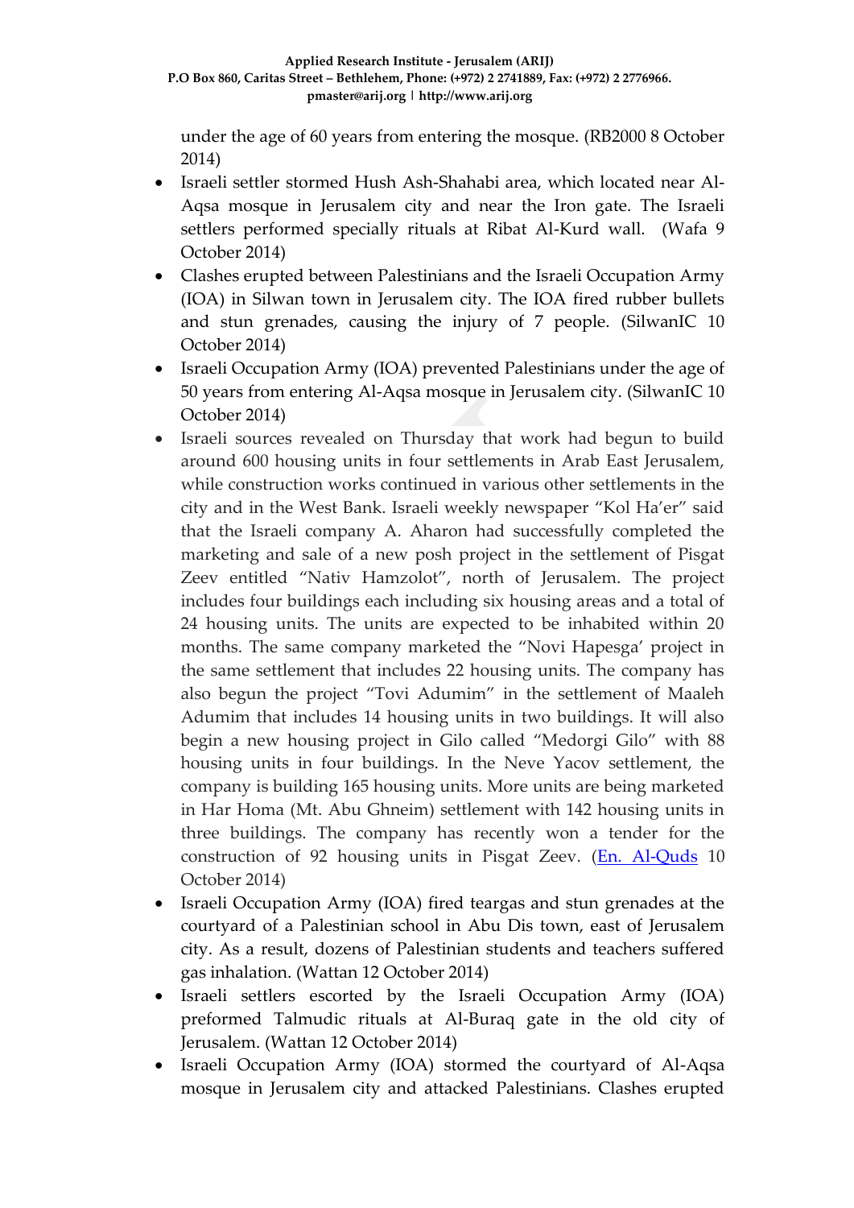under the age of 60 years from entering the mosque. (RB2000 8 October 2014)

- Israeli settler stormed Hush Ash-Shahabi area, which located near Al-Aqsa mosque in Jerusalem city and near the Iron gate. The Israeli settlers performed specially rituals at Ribat Al-Kurd wall. (Wafa 9 October 2014)
- Clashes erupted between Palestinians and the Israeli Occupation Army (IOA) in Silwan town in Jerusalem city. The IOA fired rubber bullets and stun grenades, causing the injury of 7 people. (SilwanIC 10 October 2014)
- Israeli Occupation Army (IOA) prevented Palestinians under the age of 50 years from entering Al-Aqsa mosque in Jerusalem city. (SilwanIC 10 October 2014)
- Israeli sources revealed on Thursday that work had begun to build around 600 housing units in four settlements in Arab East Jerusalem, while construction works continued in various other settlements in the city and in the West Bank. Israeli weekly newspaper "Kol Ha'er" said that the Israeli company A. Aharon had successfully completed the marketing and sale of a new posh project in the settlement of Pisgat Zeev entitled "Nativ Hamzolot", north of Jerusalem. The project includes four buildings each including six housing areas and a total of 24 housing units. The units are expected to be inhabited within 20 months. The same company marketed the "Novi Hapesga' project in the same settlement that includes 22 housing units. The company has also begun the project "Tovi Adumim" in the settlement of Maaleh Adumim that includes 14 housing units in two buildings. It will also begin a new housing project in Gilo called "Medorgi Gilo" with 88 housing units in four buildings. In the Neve Yacov settlement, the company is building 165 housing units. More units are being marketed in Har Homa (Mt. Abu Ghneim) settlement with 142 housing units in three buildings. The company has recently won a tender for the construction of 92 housing units in Pisgat Zeev. (En. Al-Quds 10 October 2014)
- Israeli Occupation Army (IOA) fired teargas and stun grenades at the courtyard of a Palestinian school in Abu Dis town, east of Jerusalem city. As a result, dozens of Palestinian students and teachers suffered gas inhalation. (Wattan 12 October 2014)
- Israeli settlers escorted by the Israeli Occupation Army (IOA) preformed Talmudic rituals at Al-Buraq gate in the old city of Jerusalem. (Wattan 12 October 2014)
- Israeli Occupation Army (IOA) stormed the courtyard of Al-Aqsa mosque in Jerusalem city and attacked Palestinians. Clashes erupted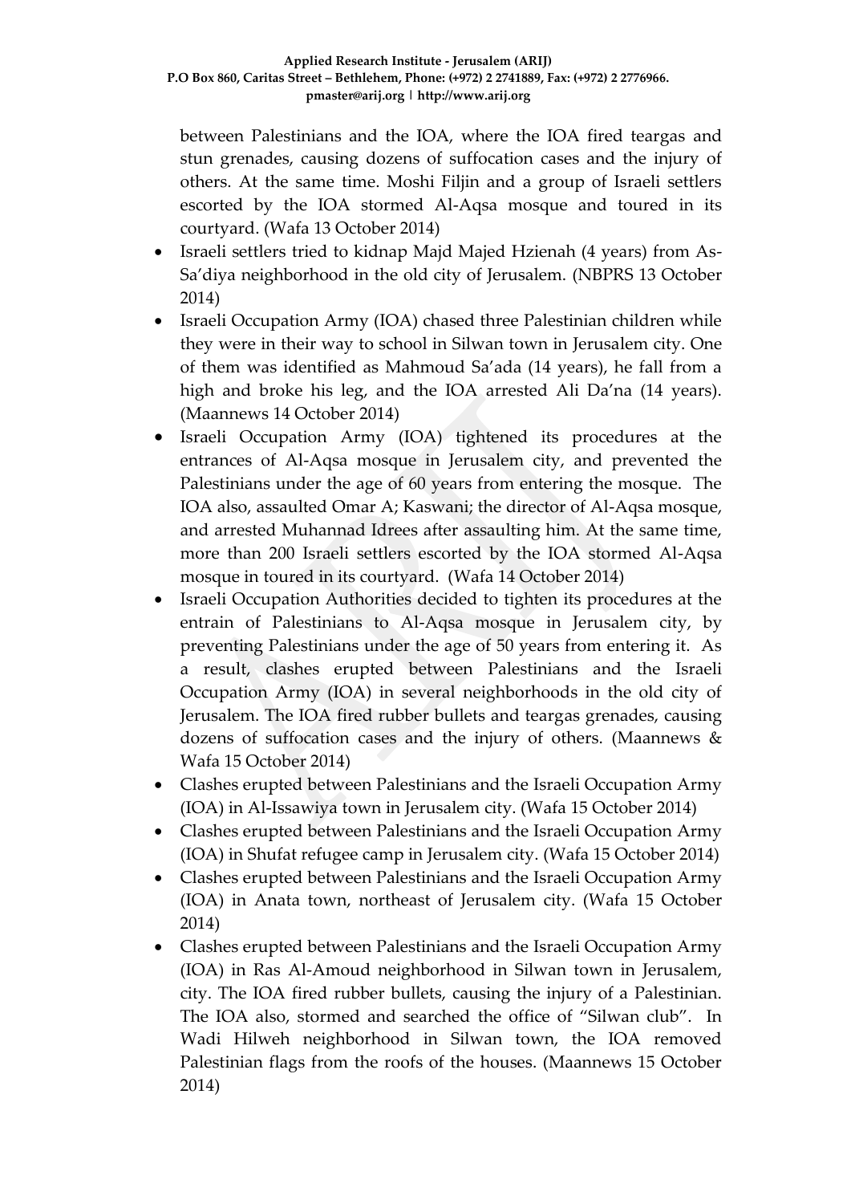between Palestinians and the IOA, where the IOA fired teargas and stun grenades, causing dozens of suffocation cases and the injury of others. At the same time. Moshi Filjin and a group of Israeli settlers escorted by the IOA stormed Al-Aqsa mosque and toured in its courtyard. (Wafa 13 October 2014)

- Israeli settlers tried to kidnap Majd Majed Hzienah (4 years) from As-Sa'diya neighborhood in the old city of Jerusalem. (NBPRS 13 October 2014)
- Israeli Occupation Army (IOA) chased three Palestinian children while they were in their way to school in Silwan town in Jerusalem city. One of them was identified as Mahmoud Sa'ada (14 years), he fall from a high and broke his leg, and the IOA arrested Ali Da'na (14 years). (Maannews 14 October 2014)
- Israeli Occupation Army (IOA) tightened its procedures at the entrances of Al-Aqsa mosque in Jerusalem city, and prevented the Palestinians under the age of 60 years from entering the mosque. The IOA also, assaulted Omar A; Kaswani; the director of Al-Aqsa mosque, and arrested Muhannad Idrees after assaulting him. At the same time, more than 200 Israeli settlers escorted by the IOA stormed Al-Aqsa mosque in toured in its courtyard. (Wafa 14 October 2014)
- Israeli Occupation Authorities decided to tighten its procedures at the entrain of Palestinians to Al-Aqsa mosque in Jerusalem city, by preventing Palestinians under the age of 50 years from entering it. As a result, clashes erupted between Palestinians and the Israeli Occupation Army (IOA) in several neighborhoods in the old city of Jerusalem. The IOA fired rubber bullets and teargas grenades, causing dozens of suffocation cases and the injury of others. (Maannews & Wafa 15 October 2014)
- Clashes erupted between Palestinians and the Israeli Occupation Army (IOA) in Al-Issawiya town in Jerusalem city. (Wafa 15 October 2014)
- Clashes erupted between Palestinians and the Israeli Occupation Army (IOA) in Shufat refugee camp in Jerusalem city. (Wafa 15 October 2014)
- Clashes erupted between Palestinians and the Israeli Occupation Army (IOA) in Anata town, northeast of Jerusalem city. (Wafa 15 October 2014)
- Clashes erupted between Palestinians and the Israeli Occupation Army (IOA) in Ras Al-Amoud neighborhood in Silwan town in Jerusalem, city. The IOA fired rubber bullets, causing the injury of a Palestinian. The IOA also, stormed and searched the office of "Silwan club". In Wadi Hilweh neighborhood in Silwan town, the IOA removed Palestinian flags from the roofs of the houses. (Maannews 15 October 2014)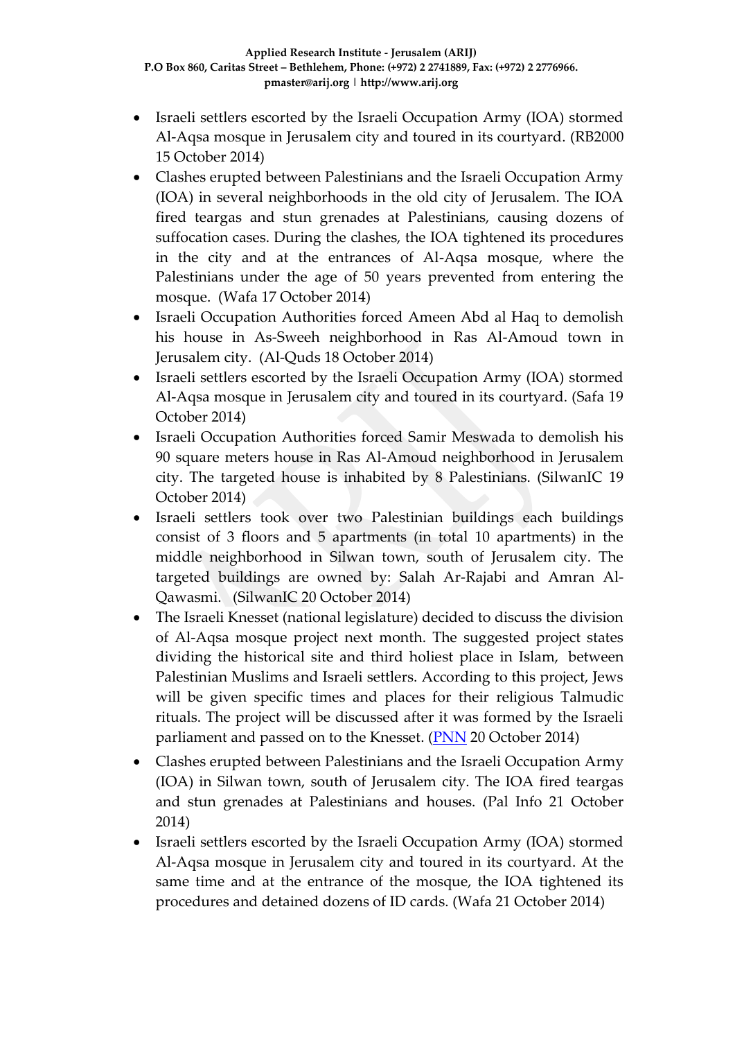- Israeli settlers escorted by the Israeli Occupation Army (IOA) stormed Al-Aqsa mosque in Jerusalem city and toured in its courtyard. (RB2000 15 October 2014)
- Clashes erupted between Palestinians and the Israeli Occupation Army (IOA) in several neighborhoods in the old city of Jerusalem. The IOA fired teargas and stun grenades at Palestinians, causing dozens of suffocation cases. During the clashes, the IOA tightened its procedures in the city and at the entrances of Al-Aqsa mosque, where the Palestinians under the age of 50 years prevented from entering the mosque. (Wafa 17 October 2014)
- Israeli Occupation Authorities forced Ameen Abd al Haq to demolish his house in As-Sweeh neighborhood in Ras Al-Amoud town in Jerusalem city. (Al-Quds 18 October 2014)
- Israeli settlers escorted by the Israeli Occupation Army (IOA) stormed Al-Aqsa mosque in Jerusalem city and toured in its courtyard. (Safa 19 October 2014)
- Israeli Occupation Authorities forced Samir Meswada to demolish his 90 square meters house in Ras Al-Amoud neighborhood in Jerusalem city. The targeted house is inhabited by 8 Palestinians. (SilwanIC 19 October 2014)
- Israeli settlers took over two Palestinian buildings each buildings consist of 3 floors and 5 apartments (in total 10 apartments) in the middle neighborhood in Silwan town, south of Jerusalem city. The targeted buildings are owned by: Salah Ar-Rajabi and Amran Al-Qawasmi. (SilwanIC 20 October 2014)
- The Israeli Knesset (national legislature) decided to discuss the division of Al-Aqsa mosque project next month. The suggested project states dividing the historical site and third holiest place in Islam, between Palestinian Muslims and Israeli settlers. According to this project, Jews will be given specific times and places for their religious Talmudic rituals. The project will be discussed after it was formed by the Israeli parliament and passed on to the Knesset. (PNN 20 October 2014)
- Clashes erupted between Palestinians and the Israeli Occupation Army (IOA) in Silwan town, south of Jerusalem city. The IOA fired teargas and stun grenades at Palestinians and houses. (Pal Info 21 October 2014)
- Israeli settlers escorted by the Israeli Occupation Army (IOA) stormed Al-Aqsa mosque in Jerusalem city and toured in its courtyard. At the same time and at the entrance of the mosque, the IOA tightened its procedures and detained dozens of ID cards. (Wafa 21 October 2014)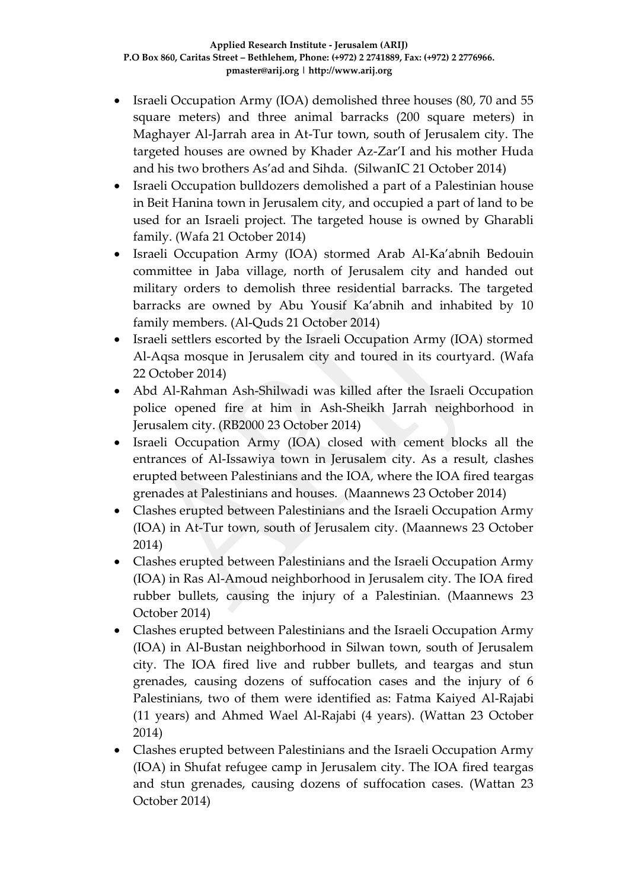- Israeli Occupation Army (IOA) demolished three houses (80, 70 and 55 square meters) and three animal barracks (200 square meters) in Maghayer Al-Jarrah area in At-Tur town, south of Jerusalem city. The targeted houses are owned by Khader Az-Zar'I and his mother Huda and his two brothers As'ad and Sihda. (SilwanIC 21 October 2014)
- Israeli Occupation bulldozers demolished a part of a Palestinian house in Beit Hanina town in Jerusalem city, and occupied a part of land to be used for an Israeli project. The targeted house is owned by Gharabli family. (Wafa 21 October 2014)
- Israeli Occupation Army (IOA) stormed Arab Al-Ka'abnih Bedouin committee in Jaba village, north of Jerusalem city and handed out military orders to demolish three residential barracks. The targeted barracks are owned by Abu Yousif Ka'abnih and inhabited by 10 family members. (Al-Quds 21 October 2014)
- Israeli settlers escorted by the Israeli Occupation Army (IOA) stormed Al-Aqsa mosque in Jerusalem city and toured in its courtyard. (Wafa 22 October 2014)
- Abd Al-Rahman Ash-Shilwadi was killed after the Israeli Occupation police opened fire at him in Ash-Sheikh Jarrah neighborhood in Jerusalem city. (RB2000 23 October 2014)
- Israeli Occupation Army (IOA) closed with cement blocks all the entrances of Al-Issawiya town in Jerusalem city. As a result, clashes erupted between Palestinians and the IOA, where the IOA fired teargas grenades at Palestinians and houses. (Maannews 23 October 2014)
- Clashes erupted between Palestinians and the Israeli Occupation Army (IOA) in At-Tur town, south of Jerusalem city. (Maannews 23 October 2014)
- Clashes erupted between Palestinians and the Israeli Occupation Army (IOA) in Ras Al-Amoud neighborhood in Jerusalem city. The IOA fired rubber bullets, causing the injury of a Palestinian. (Maannews 23 October 2014)
- Clashes erupted between Palestinians and the Israeli Occupation Army (IOA) in Al-Bustan neighborhood in Silwan town, south of Jerusalem city. The IOA fired live and rubber bullets, and teargas and stun grenades, causing dozens of suffocation cases and the injury of 6 Palestinians, two of them were identified as: Fatma Kaiyed Al-Rajabi (11 years) and Ahmed Wael Al-Rajabi (4 years). (Wattan 23 October 2014)
- Clashes erupted between Palestinians and the Israeli Occupation Army (IOA) in Shufat refugee camp in Jerusalem city. The IOA fired teargas and stun grenades, causing dozens of suffocation cases. (Wattan 23 October 2014)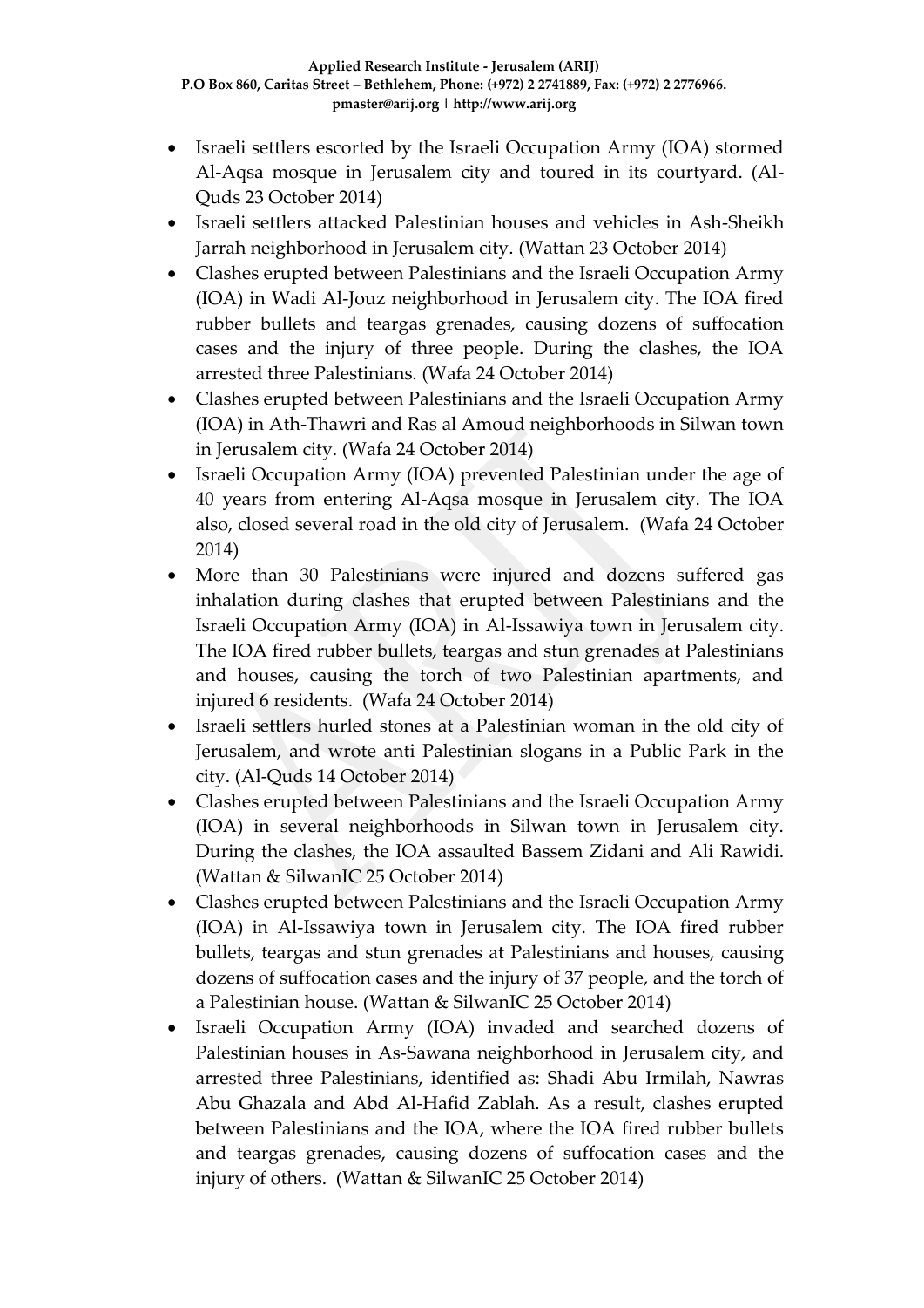- Israeli settlers escorted by the Israeli Occupation Army (IOA) stormed Al-Aqsa mosque in Jerusalem city and toured in its courtyard. (Al-Quds 23 October 2014)
- Israeli settlers attacked Palestinian houses and vehicles in Ash-Sheikh Jarrah neighborhood in Jerusalem city. (Wattan 23 October 2014)
- Clashes erupted between Palestinians and the Israeli Occupation Army (IOA) in Wadi Al-Jouz neighborhood in Jerusalem city. The IOA fired rubber bullets and teargas grenades, causing dozens of suffocation cases and the injury of three people. During the clashes, the IOA arrested three Palestinians. (Wafa 24 October 2014)
- Clashes erupted between Palestinians and the Israeli Occupation Army (IOA) in Ath-Thawri and Ras al Amoud neighborhoods in Silwan town in Jerusalem city. (Wafa 24 October 2014)
- Israeli Occupation Army (IOA) prevented Palestinian under the age of 40 years from entering Al-Aqsa mosque in Jerusalem city. The IOA also, closed several road in the old city of Jerusalem. (Wafa 24 October 2014)
- More than 30 Palestinians were injured and dozens suffered gas inhalation during clashes that erupted between Palestinians and the Israeli Occupation Army (IOA) in Al-Issawiya town in Jerusalem city. The IOA fired rubber bullets, teargas and stun grenades at Palestinians and houses, causing the torch of two Palestinian apartments, and injured 6 residents. (Wafa 24 October 2014)
- Israeli settlers hurled stones at a Palestinian woman in the old city of Jerusalem, and wrote anti Palestinian slogans in a Public Park in the city. (Al-Quds 14 October 2014)
- Clashes erupted between Palestinians and the Israeli Occupation Army (IOA) in several neighborhoods in Silwan town in Jerusalem city. During the clashes, the IOA assaulted Bassem Zidani and Ali Rawidi. (Wattan & SilwanIC 25 October 2014)
- Clashes erupted between Palestinians and the Israeli Occupation Army (IOA) in Al-Issawiya town in Jerusalem city. The IOA fired rubber bullets, teargas and stun grenades at Palestinians and houses, causing dozens of suffocation cases and the injury of 37 people, and the torch of a Palestinian house. (Wattan & SilwanIC 25 October 2014)
- Israeli Occupation Army (IOA) invaded and searched dozens of Palestinian houses in As-Sawana neighborhood in Jerusalem city, and arrested three Palestinians, identified as: Shadi Abu Irmilah, Nawras Abu Ghazala and Abd Al-Hafid Zablah. As a result, clashes erupted between Palestinians and the IOA, where the IOA fired rubber bullets and teargas grenades, causing dozens of suffocation cases and the injury of others. (Wattan & SilwanIC 25 October 2014)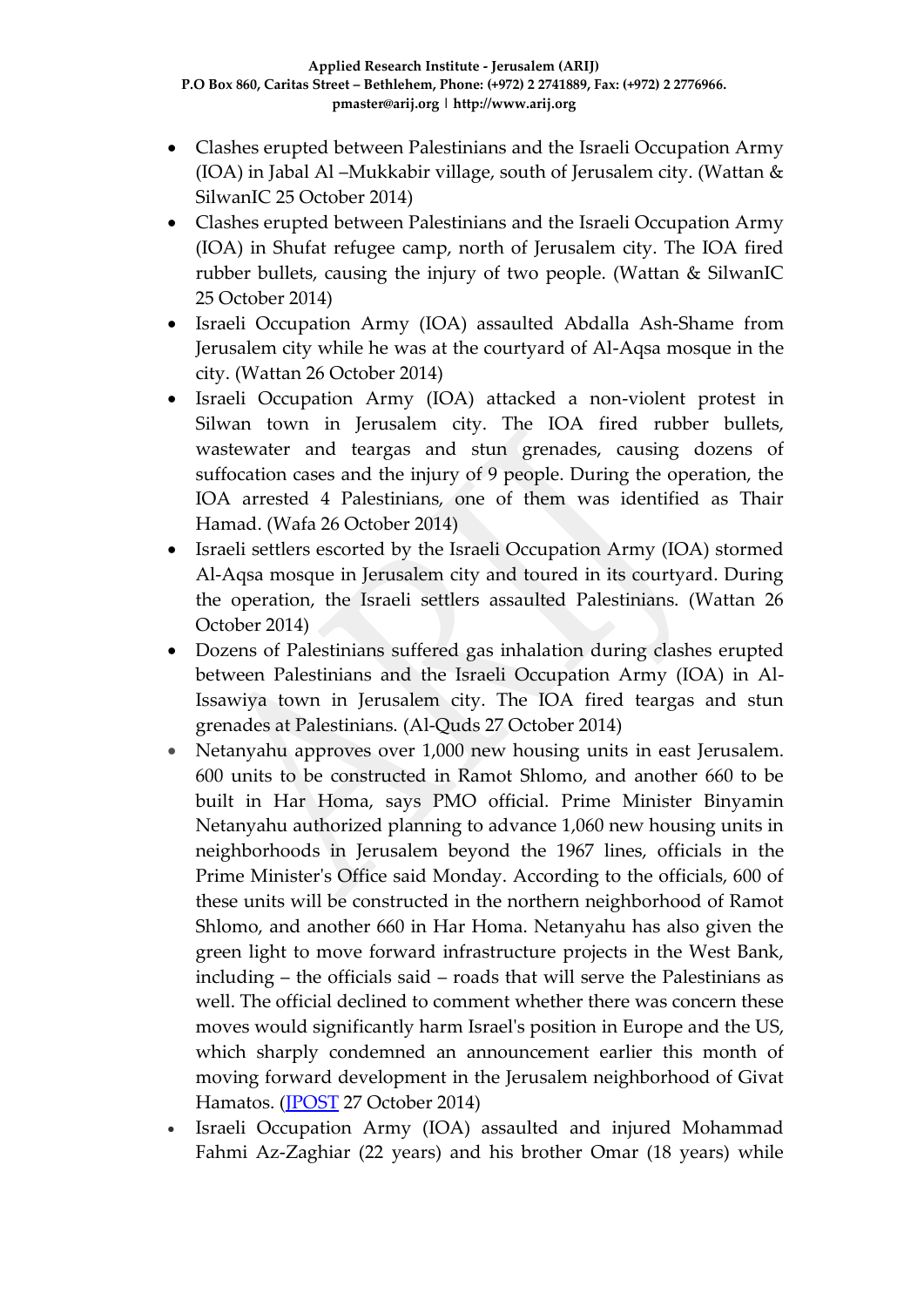- Clashes erupted between Palestinians and the Israeli Occupation Army (IOA) in Jabal Al –Mukkabir village, south of Jerusalem city. (Wattan & SilwanIC 25 October 2014)
- Clashes erupted between Palestinians and the Israeli Occupation Army (IOA) in Shufat refugee camp, north of Jerusalem city. The IOA fired rubber bullets, causing the injury of two people. (Wattan & SilwanIC 25 October 2014)
- Israeli Occupation Army (IOA) assaulted Abdalla Ash-Shame from Jerusalem city while he was at the courtyard of Al-Aqsa mosque in the city. (Wattan 26 October 2014)
- Israeli Occupation Army (IOA) attacked a non-violent protest in Silwan town in Jerusalem city. The IOA fired rubber bullets, wastewater and teargas and stun grenades, causing dozens of suffocation cases and the injury of 9 people. During the operation, the IOA arrested 4 Palestinians, one of them was identified as Thair Hamad. (Wafa 26 October 2014)
- Israeli settlers escorted by the Israeli Occupation Army (IOA) stormed Al-Aqsa mosque in Jerusalem city and toured in its courtyard. During the operation, the Israeli settlers assaulted Palestinians. (Wattan 26 October 2014)
- Dozens of Palestinians suffered gas inhalation during clashes erupted between Palestinians and the Israeli Occupation Army (IOA) in Al-Issawiya town in Jerusalem city. The IOA fired teargas and stun grenades at Palestinians. (Al-Quds 27 October 2014)
- Netanyahu approves over 1,000 new housing units in east Jerusalem. 600 units to be constructed in Ramot Shlomo, and another 660 to be built in Har Homa, says PMO official. Prime Minister Binyamin Netanyahu authorized planning to advance 1,060 new housing units in neighborhoods in Jerusalem beyond the 1967 lines, officials in the Prime Minister's Office said Monday. According to the officials, 600 of these units will be constructed in the northern neighborhood of Ramot Shlomo, and another 660 in Har Homa. Netanyahu has also given the green light to move forward infrastructure projects in the West Bank, including – the officials said – roads that will serve the Palestinians as well. The official declined to comment whether there was concern these moves would significantly harm Israel's position in Europe and the US, which sharply condemned an announcement earlier this month of moving forward development in the Jerusalem neighborhood of Givat Hamatos. (JPOST 27 October 2014)
- Israeli Occupation Army (IOA) assaulted and injured Mohammad Fahmi Az-Zaghiar (22 years) and his brother Omar (18 years) while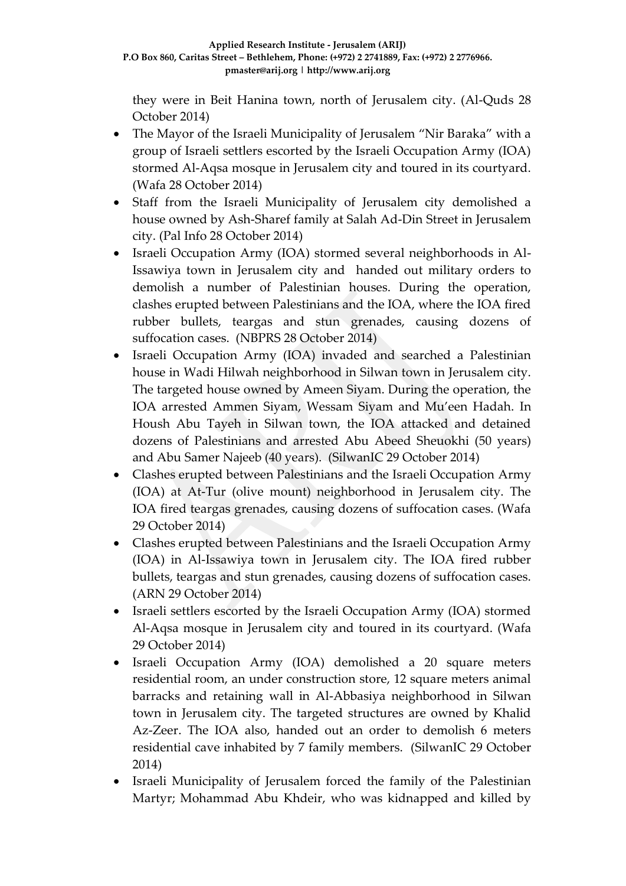they were in Beit Hanina town, north of Jerusalem city. (Al-Quds 28 October 2014)

- The Mayor of the Israeli Municipality of Jerusalem "Nir Baraka" with a group of Israeli settlers escorted by the Israeli Occupation Army (IOA) stormed Al-Aqsa mosque in Jerusalem city and toured in its courtyard. (Wafa 28 October 2014)
- Staff from the Israeli Municipality of Jerusalem city demolished a house owned by Ash-Sharef family at Salah Ad-Din Street in Jerusalem city. (Pal Info 28 October 2014)
- Israeli Occupation Army (IOA) stormed several neighborhoods in Al-Issawiya town in Jerusalem city and handed out military orders to demolish a number of Palestinian houses. During the operation, clashes erupted between Palestinians and the IOA, where the IOA fired rubber bullets, teargas and stun grenades, causing dozens of suffocation cases. (NBPRS 28 October 2014)
- Israeli Occupation Army (IOA) invaded and searched a Palestinian house in Wadi Hilwah neighborhood in Silwan town in Jerusalem city. The targeted house owned by Ameen Siyam. During the operation, the IOA arrested Ammen Siyam, Wessam Siyam and Mu'een Hadah. In Housh Abu Tayeh in Silwan town, the IOA attacked and detained dozens of Palestinians and arrested Abu Abeed Sheuokhi (50 years) and Abu Samer Najeeb (40 years). (SilwanIC 29 October 2014)
- Clashes erupted between Palestinians and the Israeli Occupation Army (IOA) at At-Tur (olive mount) neighborhood in Jerusalem city. The IOA fired teargas grenades, causing dozens of suffocation cases. (Wafa 29 October 2014)
- Clashes erupted between Palestinians and the Israeli Occupation Army (IOA) in Al-Issawiya town in Jerusalem city. The IOA fired rubber bullets, teargas and stun grenades, causing dozens of suffocation cases. (ARN 29 October 2014)
- Israeli settlers escorted by the Israeli Occupation Army (IOA) stormed Al-Aqsa mosque in Jerusalem city and toured in its courtyard. (Wafa 29 October 2014)
- Israeli Occupation Army (IOA) demolished a 20 square meters residential room, an under construction store, 12 square meters animal barracks and retaining wall in Al-Abbasiya neighborhood in Silwan town in Jerusalem city. The targeted structures are owned by Khalid Az-Zeer. The IOA also, handed out an order to demolish 6 meters residential cave inhabited by 7 family members. (SilwanIC 29 October 2014)
- Israeli Municipality of Jerusalem forced the family of the Palestinian Martyr; Mohammad Abu Khdeir, who was kidnapped and killed by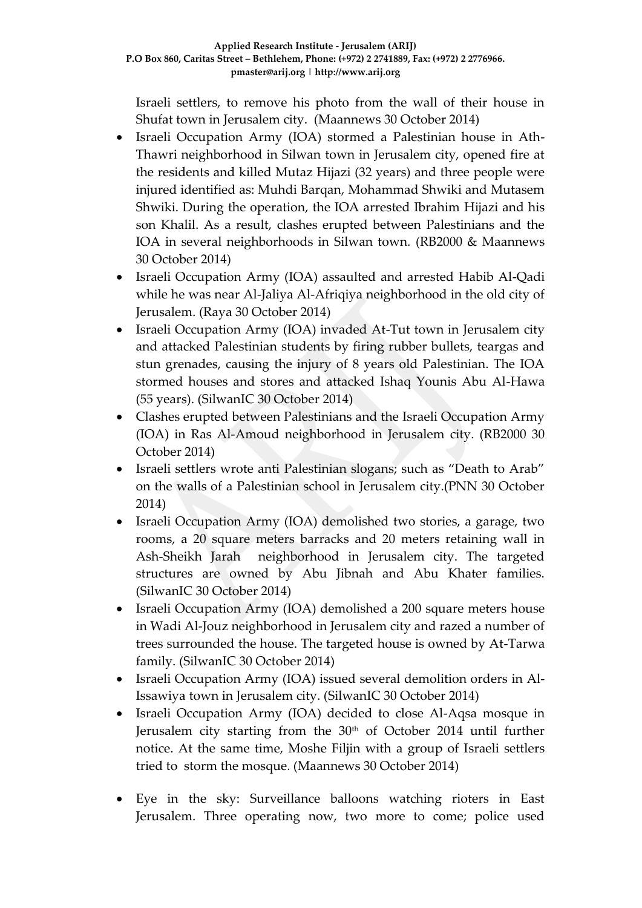Israeli settlers, to remove his photo from the wall of their house in Shufat town in Jerusalem city. (Maannews 30 October 2014)

- Israeli Occupation Army (IOA) stormed a Palestinian house in Ath-Thawri neighborhood in Silwan town in Jerusalem city, opened fire at the residents and killed Mutaz Hijazi (32 years) and three people were injured identified as: Muhdi Barqan, Mohammad Shwiki and Mutasem Shwiki. During the operation, the IOA arrested Ibrahim Hijazi and his son Khalil. As a result, clashes erupted between Palestinians and the IOA in several neighborhoods in Silwan town. (RB2000 & Maannews 30 October 2014)
- Israeli Occupation Army (IOA) assaulted and arrested Habib Al-Qadi while he was near Al-Jaliya Al-Afriqiya neighborhood in the old city of Jerusalem. (Raya 30 October 2014)
- Israeli Occupation Army (IOA) invaded At-Tut town in Jerusalem city and attacked Palestinian students by firing rubber bullets, teargas and stun grenades, causing the injury of 8 years old Palestinian. The IOA stormed houses and stores and attacked Ishaq Younis Abu Al-Hawa (55 years). (SilwanIC 30 October 2014)
- Clashes erupted between Palestinians and the Israeli Occupation Army (IOA) in Ras Al-Amoud neighborhood in Jerusalem city. (RB2000 30 October 2014)
- Israeli settlers wrote anti Palestinian slogans; such as "Death to Arab" on the walls of a Palestinian school in Jerusalem city.(PNN 30 October 2014)
- Israeli Occupation Army (IOA) demolished two stories, a garage, two rooms, a 20 square meters barracks and 20 meters retaining wall in Ash-Sheikh Jarah neighborhood in Jerusalem city. The targeted structures are owned by Abu Jibnah and Abu Khater families. (SilwanIC 30 October 2014)
- Israeli Occupation Army (IOA) demolished a 200 square meters house in Wadi Al-Jouz neighborhood in Jerusalem city and razed a number of trees surrounded the house. The targeted house is owned by At-Tarwa family. (SilwanIC 30 October 2014)
- Israeli Occupation Army (IOA) issued several demolition orders in Al-Issawiya town in Jerusalem city. (SilwanIC 30 October 2014)
- Israeli Occupation Army (IOA) decided to close Al-Aqsa mosque in Jerusalem city starting from the 30th of October 2014 until further notice. At the same time, Moshe Filjin with a group of Israeli settlers tried to storm the mosque. (Maannews 30 October 2014)

- Eye in the sky: Surveillance balloons watching rioters in East Jerusalem. Three operating now, two more to come; police used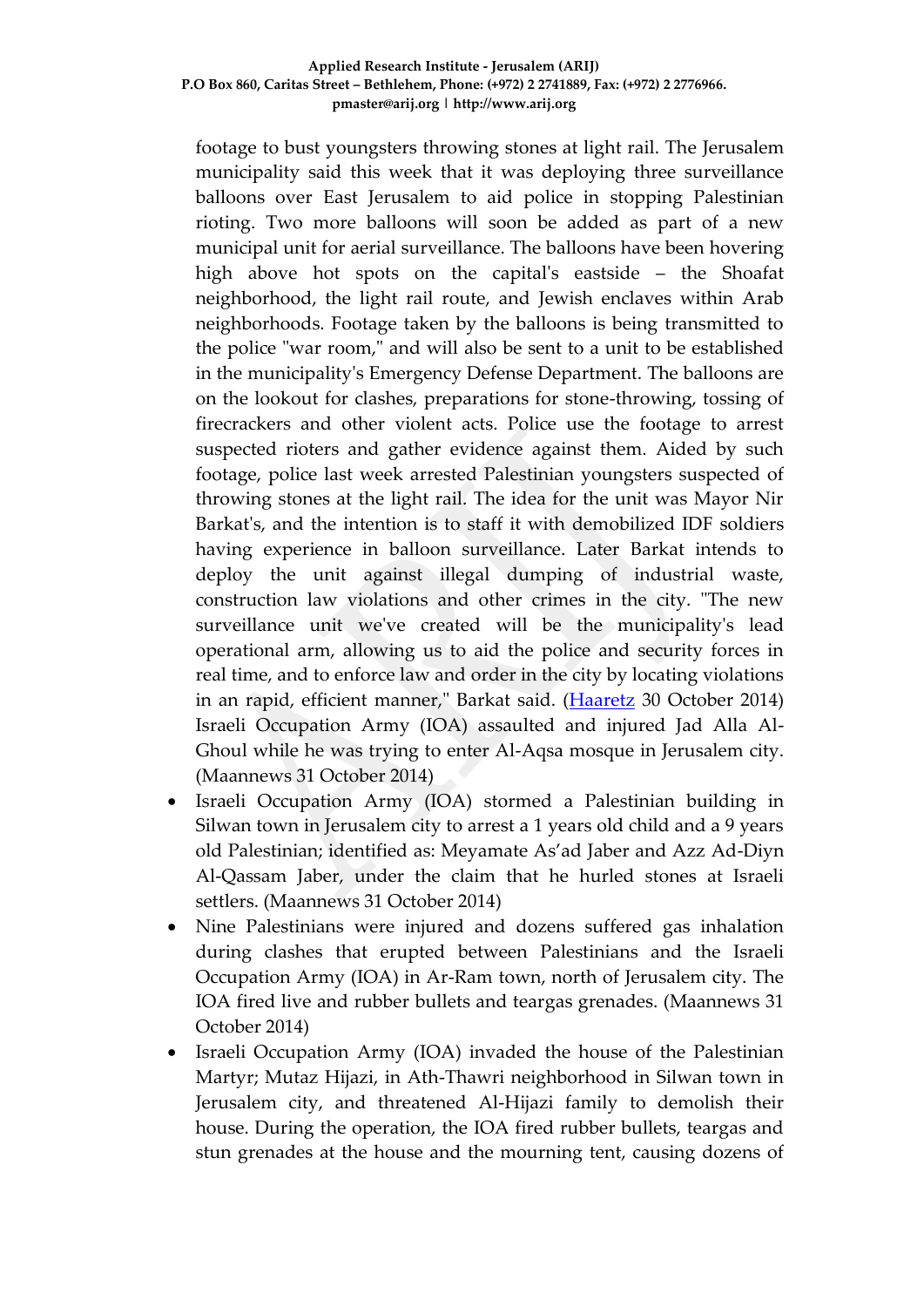footage to bust youngsters throwing stones at light rail. The Jerusalem municipality said this week that it was deploying three surveillance balloons over East Jerusalem to aid police in stopping Palestinian rioting. Two more balloons will soon be added as part of a new municipal unit for aerial surveillance. The balloons have been hovering high above hot spots on the capital's eastside – the Shoafat neighborhood, the light rail route, and Jewish enclaves within Arab neighborhoods. Footage taken by the balloons is being transmitted to the police "war room," and will also be sent to a unit to be established in the municipality's Emergency Defense Department. The balloons are on the lookout for clashes, preparations for stone-throwing, tossing of firecrackers and other violent acts. Police use the footage to arrest suspected rioters and gather evidence against them. Aided by such footage, police last week arrested Palestinian youngsters suspected of throwing stones at the light rail. The idea for the unit was Mayor Nir Barkat's, and the intention is to staff it with demobilized IDF soldiers having experience in balloon surveillance. Later Barkat intends to deploy the unit against illegal dumping of industrial waste, construction law violations and other crimes in the city. "The new surveillance unit we've created will be the municipality's lead operational arm, allowing us to aid the police and security forces in real time, and to enforce law and order in the city by locating violations in an rapid, efficient manner," Barkat said. (Haaretz 30 October 2014) Israeli Occupation Army (IOA) assaulted and injured Jad Alla Al-Ghoul while he was trying to enter Al-Aqsa mosque in Jerusalem city. (Maannews 31 October 2014)

- Israeli Occupation Army (IOA) stormed a Palestinian building in Silwan town in Jerusalem city to arrest a 1 years old child and a 9 years old Palestinian; identified as: Meyamate As'ad Jaber and Azz Ad-Diyn Al-Qassam Jaber, under the claim that he hurled stones at Israeli settlers. (Maannews 31 October 2014)
- Nine Palestinians were injured and dozens suffered gas inhalation during clashes that erupted between Palestinians and the Israeli Occupation Army (IOA) in Ar-Ram town, north of Jerusalem city. The IOA fired live and rubber bullets and teargas grenades. (Maannews 31 October 2014)
- Israeli Occupation Army (IOA) invaded the house of the Palestinian Martyr; Mutaz Hijazi, in Ath-Thawri neighborhood in Silwan town in Jerusalem city, and threatened Al-Hijazi family to demolish their house. During the operation, the IOA fired rubber bullets, teargas and stun grenades at the house and the mourning tent, causing dozens of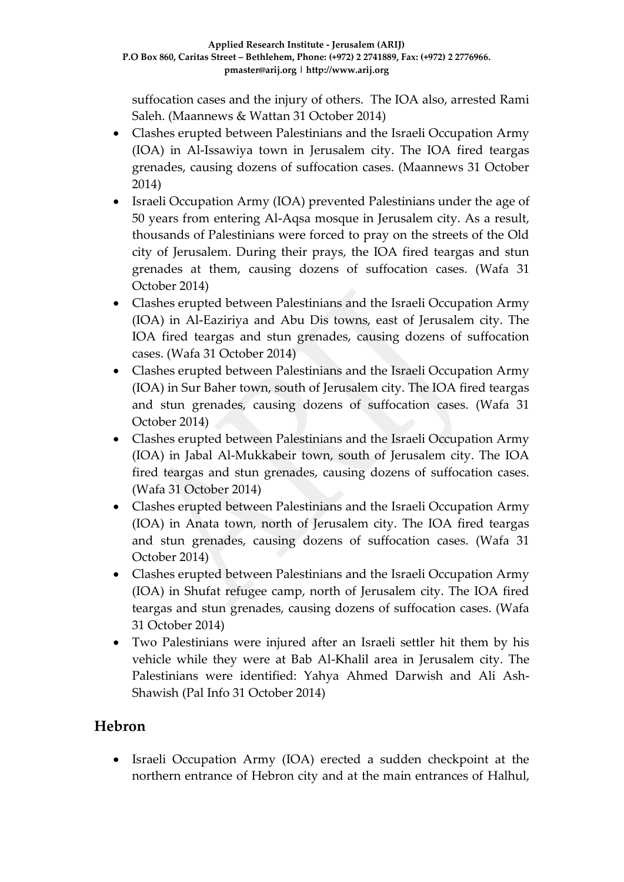suffocation cases and the injury of others. The IOA also, arrested Rami Saleh. (Maannews & Wattan 31 October 2014)

- Clashes erupted between Palestinians and the Israeli Occupation Army (IOA) in Al-Issawiya town in Jerusalem city. The IOA fired teargas grenades, causing dozens of suffocation cases. (Maannews 31 October 2014)
- Israeli Occupation Army (IOA) prevented Palestinians under the age of 50 years from entering Al-Aqsa mosque in Jerusalem city. As a result, thousands of Palestinians were forced to pray on the streets of the Old city of Jerusalem. During their prays, the IOA fired teargas and stun grenades at them, causing dozens of suffocation cases. (Wafa 31 October 2014)
- Clashes erupted between Palestinians and the Israeli Occupation Army (IOA) in Al-Eaziriya and Abu Dis towns, east of Jerusalem city. The IOA fired teargas and stun grenades, causing dozens of suffocation cases. (Wafa 31 October 2014)
- Clashes erupted between Palestinians and the Israeli Occupation Army (IOA) in Sur Baher town, south of Jerusalem city. The IOA fired teargas and stun grenades, causing dozens of suffocation cases. (Wafa 31 October 2014)
- Clashes erupted between Palestinians and the Israeli Occupation Army (IOA) in Jabal Al-Mukkabeir town, south of Jerusalem city. The IOA fired teargas and stun grenades, causing dozens of suffocation cases. (Wafa 31 October 2014)
- Clashes erupted between Palestinians and the Israeli Occupation Army (IOA) in Anata town, north of Jerusalem city. The IOA fired teargas and stun grenades, causing dozens of suffocation cases. (Wafa 31 October 2014)
- Clashes erupted between Palestinians and the Israeli Occupation Army (IOA) in Shufat refugee camp, north of Jerusalem city. The IOA fired teargas and stun grenades, causing dozens of suffocation cases. (Wafa 31 October 2014)
- Two Palestinians were injured after an Israeli settler hit them by his vehicle while they were at Bab Al-Khalil area in Jerusalem city. The Palestinians were identified: Yahya Ahmed Darwish and Ali Ash-Shawish (Pal Info 31 October 2014)

## Hebron

- Israeli Occupation Army (IOA) erected a sudden checkpoint at the northern entrance of Hebron city and at the main entrances of Halhul,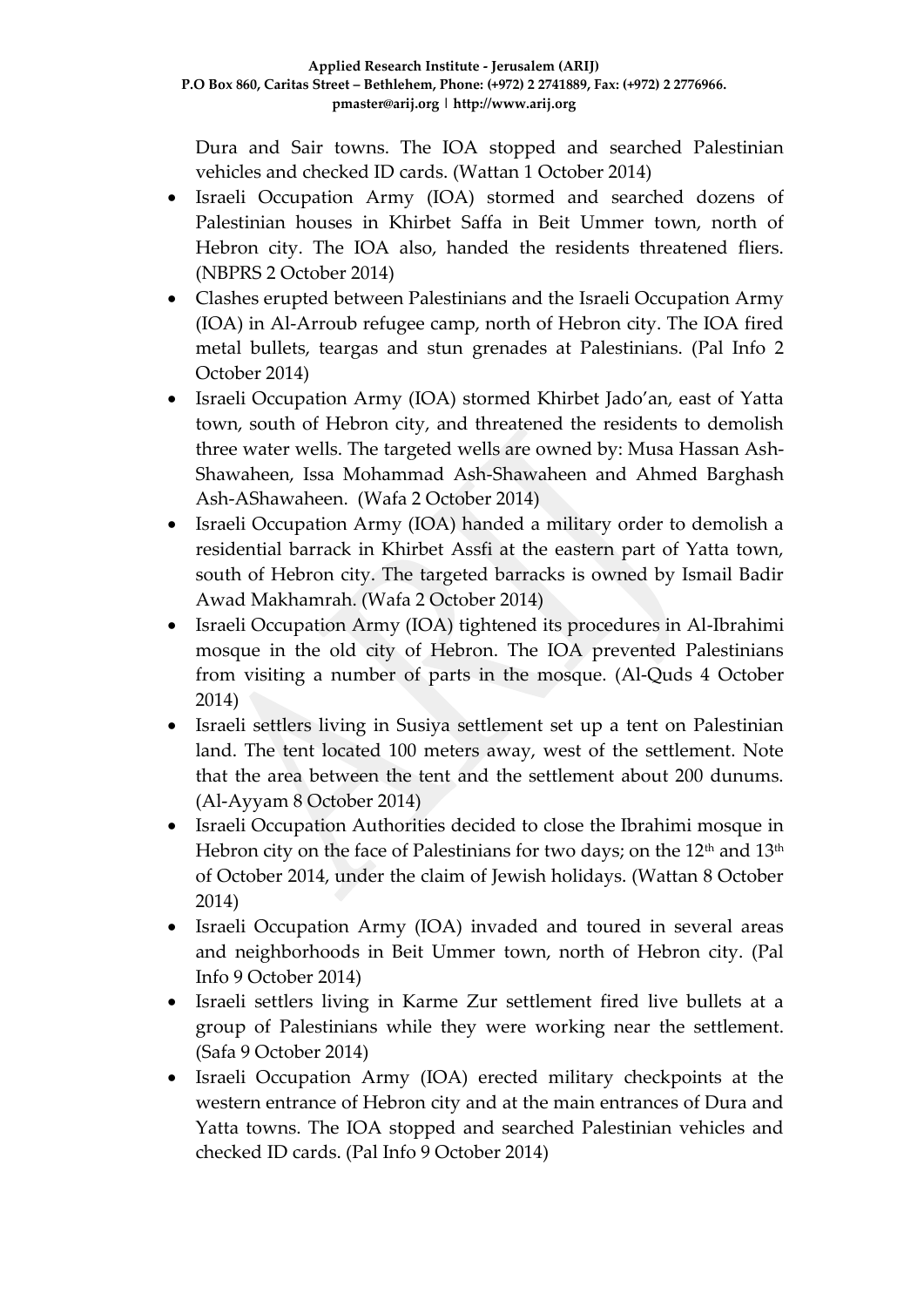Dura and Sair towns. The IOA stopped and searched Palestinian vehicles and checked ID cards. (Wattan 1 October 2014)

- Israeli Occupation Army (IOA) stormed and searched dozens of Palestinian houses in Khirbet Saffa in Beit Ummer town, north of Hebron city. The IOA also, handed the residents threatened fliers. (NBPRS 2 October 2014)
- Clashes erupted between Palestinians and the Israeli Occupation Army (IOA) in Al-Arroub refugee camp, north of Hebron city. The IOA fired metal bullets, teargas and stun grenades at Palestinians. (Pal Info 2 October 2014)
- Israeli Occupation Army (IOA) stormed Khirbet Jado'an, east of Yatta town, south of Hebron city, and threatened the residents to demolish three water wells. The targeted wells are owned by: Musa Hassan Ash-Shawaheen, Issa Mohammad Ash-Shawaheen and Ahmed Barghash Ash-AShawaheen. (Wafa 2 October 2014)
- Israeli Occupation Army (IOA) handed a military order to demolish a residential barrack in Khirbet Assfi at the eastern part of Yatta town, south of Hebron city. The targeted barracks is owned by Ismail Badir Awad Makhamrah. (Wafa 2 October 2014)
- Israeli Occupation Army (IOA) tightened its procedures in Al-Ibrahimi mosque in the old city of Hebron. The IOA prevented Palestinians from visiting a number of parts in the mosque. (Al-Quds 4 October 2014)
- Israeli settlers living in Susiya settlement set up a tent on Palestinian land. The tent located 100 meters away, west of the settlement. Note that the area between the tent and the settlement about 200 dunums. (Al-Ayyam 8 October 2014)
- Israeli Occupation Authorities decided to close the Ibrahimi mosque in Hebron city on the face of Palestinians for two days; on the 12th and 13th of October 2014, under the claim of Jewish holidays. (Wattan 8 October 2014)
- Israeli Occupation Army (IOA) invaded and toured in several areas and neighborhoods in Beit Ummer town, north of Hebron city. (Pal Info 9 October 2014)
- Israeli settlers living in Karme Zur settlement fired live bullets at a group of Palestinians while they were working near the settlement. (Safa 9 October 2014)
- Israeli Occupation Army (IOA) erected military checkpoints at the western entrance of Hebron city and at the main entrances of Dura and Yatta towns. The IOA stopped and searched Palestinian vehicles and checked ID cards. (Pal Info 9 October 2014)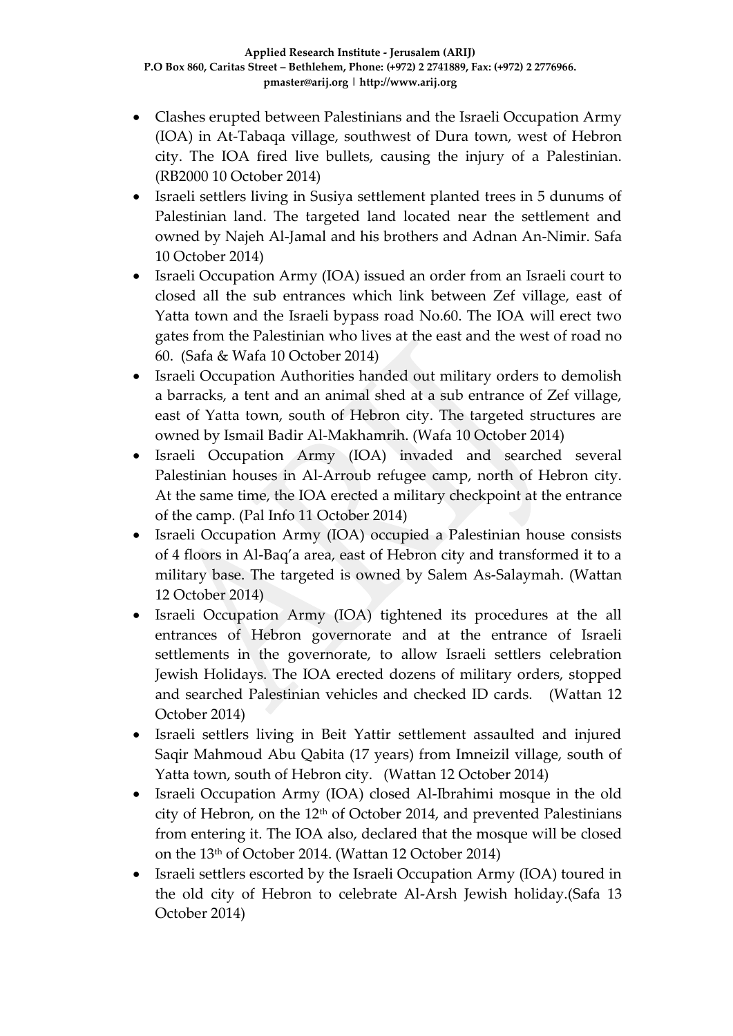- Clashes erupted between Palestinians and the Israeli Occupation Army (IOA) in At-Tabaqa village, southwest of Dura town, west of Hebron city. The IOA fired live bullets, causing the injury of a Palestinian. (RB2000 10 October 2014)
- Israeli settlers living in Susiya settlement planted trees in 5 dunums of Palestinian land. The targeted land located near the settlement and owned by Najeh Al-Jamal and his brothers and Adnan An-Nimir. Safa 10 October 2014)
- Israeli Occupation Army (IOA) issued an order from an Israeli court to closed all the sub entrances which link between Zef village, east of Yatta town and the Israeli bypass road No.60. The IOA will erect two gates from the Palestinian who lives at the east and the west of road no 60. (Safa & Wafa 10 October 2014)
- Israeli Occupation Authorities handed out military orders to demolish a barracks, a tent and an animal shed at a sub entrance of Zef village, east of Yatta town, south of Hebron city. The targeted structures are owned by Ismail Badir Al-Makhamrih. (Wafa 10 October 2014)
- Israeli Occupation Army (IOA) invaded and searched several Palestinian houses in Al-Arroub refugee camp, north of Hebron city. At the same time, the IOA erected a military checkpoint at the entrance of the camp. (Pal Info 11 October 2014)
- Israeli Occupation Army (IOA) occupied a Palestinian house consists of 4 floors in Al-Baq'a area, east of Hebron city and transformed it to a military base. The targeted is owned by Salem As-Salaymah. (Wattan 12 October 2014)
- Israeli Occupation Army (IOA) tightened its procedures at the all entrances of Hebron governorate and at the entrance of Israeli settlements in the governorate, to allow Israeli settlers celebration Jewish Holidays. The IOA erected dozens of military orders, stopped and searched Palestinian vehicles and checked ID cards. (Wattan 12 October 2014)
- Israeli settlers living in Beit Yattir settlement assaulted and injured Saqir Mahmoud Abu Qabita (17 years) from Imneizil village, south of Yatta town, south of Hebron city. (Wattan 12 October 2014)
- Israeli Occupation Army (IOA) closed Al-Ibrahimi mosque in the old city of Hebron, on the 12th of October 2014, and prevented Palestinians from entering it. The IOA also, declared that the mosque will be closed on the 13th of October 2014. (Wattan 12 October 2014)
- Israeli settlers escorted by the Israeli Occupation Army (IOA) toured in the old city of Hebron to celebrate Al-Arsh Jewish holiday.(Safa 13 October 2014)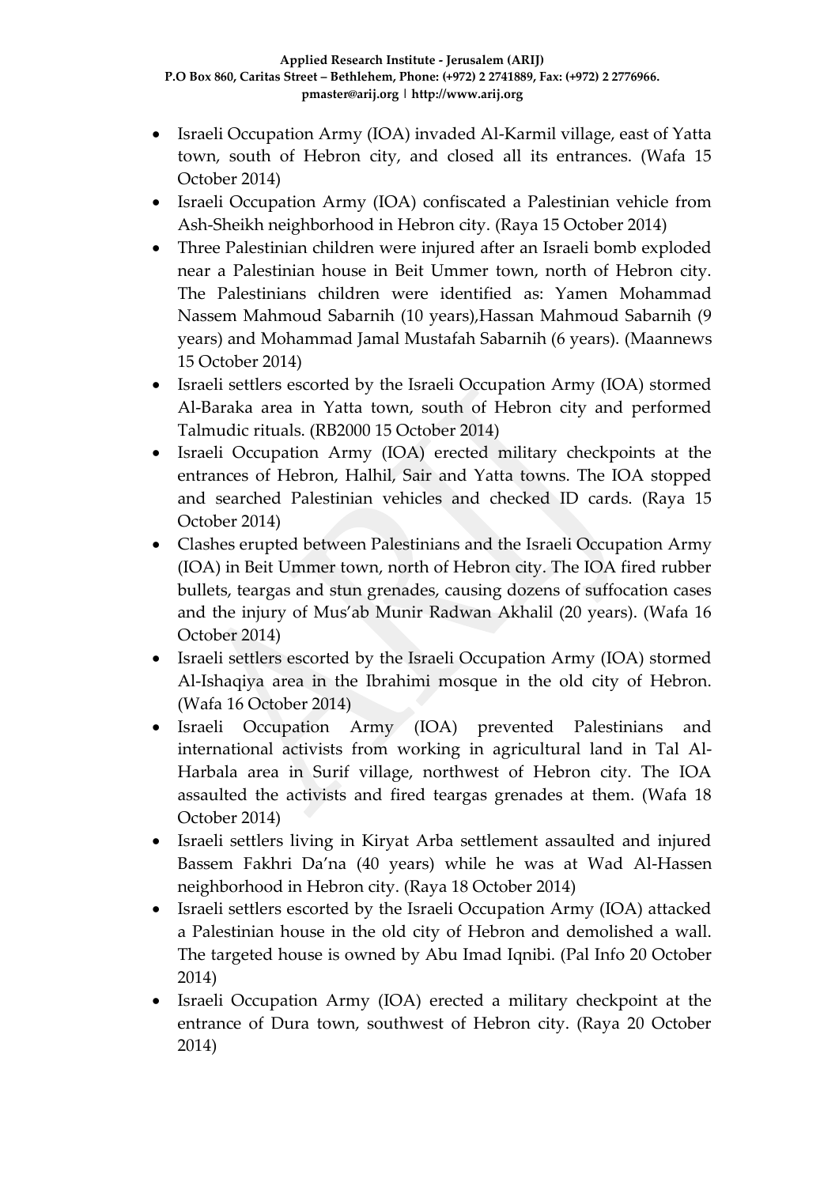- Israeli Occupation Army (IOA) invaded Al-Karmil village, east of Yatta town, south of Hebron city, and closed all its entrances. (Wafa 15 October 2014)
- Israeli Occupation Army (IOA) confiscated a Palestinian vehicle from Ash-Sheikh neighborhood in Hebron city. (Raya 15 October 2014)
- Three Palestinian children were injured after an Israeli bomb exploded near a Palestinian house in Beit Ummer town, north of Hebron city. The Palestinians children were identified as: Yamen Mohammad Nassem Mahmoud Sabarnih (10 years),Hassan Mahmoud Sabarnih (9 years) and Mohammad Jamal Mustafah Sabarnih (6 years). (Maannews 15 October 2014)
- Israeli settlers escorted by the Israeli Occupation Army (IOA) stormed Al-Baraka area in Yatta town, south of Hebron city and performed Talmudic rituals. (RB2000 15 October 2014)
- Israeli Occupation Army (IOA) erected military checkpoints at the entrances of Hebron, Halhil, Sair and Yatta towns. The IOA stopped and searched Palestinian vehicles and checked ID cards. (Raya 15 October 2014)
- Clashes erupted between Palestinians and the Israeli Occupation Army (IOA) in Beit Ummer town, north of Hebron city. The IOA fired rubber bullets, teargas and stun grenades, causing dozens of suffocation cases and the injury of Mus'ab Munir Radwan Akhalil (20 years). (Wafa 16 October 2014)
- Israeli settlers escorted by the Israeli Occupation Army (IOA) stormed Al-Ishaqiya area in the Ibrahimi mosque in the old city of Hebron. (Wafa 16 October 2014)
- Israeli Occupation Army (IOA) prevented Palestinians and international activists from working in agricultural land in Tal Al-Harbala area in Surif village, northwest of Hebron city. The IOA assaulted the activists and fired teargas grenades at them. (Wafa 18 October 2014)
- Israeli settlers living in Kiryat Arba settlement assaulted and injured Bassem Fakhri Da'na (40 years) while he was at Wad Al-Hassen neighborhood in Hebron city. (Raya 18 October 2014)
- Israeli settlers escorted by the Israeli Occupation Army (IOA) attacked a Palestinian house in the old city of Hebron and demolished a wall. The targeted house is owned by Abu Imad Iqnibi. (Pal Info 20 October 2014)
- Israeli Occupation Army (IOA) erected a military checkpoint at the entrance of Dura town, southwest of Hebron city. (Raya 20 October 2014)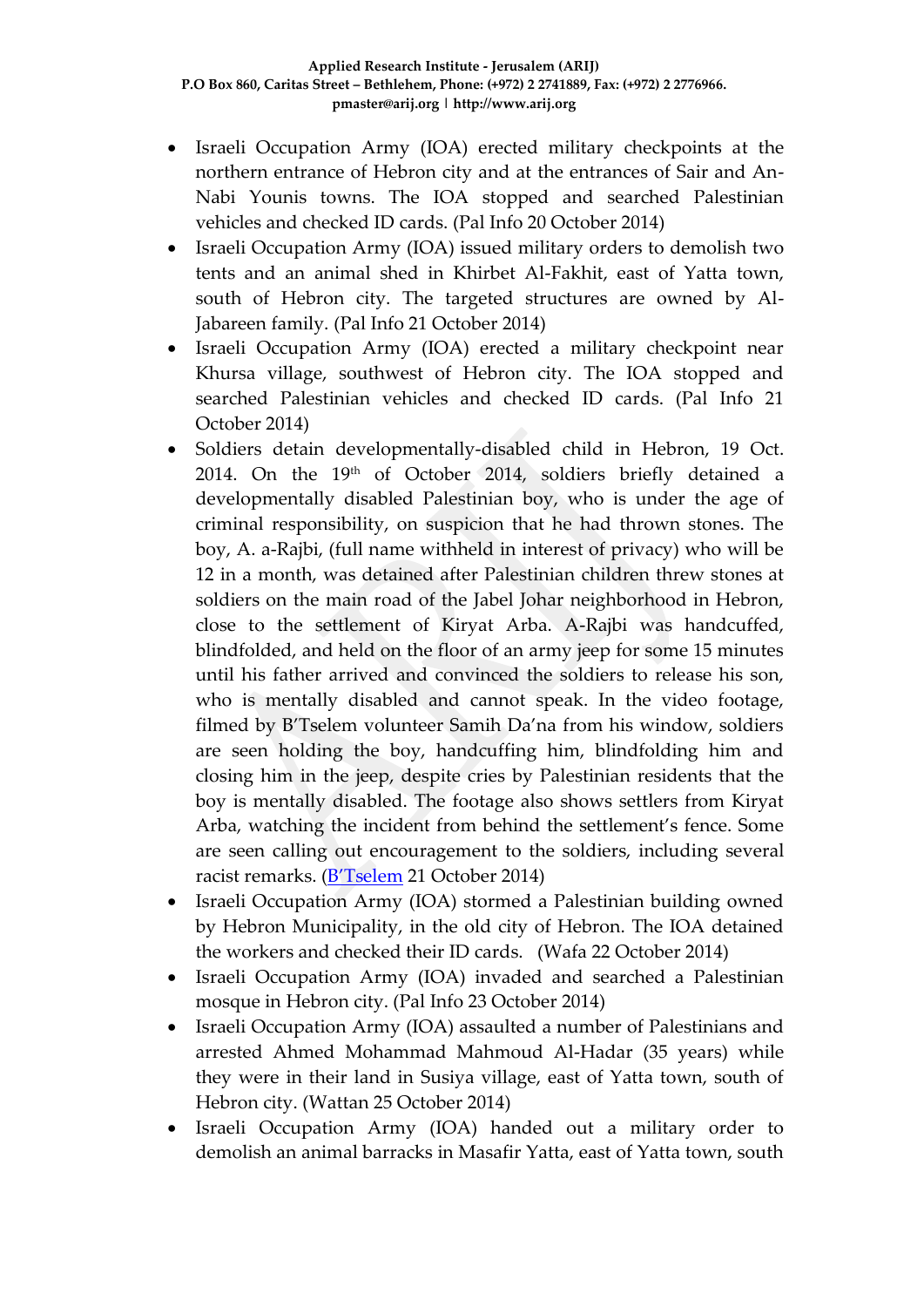- Israeli Occupation Army (IOA) erected military checkpoints at the northern entrance of Hebron city and at the entrances of Sair and An-Nabi Younis towns. The IOA stopped and searched Palestinian vehicles and checked ID cards. (Pal Info 20 October 2014)
- Israeli Occupation Army (IOA) issued military orders to demolish two tents and an animal shed in Khirbet Al-Fakhit, east of Yatta town, south of Hebron city. The targeted structures are owned by Al-Jabareen family. (Pal Info 21 October 2014)
- Israeli Occupation Army (IOA) erected a military checkpoint near Khursa village, southwest of Hebron city. The IOA stopped and searched Palestinian vehicles and checked ID cards. (Pal Info 21 October 2014)
- Soldiers detain developmentally-disabled child in Hebron, 19 Oct. 2014. On the 19th of October 2014, soldiers briefly detained a developmentally disabled Palestinian boy, who is under the age of criminal responsibility, on suspicion that he had thrown stones. The boy, A. a-Rajbi, (full name withheld in interest of privacy) who will be 12 in a month, was detained after Palestinian children threw stones at soldiers on the main road of the Jabel Johar neighborhood in Hebron, close to the settlement of Kiryat Arba. A-Rajbi was handcuffed, blindfolded, and held on the floor of an army jeep for some 15 minutes until his father arrived and convinced the soldiers to release his son, who is mentally disabled and cannot speak. In the video footage, filmed by B'Tselem volunteer Samih Da'na from his window, soldiers are seen holding the boy, handcuffing him, blindfolding him and closing him in the jeep, despite cries by Palestinian residents that the boy is mentally disabled. The footage also shows settlers from Kiryat Arba, watching the incident from behind the settlement's fence. Some are seen calling out encouragement to the soldiers, including several racist remarks. (B'Tselem 21 October 2014)
- Israeli Occupation Army (IOA) stormed a Palestinian building owned by Hebron Municipality, in the old city of Hebron. The IOA detained the workers and checked their ID cards. (Wafa 22 October 2014)
- Israeli Occupation Army (IOA) invaded and searched a Palestinian mosque in Hebron city. (Pal Info 23 October 2014)
- Israeli Occupation Army (IOA) assaulted a number of Palestinians and arrested Ahmed Mohammad Mahmoud Al-Hadar (35 years) while they were in their land in Susiya village, east of Yatta town, south of Hebron city. (Wattan 25 October 2014)
- Israeli Occupation Army (IOA) handed out a military order to demolish an animal barracks in Masafir Yatta, east of Yatta town, south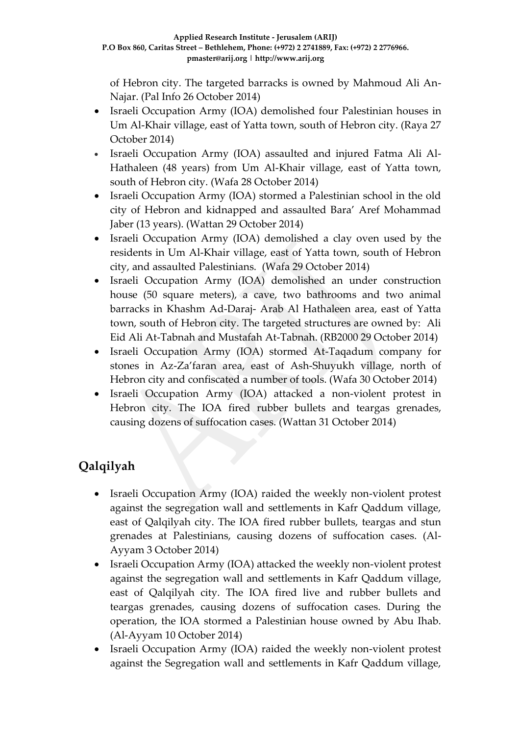of Hebron city. The targeted barracks is owned by Mahmoud Ali An-Najar. (Pal Info 26 October 2014)

- Israeli Occupation Army (IOA) demolished four Palestinian houses in Um Al-Khair village, east of Yatta town, south of Hebron city. (Raya 27 October 2014)
- Israeli Occupation Army (IOA) assaulted and injured Fatma Ali Al-Hathaleen (48 years) from Um Al-Khair village, east of Yatta town, south of Hebron city. (Wafa 28 October 2014)
- Israeli Occupation Army (IOA) stormed a Palestinian school in the old city of Hebron and kidnapped and assaulted Bara' Aref Mohammad Jaber (13 years). (Wattan 29 October 2014)
- Israeli Occupation Army (IOA) demolished a clay oven used by the residents in Um Al-Khair village, east of Yatta town, south of Hebron city, and assaulted Palestinians. (Wafa 29 October 2014)
- Israeli Occupation Army (IOA) demolished an under construction house (50 square meters), a cave, two bathrooms and two animal barracks in Khashm Ad-Daraj- Arab Al Hathaleen area, east of Yatta town, south of Hebron city. The targeted structures are owned by: Ali Eid Ali At-Tabnah and Mustafah At-Tabnah. (RB2000 29 October 2014)
- Israeli Occupation Army (IOA) stormed At-Taqadum company for stones in Az-Za'faran area, east of Ash-Shuyukh village, north of Hebron city and confiscated a number of tools. (Wafa 30 October 2014)
- Israeli Occupation Army (IOA) attacked a non-violent protest in Hebron city. The IOA fired rubber bullets and teargas grenades, causing dozens of suffocation cases. (Wattan 31 October 2014)

## Qalqilyah

- Israeli Occupation Army (IOA) raided the weekly non-violent protest against the segregation wall and settlements in Kafr Qaddum village, east of Qalqilyah city. The IOA fired rubber bullets, teargas and stun grenades at Palestinians, causing dozens of suffocation cases. (Al-Ayyam 3 October 2014)
- Israeli Occupation Army (IOA) attacked the weekly non-violent protest against the segregation wall and settlements in Kafr Qaddum village, east of Qalqilyah city. The IOA fired live and rubber bullets and teargas grenades, causing dozens of suffocation cases. During the operation, the IOA stormed a Palestinian house owned by Abu Ihab. (Al-Ayyam 10 October 2014)
- Israeli Occupation Army (IOA) raided the weekly non-violent protest against the Segregation wall and settlements in Kafr Qaddum village,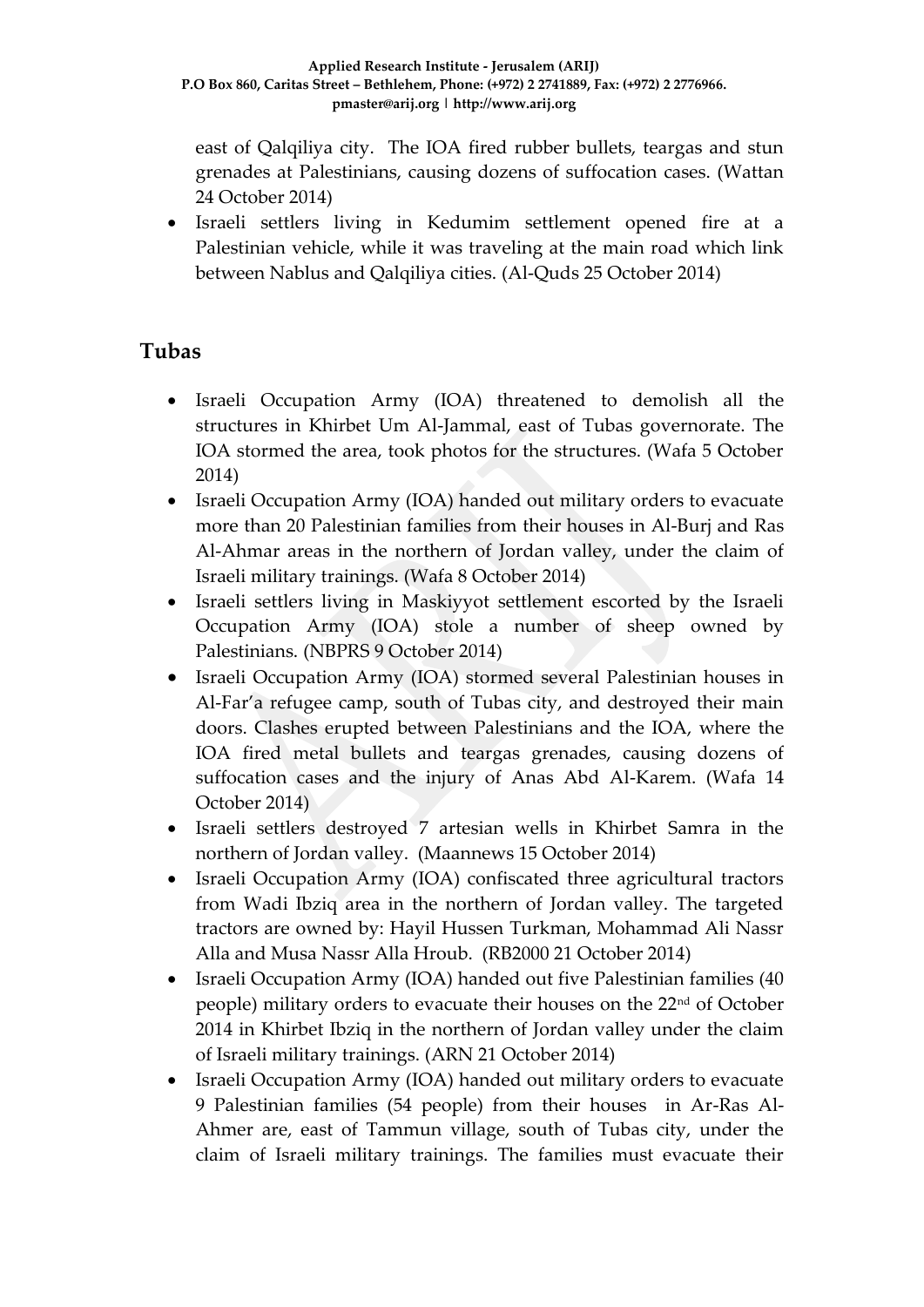east of Qalqiliya city. The IOA fired rubber bullets, teargas and stun grenades at Palestinians, causing dozens of suffocation cases. (Wattan 24 October 2014)

- Israeli settlers living in Kedumim settlement opened fire at a Palestinian vehicle, while it was traveling at the main road which link between Nablus and Qalqiliya cities. (Al-Quds 25 October 2014)

## Tubas

- Israeli Occupation Army (IOA) threatened to demolish all the structures in Khirbet Um Al-Jammal, east of Tubas governorate. The IOA stormed the area, took photos for the structures. (Wafa 5 October 2014)
- Israeli Occupation Army (IOA) handed out military orders to evacuate more than 20 Palestinian families from their houses in Al-Burj and Ras Al-Ahmar areas in the northern of Jordan valley, under the claim of Israeli military trainings. (Wafa 8 October 2014)
- Israeli settlers living in Maskiyyot settlement escorted by the Israeli Occupation Army (IOA) stole a number of sheep owned by Palestinians. (NBPRS 9 October 2014)
- Israeli Occupation Army (IOA) stormed several Palestinian houses in Al-Far'a refugee camp, south of Tubas city, and destroyed their main doors. Clashes erupted between Palestinians and the IOA, where the IOA fired metal bullets and teargas grenades, causing dozens of suffocation cases and the injury of Anas Abd Al-Karem. (Wafa 14 October 2014)
- Israeli settlers destroyed 7 artesian wells in Khirbet Samra in the northern of Jordan valley. (Maannews 15 October 2014)
- Israeli Occupation Army (IOA) confiscated three agricultural tractors from Wadi Ibziq area in the northern of Jordan valley. The targeted tractors are owned by: Hayil Hussen Turkman, Mohammad Ali Nassr Alla and Musa Nassr Alla Hroub. (RB2000 21 October 2014)
- Israeli Occupation Army (IOA) handed out five Palestinian families (40 people) military orders to evacuate their houses on the 22nd of October 2014 in Khirbet Ibziq in the northern of Jordan valley under the claim of Israeli military trainings. (ARN 21 October 2014)
- Israeli Occupation Army (IOA) handed out military orders to evacuate 9 Palestinian families (54 people) from their houses in Ar-Ras Al-Ahmer are, east of Tammun village, south of Tubas city, under the claim of Israeli military trainings. The families must evacuate their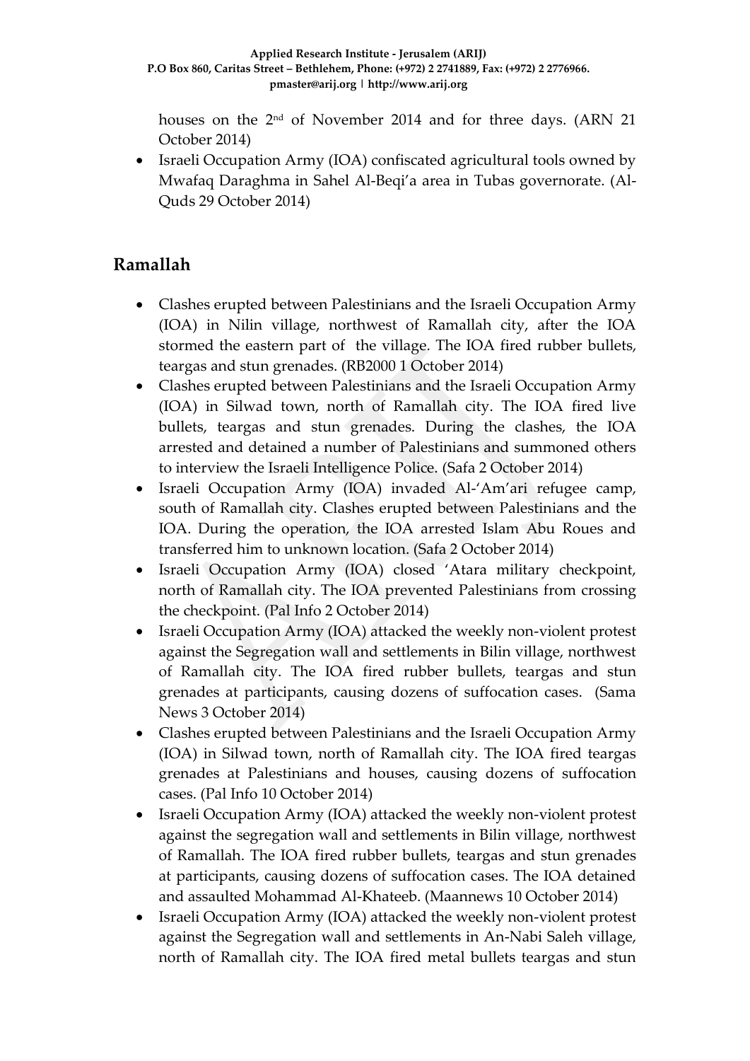houses on the 2nd of November 2014 and for three days. (ARN 21 October 2014)

- Israeli Occupation Army (IOA) confiscated agricultural tools owned by Mwafaq Daraghma in Sahel Al-Beqi'a area in Tubas governorate. (Al-Quds 29 October 2014)

## Ramallah

- Clashes erupted between Palestinians and the Israeli Occupation Army (IOA) in Nilin village, northwest of Ramallah city, after the IOA stormed the eastern part of the village. The IOA fired rubber bullets, teargas and stun grenades. (RB2000 1 October 2014)
- Clashes erupted between Palestinians and the Israeli Occupation Army (IOA) in Silwad town, north of Ramallah city. The IOA fired live bullets, teargas and stun grenades. During the clashes, the IOA arrested and detained a number of Palestinians and summoned others to interview the Israeli Intelligence Police. (Safa 2 October 2014)
- Israeli Occupation Army (IOA) invaded Al-'Am'ari refugee camp, south of Ramallah city. Clashes erupted between Palestinians and the IOA. During the operation, the IOA arrested Islam Abu Roues and transferred him to unknown location. (Safa 2 October 2014)
- Israeli Occupation Army (IOA) closed 'Atara military checkpoint, north of Ramallah city. The IOA prevented Palestinians from crossing the checkpoint. (Pal Info 2 October 2014)
- Israeli Occupation Army (IOA) attacked the weekly non-violent protest against the Segregation wall and settlements in Bilin village, northwest of Ramallah city. The IOA fired rubber bullets, teargas and stun grenades at participants, causing dozens of suffocation cases. (Sama News 3 October 2014)
- Clashes erupted between Palestinians and the Israeli Occupation Army (IOA) in Silwad town, north of Ramallah city. The IOA fired teargas grenades at Palestinians and houses, causing dozens of suffocation cases. (Pal Info 10 October 2014)
- Israeli Occupation Army (IOA) attacked the weekly non-violent protest against the segregation wall and settlements in Bilin village, northwest of Ramallah. The IOA fired rubber bullets, teargas and stun grenades at participants, causing dozens of suffocation cases. The IOA detained and assaulted Mohammad Al-Khateeb. (Maannews 10 October 2014)
- Israeli Occupation Army (IOA) attacked the weekly non-violent protest against the Segregation wall and settlements in An-Nabi Saleh village, north of Ramallah city. The IOA fired metal bullets teargas and stun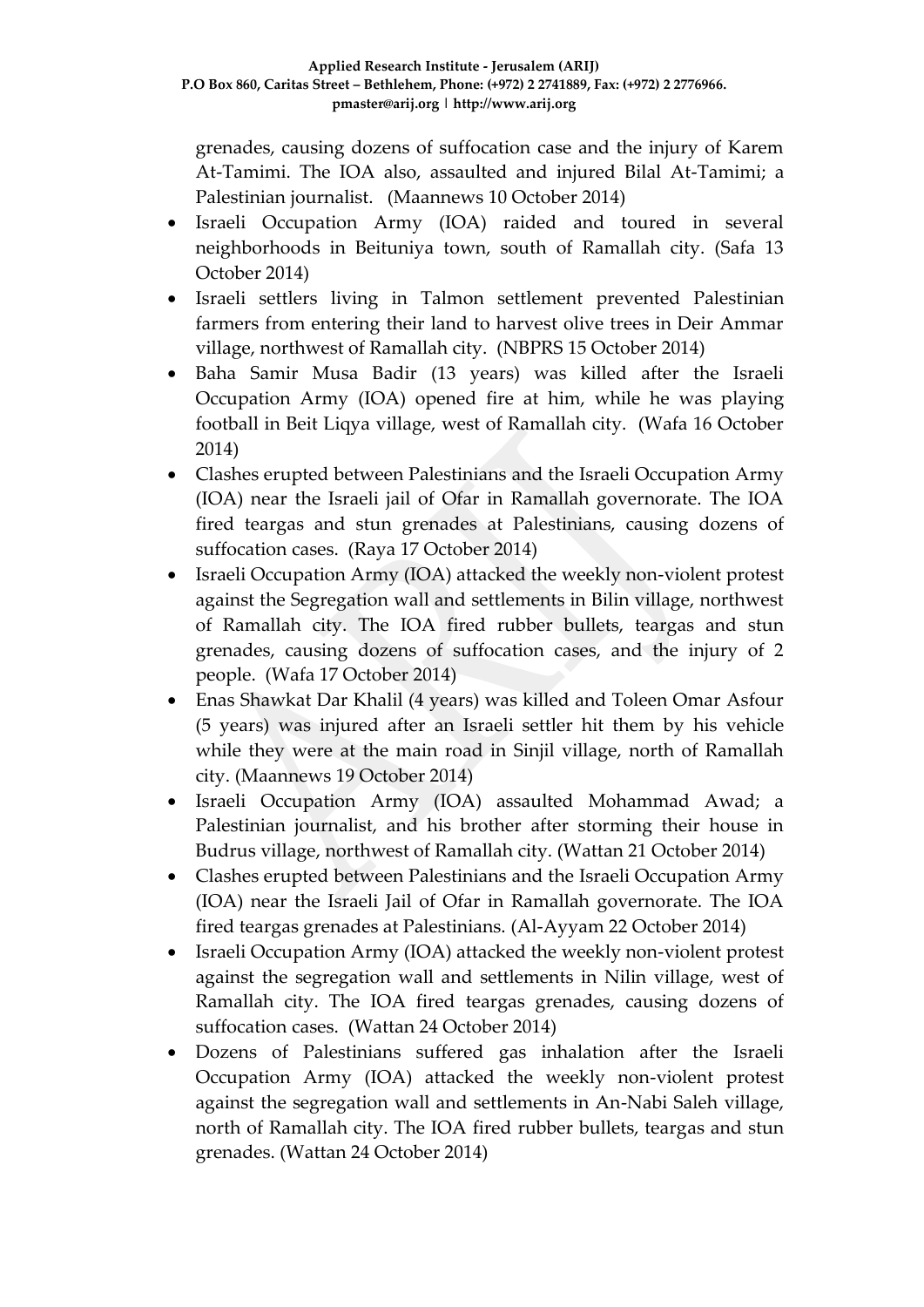grenades, causing dozens of suffocation case and the injury of Karem At-Tamimi. The IOA also, assaulted and injured Bilal At-Tamimi; a Palestinian journalist. (Maannews 10 October 2014)

- Israeli Occupation Army (IOA) raided and toured in several neighborhoods in Beituniya town, south of Ramallah city. (Safa 13 October 2014)
- Israeli settlers living in Talmon settlement prevented Palestinian farmers from entering their land to harvest olive trees in Deir Ammar village, northwest of Ramallah city. (NBPRS 15 October 2014)
- Baha Samir Musa Badir (13 years) was killed after the Israeli Occupation Army (IOA) opened fire at him, while he was playing football in Beit Liqya village, west of Ramallah city. (Wafa 16 October 2014)
- Clashes erupted between Palestinians and the Israeli Occupation Army (IOA) near the Israeli jail of Ofar in Ramallah governorate. The IOA fired teargas and stun grenades at Palestinians, causing dozens of suffocation cases. (Raya 17 October 2014)
- Israeli Occupation Army (IOA) attacked the weekly non-violent protest against the Segregation wall and settlements in Bilin village, northwest of Ramallah city. The IOA fired rubber bullets, teargas and stun grenades, causing dozens of suffocation cases, and the injury of 2 people. (Wafa 17 October 2014)
- Enas Shawkat Dar Khalil (4 years) was killed and Toleen Omar Asfour (5 years) was injured after an Israeli settler hit them by his vehicle while they were at the main road in Sinjil village, north of Ramallah city. (Maannews 19 October 2014)
- Israeli Occupation Army (IOA) assaulted Mohammad Awad; a Palestinian journalist, and his brother after storming their house in Budrus village, northwest of Ramallah city. (Wattan 21 October 2014)
- Clashes erupted between Palestinians and the Israeli Occupation Army (IOA) near the Israeli Jail of Ofar in Ramallah governorate. The IOA fired teargas grenades at Palestinians. (Al-Ayyam 22 October 2014)
- Israeli Occupation Army (IOA) attacked the weekly non-violent protest against the segregation wall and settlements in Nilin village, west of Ramallah city. The IOA fired teargas grenades, causing dozens of suffocation cases. (Wattan 24 October 2014)
- Dozens of Palestinians suffered gas inhalation after the Israeli Occupation Army (IOA) attacked the weekly non-violent protest against the segregation wall and settlements in An-Nabi Saleh village, north of Ramallah city. The IOA fired rubber bullets, teargas and stun grenades. (Wattan 24 October 2014)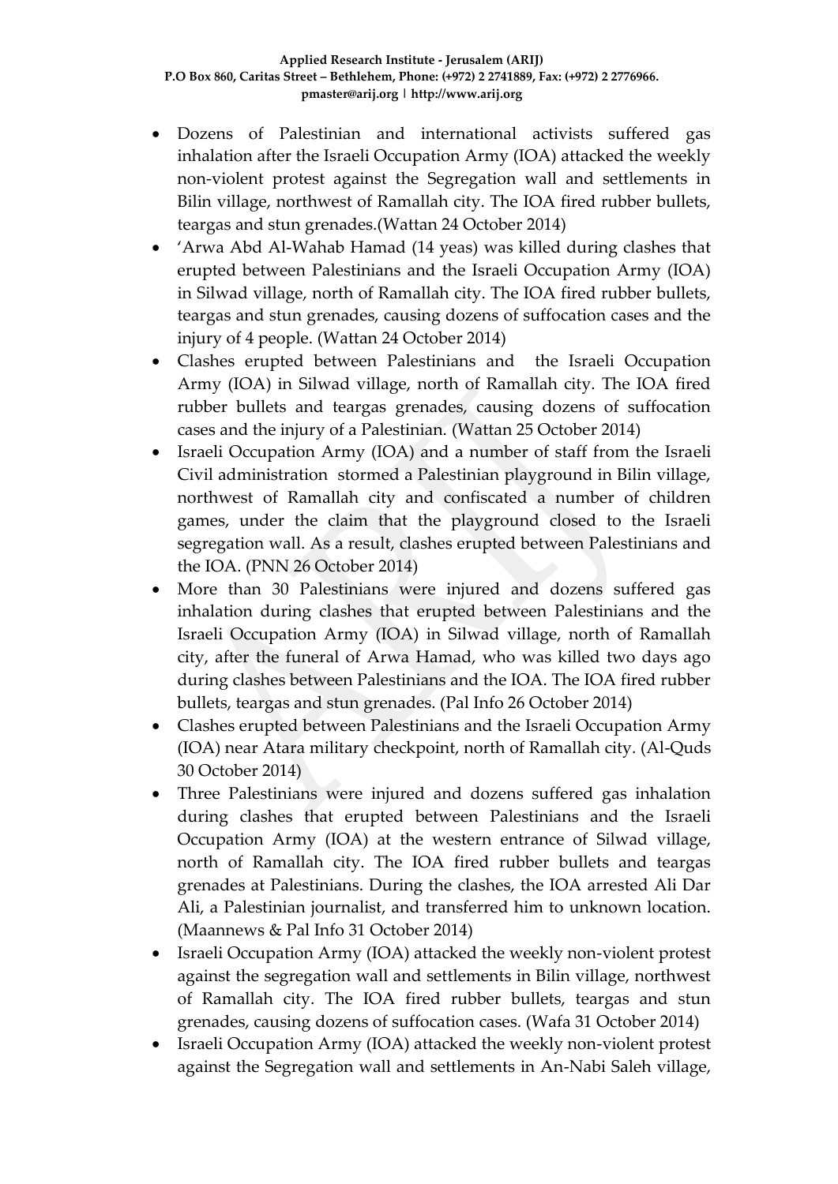- Dozens of Palestinian and international activists suffered gas inhalation after the Israeli Occupation Army (IOA) attacked the weekly non-violent protest against the Segregation wall and settlements in Bilin village, northwest of Ramallah city. The IOA fired rubber bullets, teargas and stun grenades.(Wattan 24 October 2014)
- 'Arwa Abd Al-Wahab Hamad (14 yeas) was killed during clashes that erupted between Palestinians and the Israeli Occupation Army (IOA) in Silwad village, north of Ramallah city. The IOA fired rubber bullets, teargas and stun grenades, causing dozens of suffocation cases and the injury of 4 people. (Wattan 24 October 2014)
- Clashes erupted between Palestinians and the Israeli Occupation Army (IOA) in Silwad village, north of Ramallah city. The IOA fired rubber bullets and teargas grenades, causing dozens of suffocation cases and the injury of a Palestinian. (Wattan 25 October 2014)
- Israeli Occupation Army (IOA) and a number of staff from the Israeli Civil administration stormed a Palestinian playground in Bilin village, northwest of Ramallah city and confiscated a number of children games, under the claim that the playground closed to the Israeli segregation wall. As a result, clashes erupted between Palestinians and the IOA. (PNN 26 October 2014)
- More than 30 Palestinians were injured and dozens suffered gas inhalation during clashes that erupted between Palestinians and the Israeli Occupation Army (IOA) in Silwad village, north of Ramallah city, after the funeral of Arwa Hamad, who was killed two days ago during clashes between Palestinians and the IOA. The IOA fired rubber bullets, teargas and stun grenades. (Pal Info 26 October 2014)
- Clashes erupted between Palestinians and the Israeli Occupation Army (IOA) near Atara military checkpoint, north of Ramallah city. (Al-Quds 30 October 2014)
- Three Palestinians were injured and dozens suffered gas inhalation during clashes that erupted between Palestinians and the Israeli Occupation Army (IOA) at the western entrance of Silwad village, north of Ramallah city. The IOA fired rubber bullets and teargas grenades at Palestinians. During the clashes, the IOA arrested Ali Dar Ali, a Palestinian journalist, and transferred him to unknown location. (Maannews & Pal Info 31 October 2014)
- Israeli Occupation Army (IOA) attacked the weekly non-violent protest against the segregation wall and settlements in Bilin village, northwest of Ramallah city. The IOA fired rubber bullets, teargas and stun grenades, causing dozens of suffocation cases. (Wafa 31 October 2014)
- Israeli Occupation Army (IOA) attacked the weekly non-violent protest against the Segregation wall and settlements in An-Nabi Saleh village,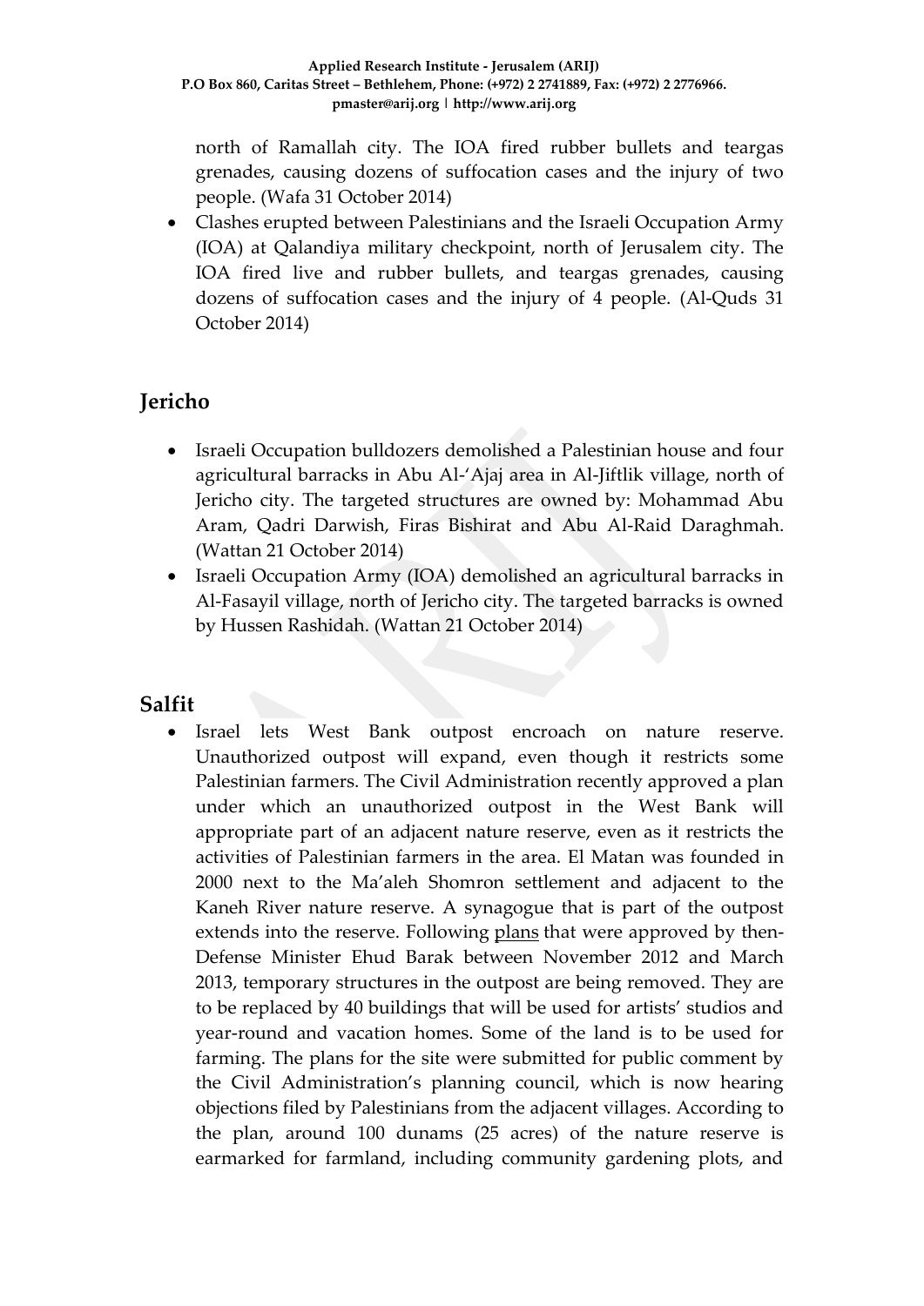north of Ramallah city. The IOA fired rubber bullets and teargas grenades, causing dozens of suffocation cases and the injury of two people. (Wafa 31 October 2014)

- Clashes erupted between Palestinians and the Israeli Occupation Army (IOA) at Qalandiya military checkpoint, north of Jerusalem city. The IOA fired live and rubber bullets, and teargas grenades, causing dozens of suffocation cases and the injury of 4 people. (Al-Quds 31 October 2014)

## Jericho

- Israeli Occupation bulldozers demolished a Palestinian house and four agricultural barracks in Abu Al-'Ajaj area in Al-Jiftlik village, north of Jericho city. The targeted structures are owned by: Mohammad Abu Aram, Qadri Darwish, Firas Bishirat and Abu Al-Raid Daraghmah. (Wattan 21 October 2014)
- Israeli Occupation Army (IOA) demolished an agricultural barracks in Al-Fasayil village, north of Jericho city. The targeted barracks is owned by Hussen Rashidah. (Wattan 21 October 2014)

## Salfit

- Israel lets West Bank outpost encroach on nature reserve. Unauthorized outpost will expand, even though it restricts some Palestinian farmers. The Civil Administration recently approved a plan under which an unauthorized outpost in the West Bank will appropriate part of an adjacent nature reserve, even as it restricts the activities of Palestinian farmers in the area. El Matan was founded in 2000 next to the Ma'aleh Shomron settlement and adjacent to the Kaneh River nature reserve. A synagogue that is part of the outpost extends into the reserve. Following plans that were approved by then-Defense Minister Ehud Barak between November 2012 and March 2013, temporary structures in the outpost are being removed. They are to be replaced by 40 buildings that will be used for artists' studios and year-round and vacation homes. Some of the land is to be used for farming. The plans for the site were submitted for public comment by the Civil Administration's planning council, which is now hearing objections filed by Palestinians from the adjacent villages. According to the plan, around 100 dunams (25 acres) of the nature reserve is earmarked for farmland, including community gardening plots, and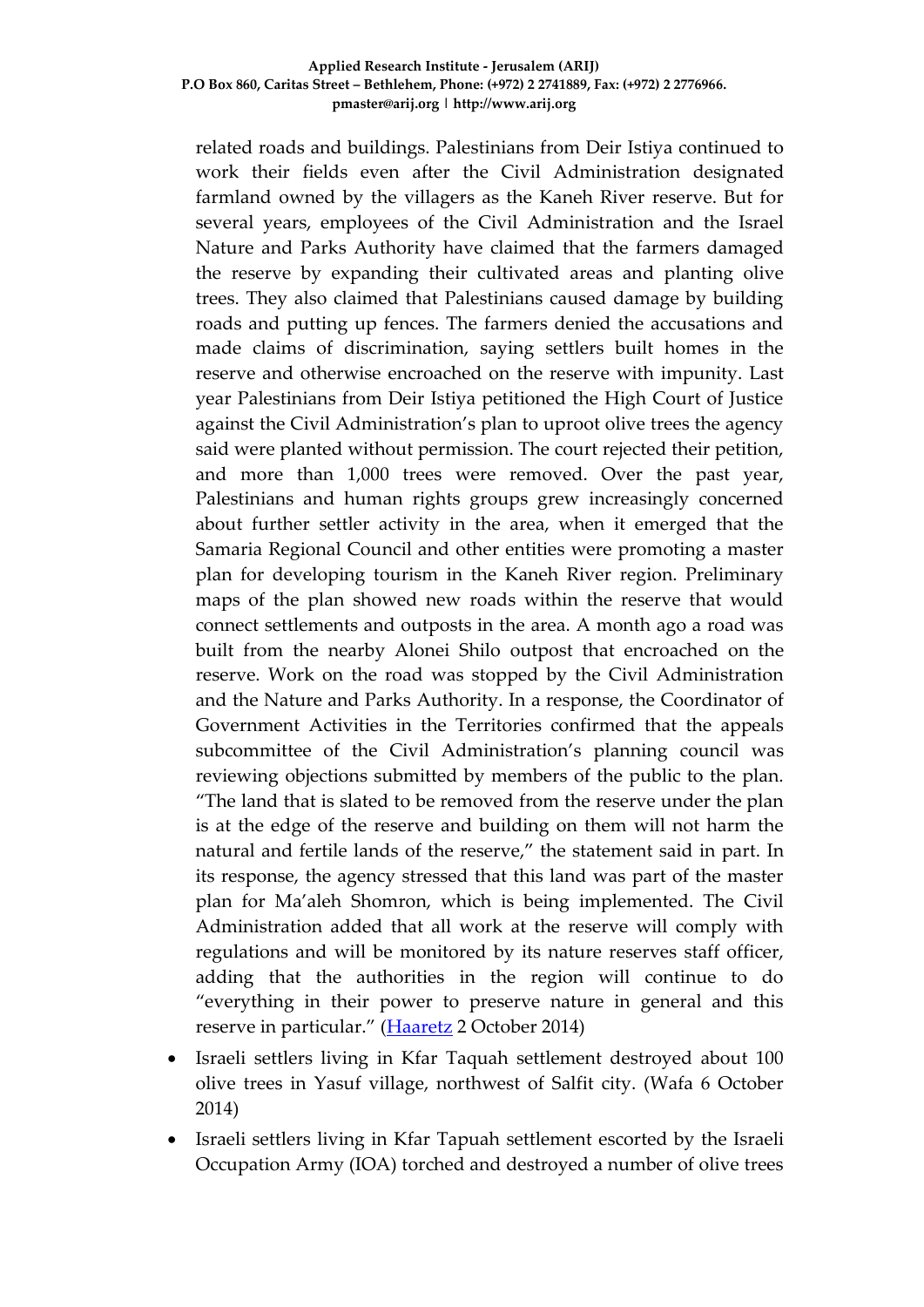related roads and buildings. Palestinians from Deir Istiya continued to work their fields even after the Civil Administration designated farmland owned by the villagers as the Kaneh River reserve. But for several years, employees of the Civil Administration and the Israel Nature and Parks Authority have claimed that the farmers damaged the reserve by expanding their cultivated areas and planting olive trees. They also claimed that Palestinians caused damage by building roads and putting up fences. The farmers denied the accusations and made claims of discrimination, saying settlers built homes in the reserve and otherwise encroached on the reserve with impunity. Last year Palestinians from Deir Istiya petitioned the High Court of Justice against the Civil Administration's plan to uproot olive trees the agency said were planted without permission. The court rejected their petition, and more than 1,000 trees were removed. Over the past year, Palestinians and human rights groups grew increasingly concerned about further settler activity in the area, when it emerged that the Samaria Regional Council and other entities were promoting a master plan for developing tourism in the Kaneh River region. Preliminary maps of the plan showed new roads within the reserve that would connect settlements and outposts in the area. A month ago a road was built from the nearby Alonei Shilo outpost that encroached on the reserve. Work on the road was stopped by the Civil Administration and the Nature and Parks Authority. In a response, the Coordinator of Government Activities in the Territories confirmed that the appeals subcommittee of the Civil Administration's planning council was reviewing objections submitted by members of the public to the plan. "The land that is slated to be removed from the reserve under the plan is at the edge of the reserve and building on them will not harm the natural and fertile lands of the reserve," the statement said in part. In its response, the agency stressed that this land was part of the master plan for Ma'aleh Shomron, which is being implemented. The Civil Administration added that all work at the reserve will comply with regulations and will be monitored by its nature reserves staff officer, adding that the authorities in the region will continue to do "everything in their power to preserve nature in general and this reserve in particular." (Haaretz 2 October 2014)

- Israeli settlers living in Kfar Taquah settlement destroyed about 100 olive trees in Yasuf village, northwest of Salfit city. (Wafa 6 October 2014)
- Israeli settlers living in Kfar Tapuah settlement escorted by the Israeli Occupation Army (IOA) torched and destroyed a number of olive trees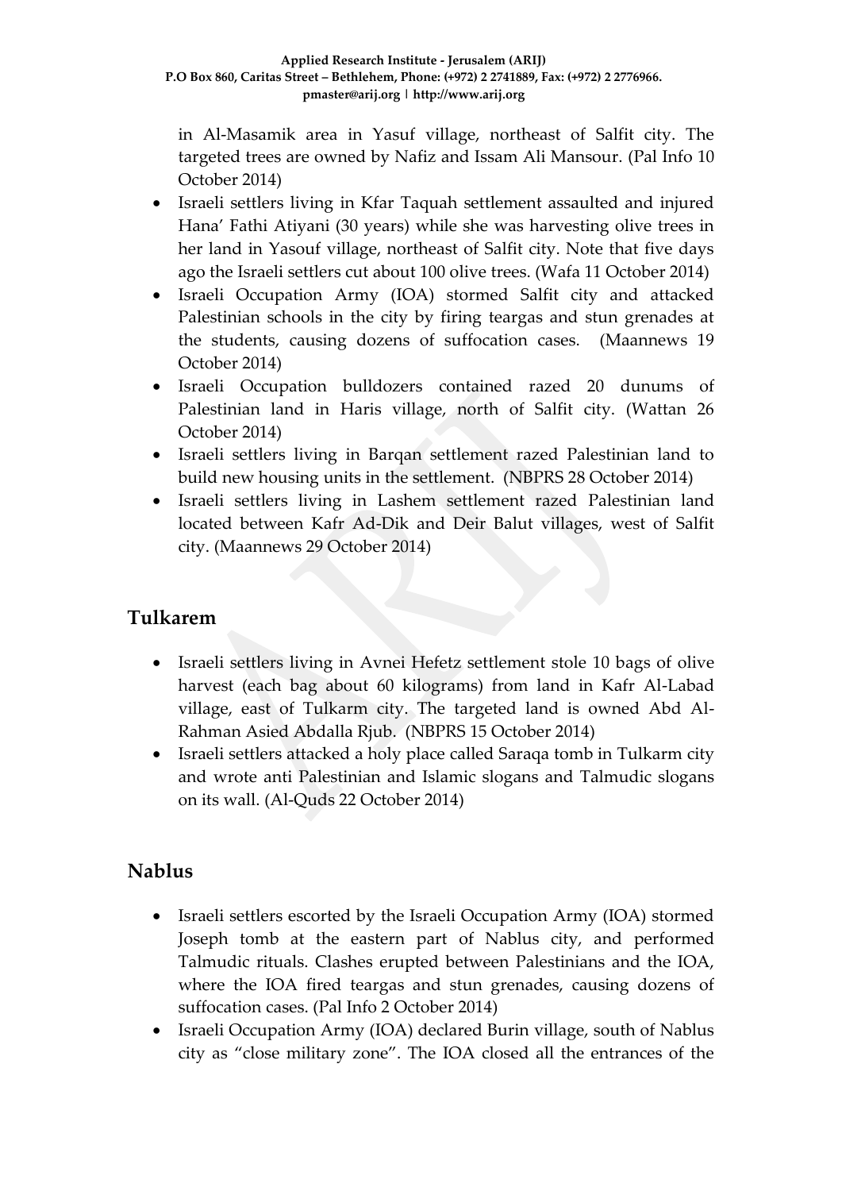in Al-Masamik area in Yasuf village, northeast of Salfit city. The targeted trees are owned by Nafiz and Issam Ali Mansour. (Pal Info 10 October 2014)

- Israeli settlers living in Kfar Taquah settlement assaulted and injured Hana' Fathi Atiyani (30 years) while she was harvesting olive trees in her land in Yasouf village, northeast of Salfit city. Note that five days ago the Israeli settlers cut about 100 olive trees. (Wafa 11 October 2014)
- Israeli Occupation Army (IOA) stormed Salfit city and attacked Palestinian schools in the city by firing teargas and stun grenades at the students, causing dozens of suffocation cases. (Maannews 19 October 2014)
- Israeli Occupation bulldozers contained razed 20 dunums of Palestinian land in Haris village, north of Salfit city. (Wattan 26 October 2014)
- Israeli settlers living in Barqan settlement razed Palestinian land to build new housing units in the settlement. (NBPRS 28 October 2014)
- Israeli settlers living in Lashem settlement razed Palestinian land located between Kafr Ad-Dik and Deir Balut villages, west of Salfit city. (Maannews 29 October 2014)

## Tulkarem

- Israeli settlers living in Avnei Hefetz settlement stole 10 bags of olive harvest (each bag about 60 kilograms) from land in Kafr Al-Labad village, east of Tulkarm city. The targeted land is owned Abd Al-Rahman Asied Abdalla Rjub. (NBPRS 15 October 2014)
- Israeli settlers attacked a holy place called Saraqa tomb in Tulkarm city and wrote anti Palestinian and Islamic slogans and Talmudic slogans on its wall. (Al-Quds 22 October 2014)

## Nablus

- Israeli settlers escorted by the Israeli Occupation Army (IOA) stormed Joseph tomb at the eastern part of Nablus city, and performed Talmudic rituals. Clashes erupted between Palestinians and the IOA, where the IOA fired teargas and stun grenades, causing dozens of suffocation cases. (Pal Info 2 October 2014)
- Israeli Occupation Army (IOA) declared Burin village, south of Nablus city as "close military zone". The IOA closed all the entrances of the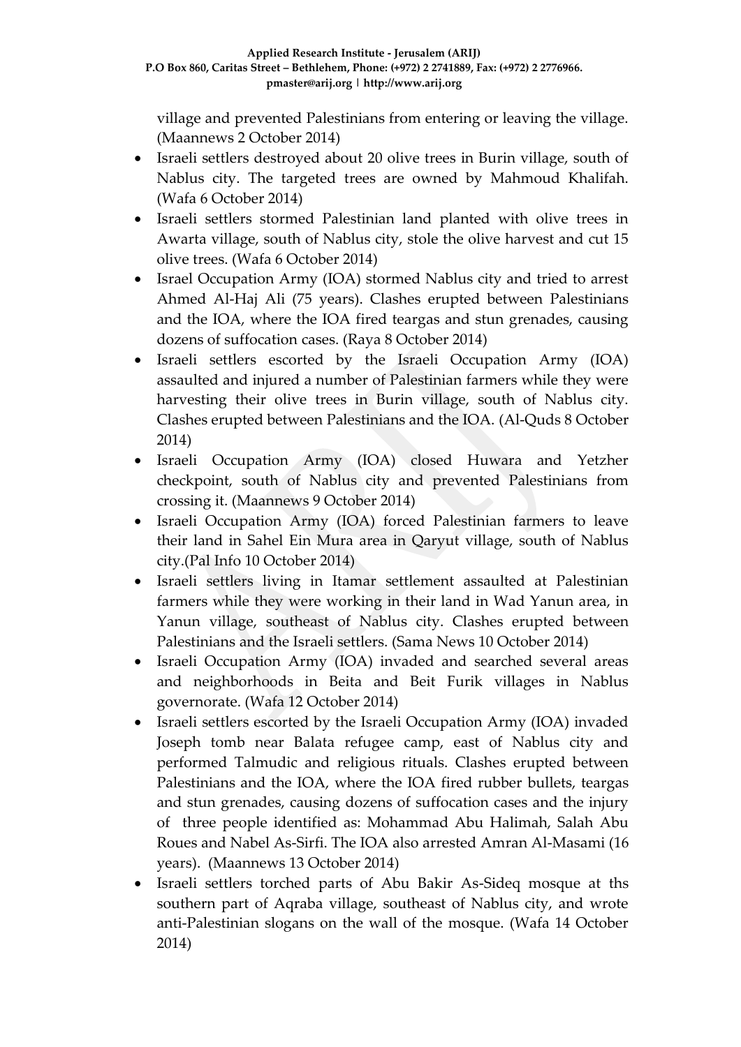village and prevented Palestinians from entering or leaving the village. (Maannews 2 October 2014)

- Israeli settlers destroyed about 20 olive trees in Burin village, south of Nablus city. The targeted trees are owned by Mahmoud Khalifah. (Wafa 6 October 2014)
- Israeli settlers stormed Palestinian land planted with olive trees in Awarta village, south of Nablus city, stole the olive harvest and cut 15 olive trees. (Wafa 6 October 2014)
- Israel Occupation Army (IOA) stormed Nablus city and tried to arrest Ahmed Al-Haj Ali (75 years). Clashes erupted between Palestinians and the IOA, where the IOA fired teargas and stun grenades, causing dozens of suffocation cases. (Raya 8 October 2014)
- Israeli settlers escorted by the Israeli Occupation Army (IOA) assaulted and injured a number of Palestinian farmers while they were harvesting their olive trees in Burin village, south of Nablus city. Clashes erupted between Palestinians and the IOA. (Al-Quds 8 October 2014)
- Israeli Occupation Army (IOA) closed Huwara and Yetzher checkpoint, south of Nablus city and prevented Palestinians from crossing it. (Maannews 9 October 2014)
- Israeli Occupation Army (IOA) forced Palestinian farmers to leave their land in Sahel Ein Mura area in Qaryut village, south of Nablus city.(Pal Info 10 October 2014)
- Israeli settlers living in Itamar settlement assaulted at Palestinian farmers while they were working in their land in Wad Yanun area, in Yanun village, southeast of Nablus city. Clashes erupted between Palestinians and the Israeli settlers. (Sama News 10 October 2014)
- Israeli Occupation Army (IOA) invaded and searched several areas and neighborhoods in Beita and Beit Furik villages in Nablus governorate. (Wafa 12 October 2014)
- Israeli settlers escorted by the Israeli Occupation Army (IOA) invaded Joseph tomb near Balata refugee camp, east of Nablus city and performed Talmudic and religious rituals. Clashes erupted between Palestinians and the IOA, where the IOA fired rubber bullets, teargas and stun grenades, causing dozens of suffocation cases and the injury of three people identified as: Mohammad Abu Halimah, Salah Abu Roues and Nabel As-Sirfi. The IOA also arrested Amran Al-Masami (16 years). (Maannews 13 October 2014)
- Israeli settlers torched parts of Abu Bakir As-Sideq mosque at ths southern part of Aqraba village, southeast of Nablus city, and wrote anti-Palestinian slogans on the wall of the mosque. (Wafa 14 October 2014)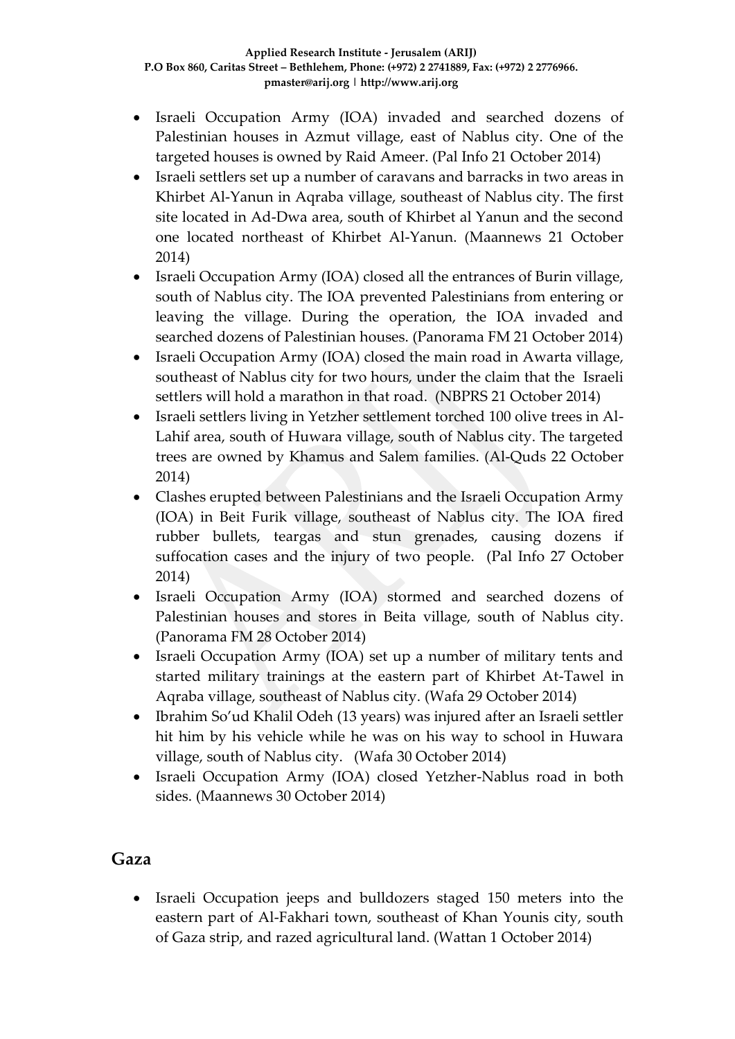- Israeli Occupation Army (IOA) invaded and searched dozens of Palestinian houses in Azmut village, east of Nablus city. One of the targeted houses is owned by Raid Ameer. (Pal Info 21 October 2014)
- Israeli settlers set up a number of caravans and barracks in two areas in Khirbet Al-Yanun in Aqraba village, southeast of Nablus city. The first site located in Ad-Dwa area, south of Khirbet al Yanun and the second one located northeast of Khirbet Al-Yanun. (Maannews 21 October 2014)
- Israeli Occupation Army (IOA) closed all the entrances of Burin village, south of Nablus city. The IOA prevented Palestinians from entering or leaving the village. During the operation, the IOA invaded and searched dozens of Palestinian houses. (Panorama FM 21 October 2014)
- Israeli Occupation Army (IOA) closed the main road in Awarta village, southeast of Nablus city for two hours, under the claim that the Israeli settlers will hold a marathon in that road. (NBPRS 21 October 2014)
- Israeli settlers living in Yetzher settlement torched 100 olive trees in Al-Lahif area, south of Huwara village, south of Nablus city. The targeted trees are owned by Khamus and Salem families. (Al-Quds 22 October 2014)
- Clashes erupted between Palestinians and the Israeli Occupation Army (IOA) in Beit Furik village, southeast of Nablus city. The IOA fired rubber bullets, teargas and stun grenades, causing dozens if suffocation cases and the injury of two people. (Pal Info 27 October 2014)
- Israeli Occupation Army (IOA) stormed and searched dozens of Palestinian houses and stores in Beita village, south of Nablus city. (Panorama FM 28 October 2014)
- Israeli Occupation Army (IOA) set up a number of military tents and started military trainings at the eastern part of Khirbet At-Tawel in Aqraba village, southeast of Nablus city. (Wafa 29 October 2014)
- Ibrahim So'ud Khalil Odeh (13 years) was injured after an Israeli settler hit him by his vehicle while he was on his way to school in Huwara village, south of Nablus city. (Wafa 30 October 2014)
- Israeli Occupation Army (IOA) closed Yetzher-Nablus road in both sides. (Maannews 30 October 2014)

## Gaza

- Israeli Occupation jeeps and bulldozers staged 150 meters into the eastern part of Al-Fakhari town, southeast of Khan Younis city, south of Gaza strip, and razed agricultural land. (Wattan 1 October 2014)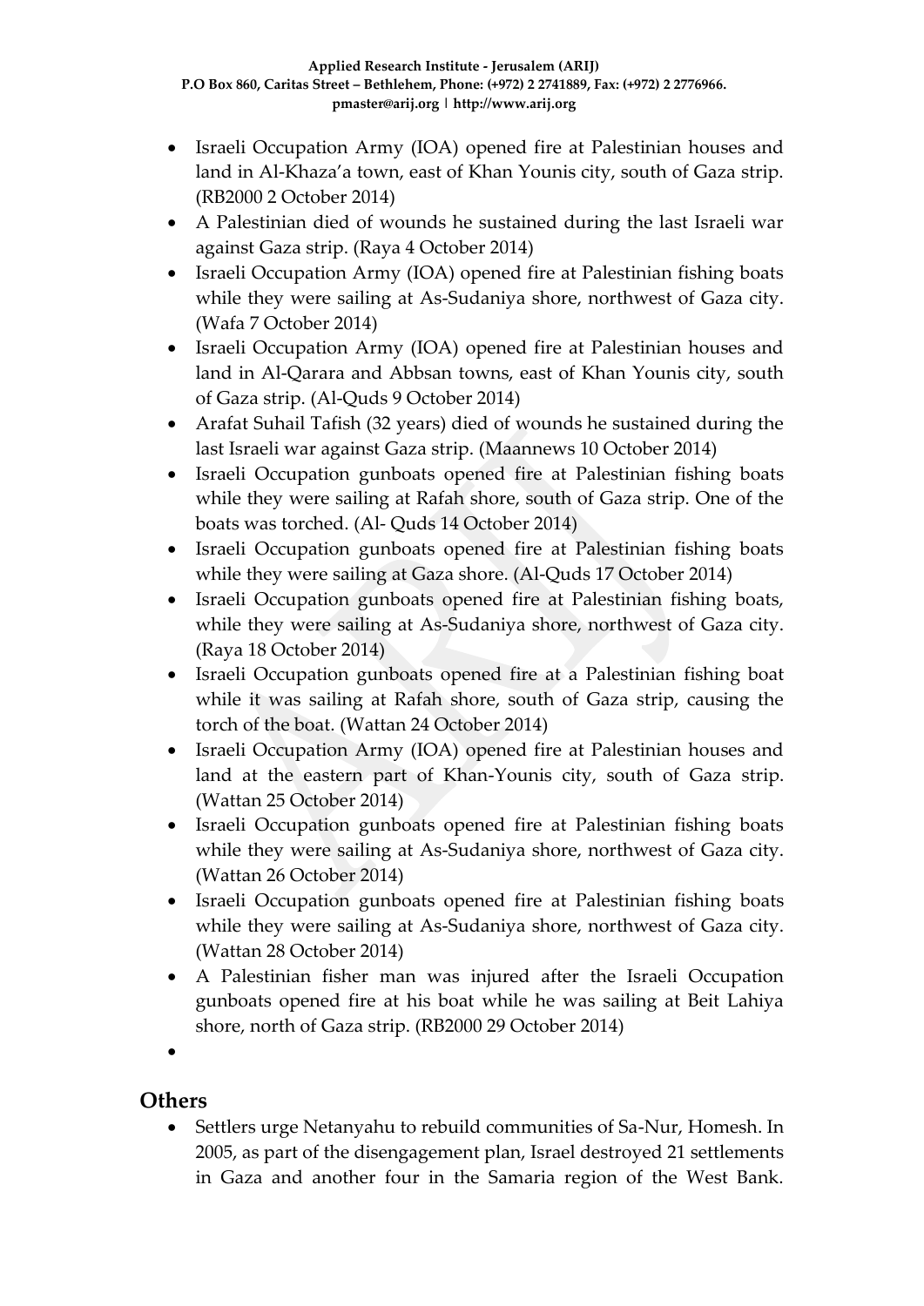- Israeli Occupation Army (IOA) opened fire at Palestinian houses and land in Al-Khaza'a town, east of Khan Younis city, south of Gaza strip. (RB2000 2 October 2014)
- A Palestinian died of wounds he sustained during the last Israeli war against Gaza strip. (Raya 4 October 2014)
- Israeli Occupation Army (IOA) opened fire at Palestinian fishing boats while they were sailing at As-Sudaniya shore, northwest of Gaza city. (Wafa 7 October 2014)
- Israeli Occupation Army (IOA) opened fire at Palestinian houses and land in Al-Qarara and Abbsan towns, east of Khan Younis city, south of Gaza strip. (Al-Quds 9 October 2014)
- Arafat Suhail Tafish (32 years) died of wounds he sustained during the last Israeli war against Gaza strip. (Maannews 10 October 2014)
- Israeli Occupation gunboats opened fire at Palestinian fishing boats while they were sailing at Rafah shore, south of Gaza strip. One of the boats was torched. (Al- Quds 14 October 2014)
- Israeli Occupation gunboats opened fire at Palestinian fishing boats while they were sailing at Gaza shore. (Al-Quds 17 October 2014)
- Israeli Occupation gunboats opened fire at Palestinian fishing boats, while they were sailing at As-Sudaniya shore, northwest of Gaza city. (Raya 18 October 2014)
- Israeli Occupation gunboats opened fire at a Palestinian fishing boat while it was sailing at Rafah shore, south of Gaza strip, causing the torch of the boat. (Wattan 24 October 2014)
- Israeli Occupation Army (IOA) opened fire at Palestinian houses and land at the eastern part of Khan-Younis city, south of Gaza strip. (Wattan 25 October 2014)
- Israeli Occupation gunboats opened fire at Palestinian fishing boats while they were sailing at As-Sudaniya shore, northwest of Gaza city. (Wattan 26 October 2014)
- Israeli Occupation gunboats opened fire at Palestinian fishing boats while they were sailing at As-Sudaniya shore, northwest of Gaza city. (Wattan 28 October 2014)
- A Palestinian fisher man was injured after the Israeli Occupation gunboats opened fire at his boat while he was sailing at Beit Lahiya shore, north of Gaza strip. (RB2000 29 October 2014)
- 

## Others

- Settlers urge Netanyahu to rebuild communities of Sa-Nur, Homesh. In 2005, as part of the disengagement plan, Israel destroyed 21 settlements in Gaza and another four in the Samaria region of the West Bank.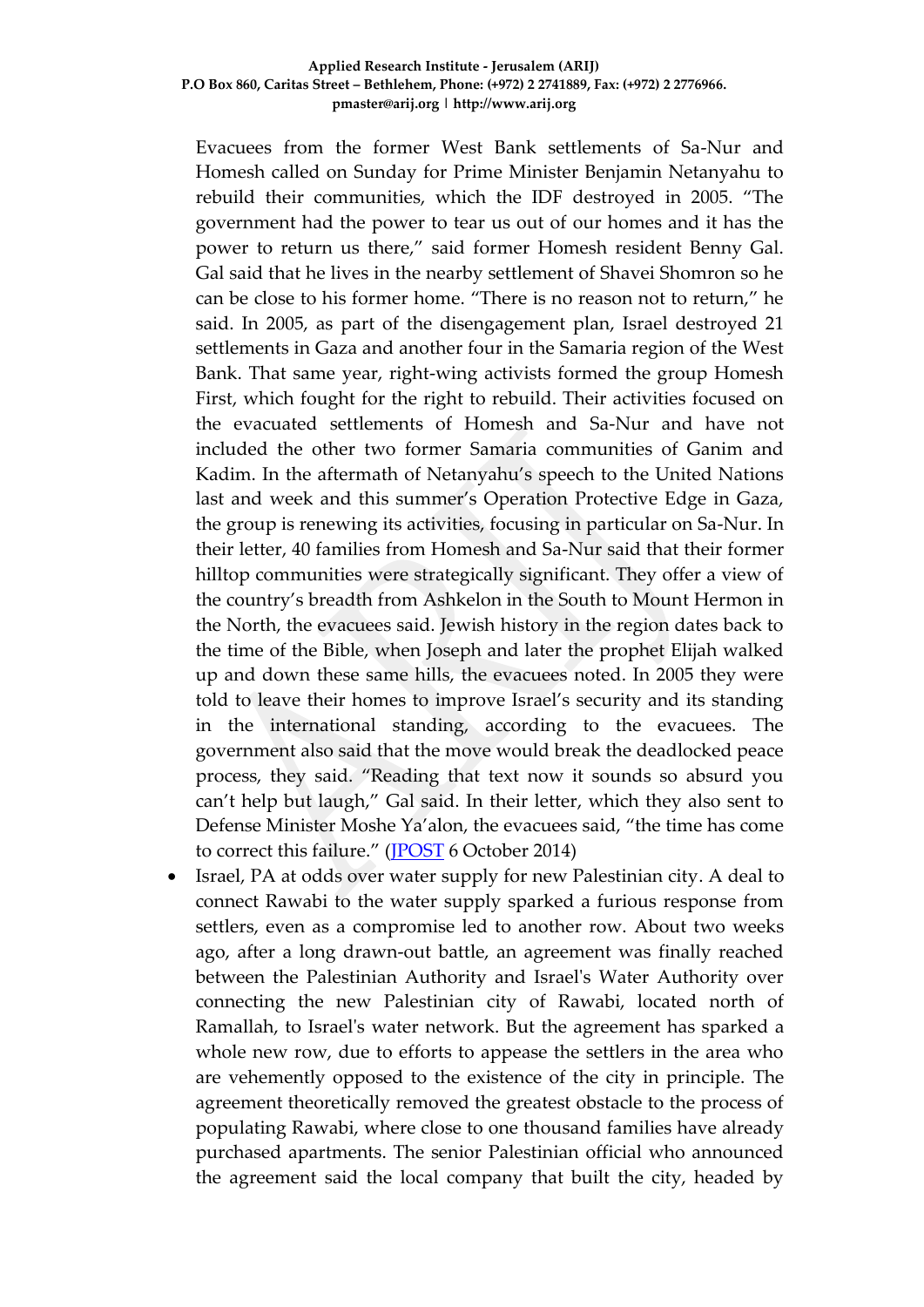Evacuees from the former West Bank settlements of Sa-Nur and Homesh called on Sunday for Prime Minister Benjamin Netanyahu to rebuild their communities, which the IDF destroyed in 2005. “The government had the power to tear us out of our homes and it has the power to return us there,” said former Homesh resident Benny Gal. Gal said that he lives in the nearby settlement of Shavei Shomron so he can be close to his former home. “There is no reason not to return,” he said. In 2005, as part of the disengagement plan, Israel destroyed 21 settlements in Gaza and another four in the Samaria region of the West Bank. That same year, right-wing activists formed the group Homesh First, which fought for the right to rebuild. Their activities focused on the evacuated settlements of Homesh and Sa-Nur and have not included the other two former Samaria communities of Ganim and Kadim. In the aftermath of Netanyahu’s speech to the United Nations last and week and this summer’s Operation Protective Edge in Gaza, the group is renewing its activities, focusing in particular on Sa-Nur. In their letter, 40 families from Homesh and Sa-Nur said that their former hilltop communities were strategically significant. They offer a view of the country’s breadth from Ashkelon in the South to Mount Hermon in the North, the evacuees said. Jewish history in the region dates back to the time of the Bible, when Joseph and later the prophet Elijah walked up and down these same hills, the evacuees noted. In 2005 they were told to leave their homes to improve Israel’s security and its standing in the international standing, according to the evacuees. The government also said that the move would break the deadlocked peace process, they said. “Reading that text now it sounds so absurd you can’t help but laugh,” Gal said. In their letter, which they also sent to Defense Minister Moshe Ya’alon, the evacuees said, “the time has come to correct this failure.” (JPOST 6 October 2014)

- Israel, PA at odds over water supply for new Palestinian city. A deal to connect Rawabi to the water supply sparked a furious response from settlers, even as a compromise led to another row. About two weeks ago, after a long drawn-out battle, an agreement was finally reached between the Palestinian Authority and Israel's Water Authority over connecting the new Palestinian city of Rawabi, located north of Ramallah, to Israel's water network. But the agreement has sparked a whole new row, due to efforts to appease the settlers in the area who are vehemently opposed to the existence of the city in principle. The agreement theoretically removed the greatest obstacle to the process of populating Rawabi, where close to one thousand families have already purchased apartments. The senior Palestinian official who announced the agreement said the local company that built the city, headed by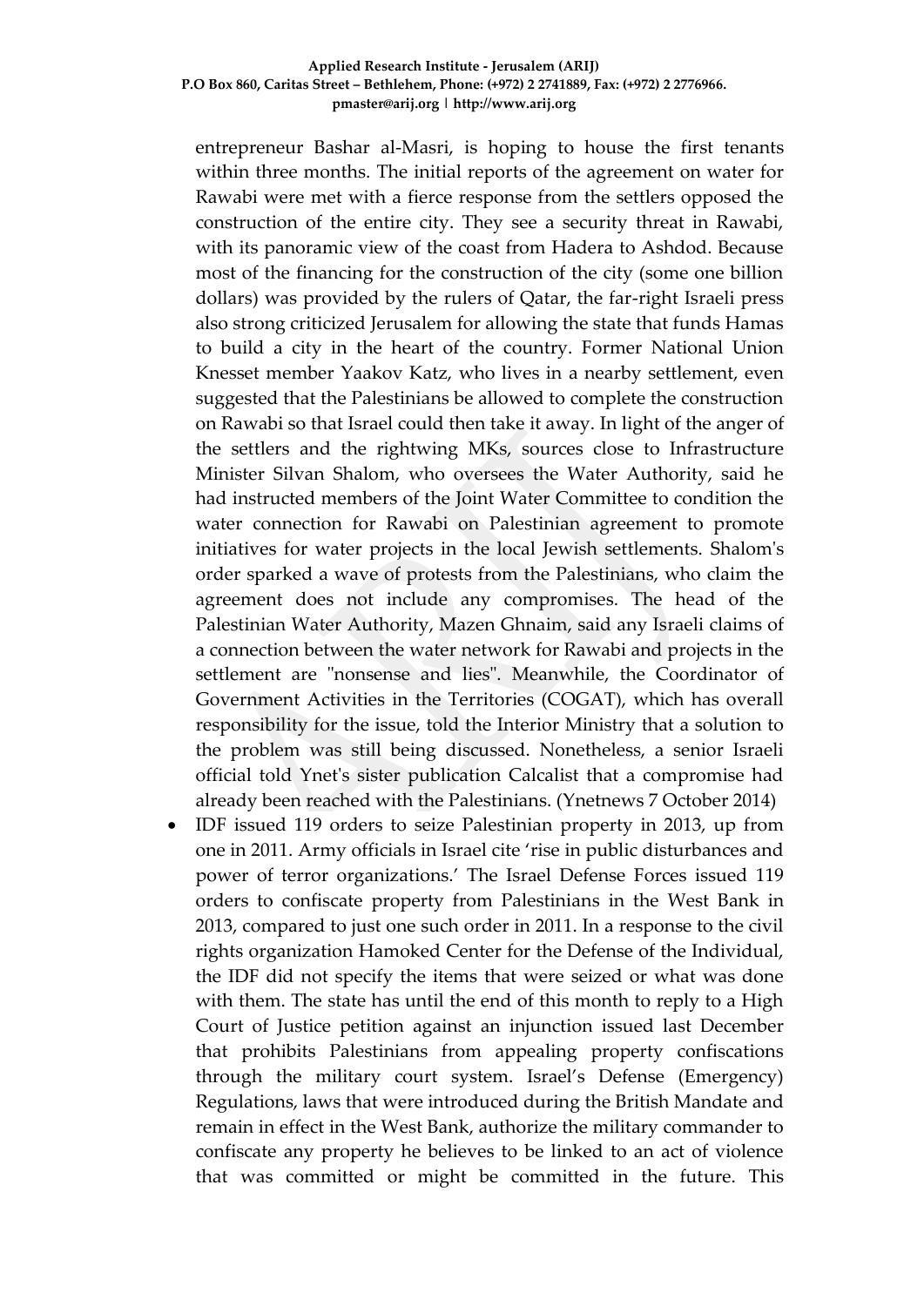entrepreneur Bashar al-Masri, is hoping to house the first tenants within three months. The initial reports of the agreement on water for Rawabi were met with a fierce response from the settlers opposed the construction of the entire city. They see a security threat in Rawabi, with its panoramic view of the coast from Hadera to Ashdod. Because most of the financing for the construction of the city (some one billion dollars) was provided by the rulers of Qatar, the far-right Israeli press also strong criticized Jerusalem for allowing the state that funds Hamas to build a city in the heart of the country. Former National Union Knesset member Yaakov Katz, who lives in a nearby settlement, even suggested that the Palestinians be allowed to complete the construction on Rawabi so that Israel could then take it away. In light of the anger of the settlers and the rightwing MKs, sources close to Infrastructure Minister Silvan Shalom, who oversees the Water Authority, said he had instructed members of the Joint Water Committee to condition the water connection for Rawabi on Palestinian agreement to promote initiatives for water projects in the local Jewish settlements. Shalom's order sparked a wave of protests from the Palestinians, who claim the agreement does not include any compromises. The head of the Palestinian Water Authority, Mazen Ghnaim, said any Israeli claims of a connection between the water network for Rawabi and projects in the settlement are "nonsense and lies". Meanwhile, the Coordinator of Government Activities in the Territories (COGAT), which has overall responsibility for the issue, told the Interior Ministry that a solution to the problem was still being discussed. Nonetheless, a senior Israeli official told Ynet's sister publication Calcalist that a compromise had already been reached with the Palestinians. (Ynetnews 7 October 2014)

- IDF issued 119 orders to seize Palestinian property in 2013, up from one in 2011. Army officials in Israel cite 'rise in public disturbances and power of terror organizations.' The Israel Defense Forces issued 119 orders to confiscate property from Palestinians in the West Bank in 2013, compared to just one such order in 2011. In a response to the civil rights organization Hamoked Center for the Defense of the Individual, the IDF did not specify the items that were seized or what was done with them. The state has until the end of this month to reply to a High Court of Justice petition against an injunction issued last December that prohibits Palestinians from appealing property confiscations through the military court system. Israel's Defense (Emergency) Regulations, laws that were introduced during the British Mandate and remain in effect in the West Bank, authorize the military commander to confiscate any property he believes to be linked to an act of violence that was committed or might be committed in the future. This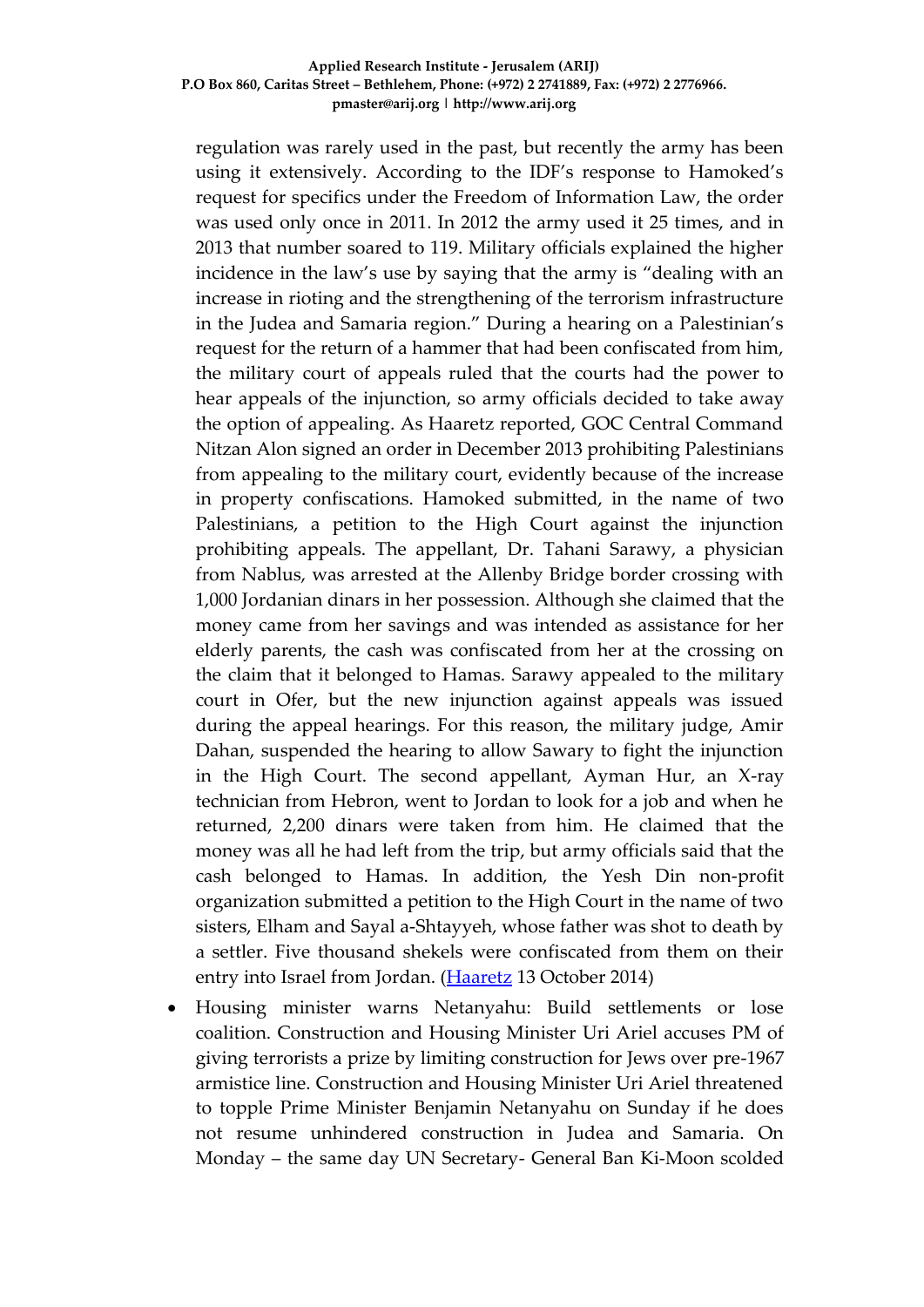regulation was rarely used in the past, but recently the army has been using it extensively. According to the IDF's response to Hamoked's request for specifics under the Freedom of Information Law, the order was used only once in 2011. In 2012 the army used it 25 times, and in 2013 that number soared to 119. Military officials explained the higher incidence in the law's use by saying that the army is "dealing with an increase in rioting and the strengthening of the terrorism infrastructure in the Judea and Samaria region." During a hearing on a Palestinian's request for the return of a hammer that had been confiscated from him, the military court of appeals ruled that the courts had the power to hear appeals of the injunction, so army officials decided to take away the option of appealing. As Haaretz reported, GOC Central Command Nitzan Alon signed an order in December 2013 prohibiting Palestinians from appealing to the military court, evidently because of the increase in property confiscations. Hamoked submitted, in the name of two Palestinians, a petition to the High Court against the injunction prohibiting appeals. The appellant, Dr. Tahani Sarawy, a physician from Nablus, was arrested at the Allenby Bridge border crossing with 1,000 Jordanian dinars in her possession. Although she claimed that the money came from her savings and was intended as assistance for her elderly parents, the cash was confiscated from her at the crossing on the claim that it belonged to Hamas. Sarawy appealed to the military court in Ofer, but the new injunction against appeals was issued during the appeal hearings. For this reason, the military judge, Amir Dahan, suspended the hearing to allow Sawary to fight the injunction in the High Court. The second appellant, Ayman Hur, an X-ray technician from Hebron, went to Jordan to look for a job and when he returned, 2,200 dinars were taken from him. He claimed that the money was all he had left from the trip, but army officials said that the cash belonged to Hamas. In addition, the Yesh Din non-profit organization submitted a petition to the High Court in the name of two sisters, Elham and Sayal a-Shtayyeh, whose father was shot to death by a settler. Five thousand shekels were confiscated from them on their entry into Israel from Jordan. (Haaretz 13 October 2014)

- Housing minister warns Netanyahu: Build settlements or lose coalition. Construction and Housing Minister Uri Ariel accuses PM of giving terrorists a prize by limiting construction for Jews over pre-1967 armistice line. Construction and Housing Minister Uri Ariel threatened to topple Prime Minister Benjamin Netanyahu on Sunday if he does not resume unhindered construction in Judea and Samaria. On Monday – the same day UN Secretary- General Ban Ki-Moon scolded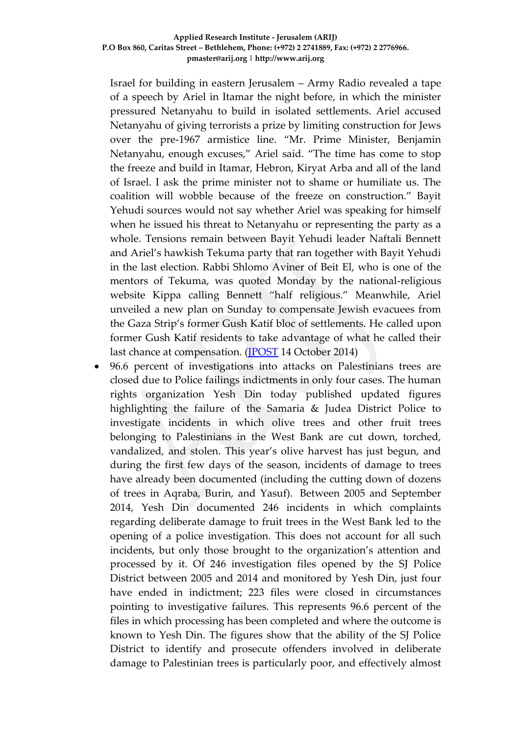Israel for building in eastern Jerusalem – Army Radio revealed a tape of a speech by Ariel in Itamar the night before, in which the minister pressured Netanyahu to build in isolated settlements. Ariel accused Netanyahu of giving terrorists a prize by limiting construction for Jews over the pre-1967 armistice line. "Mr. Prime Minister, Benjamin Netanyahu, enough excuses," Ariel said. "The time has come to stop the freeze and build in Itamar, Hebron, Kiryat Arba and all of the land of Israel. I ask the prime minister not to shame or humiliate us. The coalition will wobble because of the freeze on construction." Bayit Yehudi sources would not say whether Ariel was speaking for himself when he issued his threat to Netanyahu or representing the party as a whole. Tensions remain between Bayit Yehudi leader Naftali Bennett and Ariel's hawkish Tekuma party that ran together with Bayit Yehudi in the last election. Rabbi Shlomo Aviner of Beit El, who is one of the mentors of Tekuma, was quoted Monday by the national-religious website Kippa calling Bennett "half religious." Meanwhile, Ariel unveiled a new plan on Sunday to compensate Jewish evacuees from the Gaza Strip's former Gush Katif bloc of settlements. He called upon former Gush Katif residents to take advantage of what he called their last chance at compensation. (JPOST 14 October 2014)

- 96.6 percent of investigations into attacks on Palestinians trees are closed due to Police failings indictments in only four cases. The human rights organization Yesh Din today published updated figures highlighting the failure of the Samaria & Judea District Police to investigate incidents in which olive trees and other fruit trees belonging to Palestinians in the West Bank are cut down, torched, vandalized, and stolen. This year's olive harvest has just begun, and during the first few days of the season, incidents of damage to trees have already been documented (including the cutting down of dozens of trees in Aqraba, Burin, and Yasuf). Between 2005 and September 2014, Yesh Din documented 246 incidents in which complaints regarding deliberate damage to fruit trees in the West Bank led to the opening of a police investigation. This does not account for all such incidents, but only those brought to the organization's attention and processed by it. Of 246 investigation files opened by the SJ Police District between 2005 and 2014 and monitored by Yesh Din, just four have ended in indictment; 223 files were closed in circumstances pointing to investigative failures. This represents 96.6 percent of the files in which processing has been completed and where the outcome is known to Yesh Din. The figures show that the ability of the SJ Police District to identify and prosecute offenders involved in deliberate damage to Palestinian trees is particularly poor, and effectively almost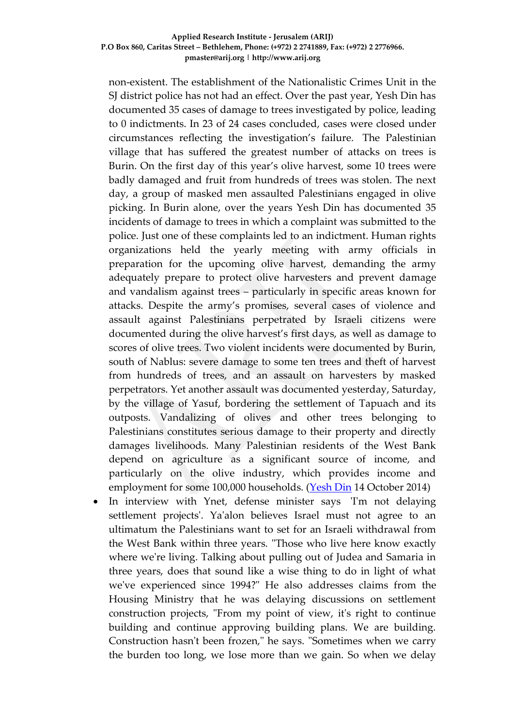non-existent. The establishment of the Nationalistic Crimes Unit in the SJ district police has not had an effect. Over the past year, Yesh Din has documented 35 cases of damage to trees investigated by police, leading to 0 indictments. In 23 of 24 cases concluded, cases were closed under circumstances reflecting the investigation's failure. The Palestinian village that has suffered the greatest number of attacks on trees is Burin. On the first day of this year's olive harvest, some 10 trees were badly damaged and fruit from hundreds of trees was stolen. The next day, a group of masked men assaulted Palestinians engaged in olive picking. In Burin alone, over the years Yesh Din has documented 35 incidents of damage to trees in which a complaint was submitted to the police. Just one of these complaints led to an indictment. Human rights organizations held the yearly meeting with army officials in preparation for the upcoming olive harvest, demanding the army adequately prepare to protect olive harvesters and prevent damage and vandalism against trees – particularly in specific areas known for attacks. Despite the army's promises, several cases of violence and assault against Palestinians perpetrated by Israeli citizens were documented during the olive harvest's first days, as well as damage to scores of olive trees. Two violent incidents were documented by Burin, south of Nablus: severe damage to some ten trees and theft of harvest from hundreds of trees, and an assault on harvesters by masked perpetrators. Yet another assault was documented yesterday, Saturday, by the village of Yasuf, bordering the settlement of Tapuach and its outposts. Vandalizing of olives and other trees belonging to Palestinians constitutes serious damage to their property and directly damages livelihoods. Many Palestinian residents of the West Bank depend on agriculture as a significant source of income, and particularly on the olive industry, which provides income and employment for some 100,000 households. (Yesh Din 14 October 2014)

- In interview with Ynet, defense minister says 'I'm not delaying settlement projects'. Ya'alon believes Israel must not agree to an ultimatum the Palestinians want to set for an Israeli withdrawal from the West Bank within three years. "Those who live here know exactly where we're living. Talking about pulling out of Judea and Samaria in three years, does that sound like a wise thing to do in light of what we've experienced since 1994?" He also addresses claims from the Housing Ministry that he was delaying discussions on settlement construction projects, "From my point of view, it's right to continue building and continue approving building plans. We are building. Construction hasn't been frozen," he says. "Sometimes when we carry the burden too long, we lose more than we gain. So when we delay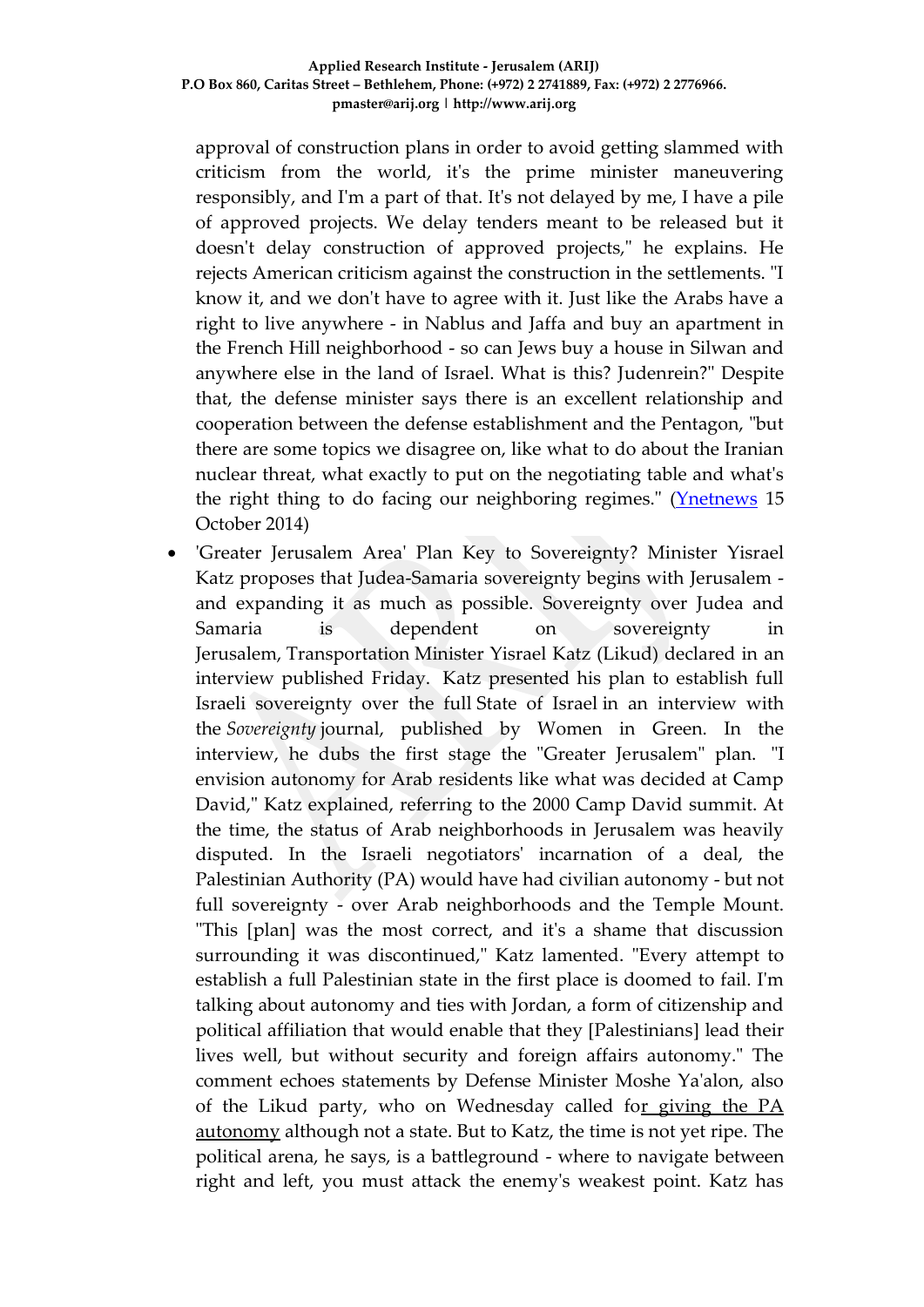approval of construction plans in order to avoid getting slammed with criticism from the world, it's the prime minister maneuvering responsibly, and I'm a part of that. It's not delayed by me, I have a pile of approved projects. We delay tenders meant to be released but it doesn't delay construction of approved projects," he explains. He rejects American criticism against the construction in the settlements. "I know it, and we don't have to agree with it. Just like the Arabs have a right to live anywhere - in Nablus and Jaffa and buy an apartment in the French Hill neighborhood - so can Jews buy a house in Silwan and anywhere else in the land of Israel. What is this? Judenrein?" Despite that, the defense minister says there is an excellent relationship and cooperation between the defense establishment and the Pentagon, "but there are some topics we disagree on, like what to do about the Iranian nuclear threat, what exactly to put on the negotiating table and what's the right thing to do facing our neighboring regimes." (Ynetnews 15 October 2014)

- 'Greater Jerusalem Area' Plan Key to Sovereignty? Minister Yisrael Katz proposes that Judea-Samaria sovereignty begins with Jerusalem - and expanding it as much as possible. Sovereignty over Judea and Samaria is dependent on sovereignty in Jerusalem, Transportation Minister Yisrael Katz (Likud) declared in an interview published Friday. Katz presented his plan to establish full Israeli sovereignty over the full State of Israel in an interview with the *Sovereignty* journal, published by Women in Green. In the interview, he dubs the first stage the "Greater Jerusalem" plan. "I envision autonomy for Arab residents like what was decided at Camp David," Katz explained, referring to the 2000 Camp David summit. At the time, the status of Arab neighborhoods in Jerusalem was heavily disputed. In the Israeli negotiators' incarnation of a deal, the Palestinian Authority (PA) would have had civilian autonomy - but not full sovereignty - over Arab neighborhoods and the Temple Mount. "This [plan] was the most correct, and it's a shame that discussion surrounding it was discontinued," Katz lamented. "Every attempt to establish a full Palestinian state in the first place is doomed to fail. I'm talking about autonomy and ties with Jordan, a form of citizenship and political affiliation that would enable that they [Palestinians] lead their lives well, but without security and foreign affairs autonomy." The comment echoes statements by Defense Minister Moshe Ya'alon, also of the Likud party, who on Wednesday called for giving the PA autonomy although not a state. But to Katz, the time is not yet ripe. The political arena, he says, is a battleground - where to navigate between right and left, you must attack the enemy's weakest point. Katz has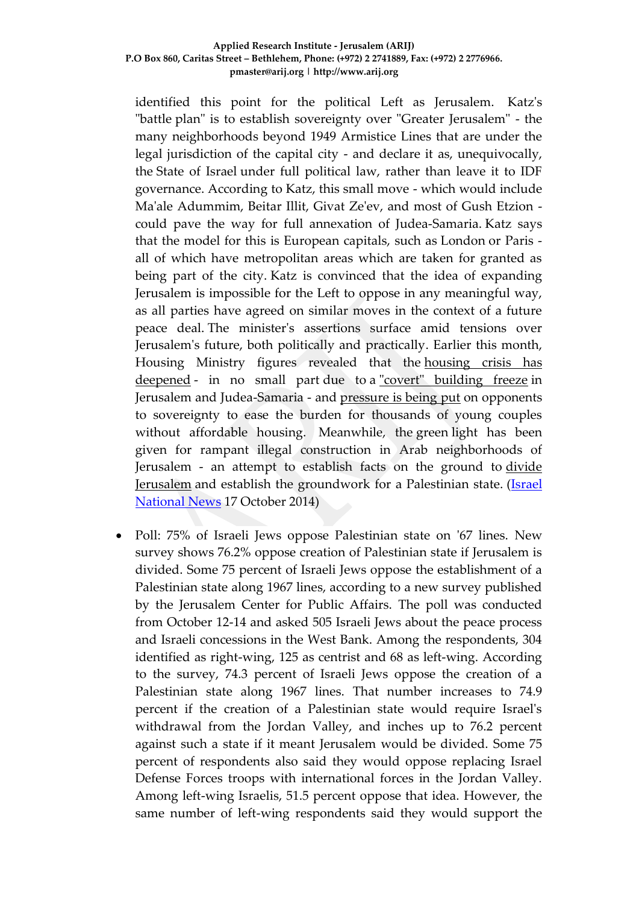identified this point for the political Left as Jerusalem. Katz's "battle plan" is to establish sovereignty over "Greater Jerusalem" - the many neighborhoods beyond 1949 Armistice Lines that are under the legal jurisdiction of the capital city - and declare it as, unequivocally, the State of Israel under full political law, rather than leave it to IDF governance. According to Katz, this small move - which would include Ma'ale Adummim, Beitar Illit, Givat Ze'ev, and most of Gush Etzion - could pave the way for full annexation of Judea-Samaria. Katz says that the model for this is European capitals, such as London or Paris - all of which have metropolitan areas which are taken for granted as being part of the city. Katz is convinced that the idea of expanding Jerusalem is impossible for the Left to oppose in any meaningful way, as all parties have agreed on similar moves in the context of a future peace deal. The minister's assertions surface amid tensions over Jerusalem's future, both politically and practically. Earlier this month, Housing Ministry figures revealed that the housing crisis has deepened - in no small part due to a "covert" building freeze in Jerusalem and Judea-Samaria - and pressure is being put on opponents to sovereignty to ease the burden for thousands of young couples without affordable housing. Meanwhile, the green light has been given for rampant illegal construction in Arab neighborhoods of Jerusalem - an attempt to establish facts on the ground to divide Jerusalem and establish the groundwork for a Palestinian state. (Israel National News 17 October 2014)

- Poll: 75% of Israeli Jews oppose Palestinian state on '67 lines. New survey shows 76.2% oppose creation of Palestinian state if Jerusalem is divided. Some 75 percent of Israeli Jews oppose the establishment of a Palestinian state along 1967 lines, according to a new survey published by the Jerusalem Center for Public Affairs. The poll was conducted from October 12-14 and asked 505 Israeli Jews about the peace process and Israeli concessions in the West Bank. Among the respondents, 304 identified as right-wing, 125 as centrist and 68 as left-wing. According to the survey, 74.3 percent of Israeli Jews oppose the creation of a Palestinian state along 1967 lines. That number increases to 74.9 percent if the creation of a Palestinian state would require Israel's withdrawal from the Jordan Valley, and inches up to 76.2 percent against such a state if it meant Jerusalem would be divided. Some 75 percent of respondents also said they would oppose replacing Israel Defense Forces troops with international forces in the Jordan Valley. Among left-wing Israelis, 51.5 percent oppose that idea. However, the same number of left-wing respondents said they would support the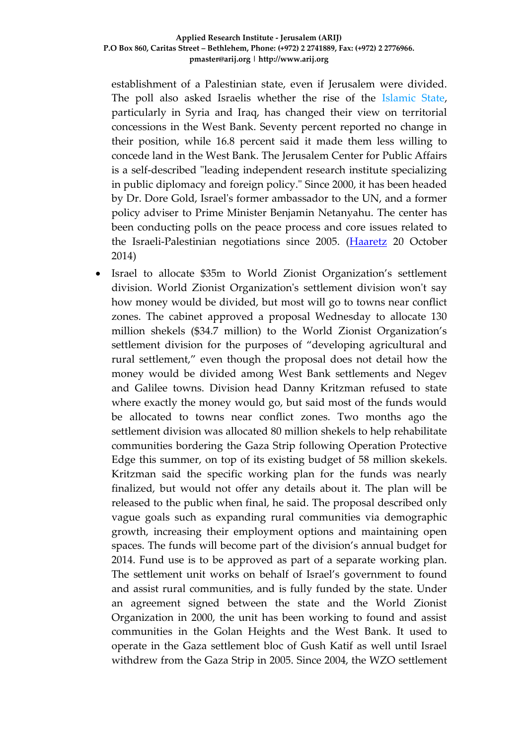establishment of a Palestinian state, even if Jerusalem were divided. The poll also asked Israelis whether the rise of the Islamic State, particularly in Syria and Iraq, has changed their view on territorial concessions in the West Bank. Seventy percent reported no change in their position, while 16.8 percent said it made them less willing to concede land in the West Bank. The Jerusalem Center for Public Affairs is a self-described "leading independent research institute specializing in public diplomacy and foreign policy." Since 2000, it has been headed by Dr. Dore Gold, Israel's former ambassador to the UN, and a former policy adviser to Prime Minister Benjamin Netanyahu. The center has been conducting polls on the peace process and core issues related to the Israeli-Palestinian negotiations since 2005. (Haaretz 20 October 2014)

- Israel to allocate $35m to World Zionist Organization’s settlement division. World Zionist Organization's settlement division won't say how money would be divided, but most will go to towns near conflict zones. The cabinet approved a proposal Wednesday to allocate 130 million shekels ($34.7 million) to the World Zionist Organization’s settlement division for the purposes of “developing agricultural and rural settlement,” even though the proposal does not detail how the money would be divided among West Bank settlements and Negev and Galilee towns. Division head Danny Kritzman refused to state where exactly the money would go, but said most of the funds would be allocated to towns near conflict zones. Two months ago the settlement division was allocated 80 million shekels to help rehabilitate communities bordering the Gaza Strip following Operation Protective Edge this summer, on top of its existing budget of 58 million skekels. Kritzman said the specific working plan for the funds was nearly finalized, but would not offer any details about it. The plan will be released to the public when final, he said. The proposal described only vague goals such as expanding rural communities via demographic growth, increasing their employment options and maintaining open spaces. The funds will become part of the division’s annual budget for 2014. Fund use is to be approved as part of a separate working plan. The settlement unit works on behalf of Israel’s government to found and assist rural communities, and is fully funded by the state. Under an agreement signed between the state and the World Zionist Organization in 2000, the unit has been working to found and assist communities in the Golan Heights and the West Bank. It used to operate in the Gaza settlement bloc of Gush Katif as well until Israel withdrew from the Gaza Strip in 2005. Since 2004, the WZO settlement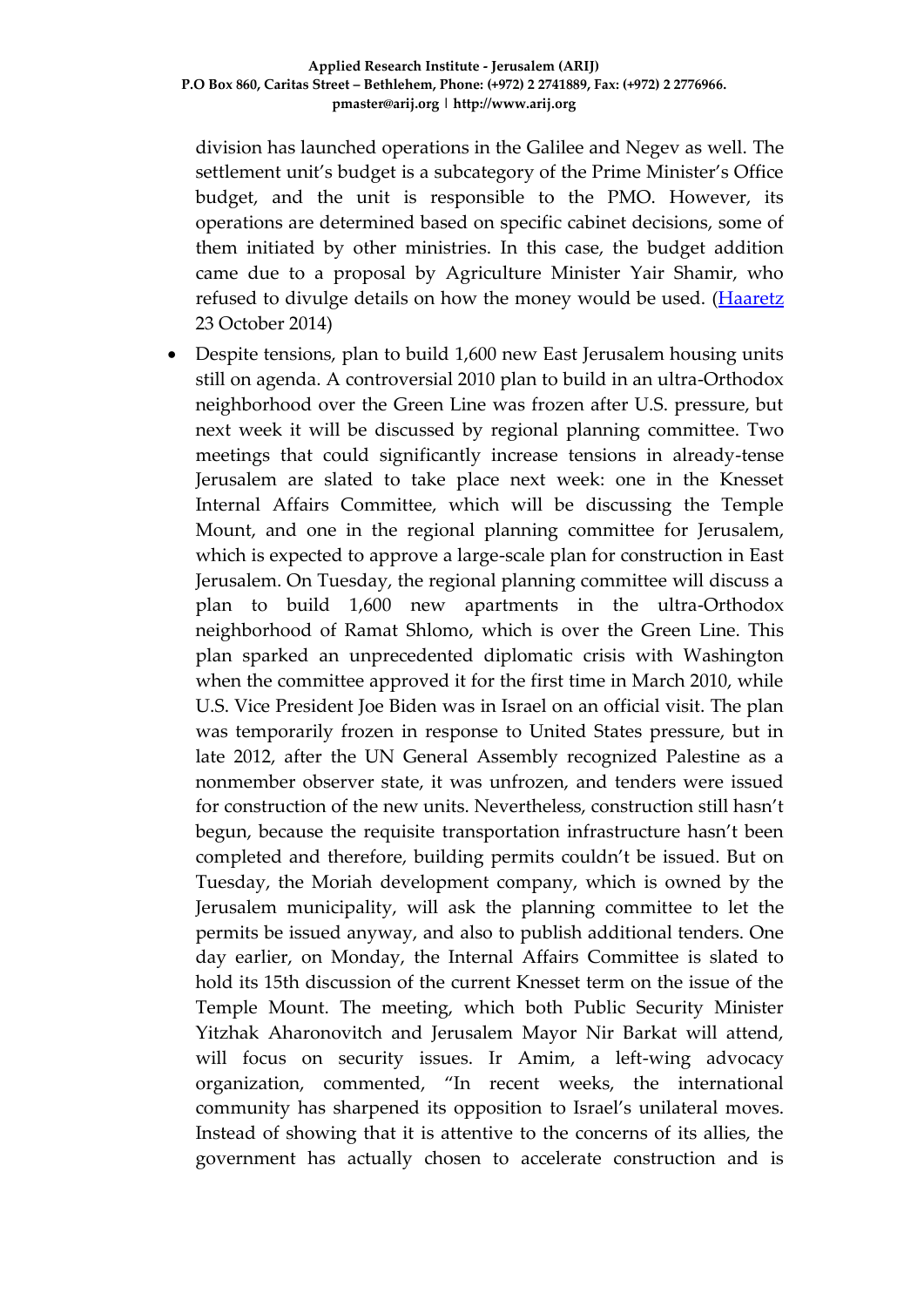division has launched operations in the Galilee and Negev as well. The settlement unit's budget is a subcategory of the Prime Minister's Office budget, and the unit is responsible to the PMO. However, its operations are determined based on specific cabinet decisions, some of them initiated by other ministries. In this case, the budget addition came due to a proposal by Agriculture Minister Yair Shamir, who refused to divulge details on how the money would be used. (Haaretz 23 October 2014)

- Despite tensions, plan to build 1,600 new East Jerusalem housing units still on agenda. A controversial 2010 plan to build in an ultra-Orthodox neighborhood over the Green Line was frozen after U.S. pressure, but next week it will be discussed by regional planning committee. Two meetings that could significantly increase tensions in already-tense Jerusalem are slated to take place next week: one in the Knesset Internal Affairs Committee, which will be discussing the Temple Mount, and one in the regional planning committee for Jerusalem, which is expected to approve a large-scale plan for construction in East Jerusalem. On Tuesday, the regional planning committee will discuss a plan to build 1,600 new apartments in the ultra-Orthodox neighborhood of Ramat Shlomo, which is over the Green Line. This plan sparked an unprecedented diplomatic crisis with Washington when the committee approved it for the first time in March 2010, while U.S. Vice President Joe Biden was in Israel on an official visit. The plan was temporarily frozen in response to United States pressure, but in late 2012, after the UN General Assembly recognized Palestine as a nonmember observer state, it was unfrozen, and tenders were issued for construction of the new units. Nevertheless, construction still hasn't begun, because the requisite transportation infrastructure hasn't been completed and therefore, building permits couldn't be issued. But on Tuesday, the Moriah development company, which is owned by the Jerusalem municipality, will ask the planning committee to let the permits be issued anyway, and also to publish additional tenders. One day earlier, on Monday, the Internal Affairs Committee is slated to hold its 15th discussion of the current Knesset term on the issue of the Temple Mount. The meeting, which both Public Security Minister Yitzhak Aharonovitch and Jerusalem Mayor Nir Barkat will attend, will focus on security issues. Ir Amim, a left-wing advocacy organization, commented, "In recent weeks, the international community has sharpened its opposition to Israel's unilateral moves. Instead of showing that it is attentive to the concerns of its allies, the government has actually chosen to accelerate construction and is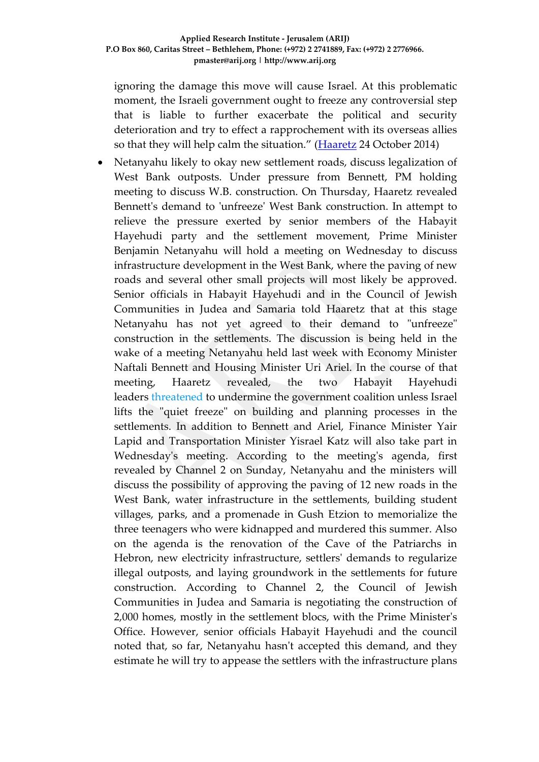ignoring the damage this move will cause Israel. At this problematic moment, the Israeli government ought to freeze any controversial step that is liable to further exacerbate the political and security deterioration and try to effect a rapprochement with its overseas allies so that they will help calm the situation." (Haaretz 24 October 2014)

- Netanyahu likely to okay new settlement roads, discuss legalization of West Bank outposts. Under pressure from Bennett, PM holding meeting to discuss W.B. construction. On Thursday, Haaretz revealed Bennett's demand to 'unfreeze' West Bank construction. In attempt to relieve the pressure exerted by senior members of the Habayit Hayehudi party and the settlement movement, Prime Minister Benjamin Netanyahu will hold a meeting on Wednesday to discuss infrastructure development in the West Bank, where the paving of new roads and several other small projects will most likely be approved. Senior officials in Habayit Hayehudi and in the Council of Jewish Communities in Judea and Samaria told Haaretz that at this stage Netanyahu has not yet agreed to their demand to "unfreeze" construction in the settlements. The discussion is being held in the wake of a meeting Netanyahu held last week with Economy Minister Naftali Bennett and Housing Minister Uri Ariel. In the course of that meeting, Haaretz revealed, the two Habayit Hayehudi leaders threatened to undermine the government coalition unless Israel lifts the "quiet freeze" on building and planning processes in the settlements. In addition to Bennett and Ariel, Finance Minister Yair Lapid and Transportation Minister Yisrael Katz will also take part in Wednesday's meeting. According to the meeting's agenda, first revealed by Channel 2 on Sunday, Netanyahu and the ministers will discuss the possibility of approving the paving of 12 new roads in the West Bank, water infrastructure in the settlements, building student villages, parks, and a promenade in Gush Etzion to memorialize the three teenagers who were kidnapped and murdered this summer. Also on the agenda is the renovation of the Cave of the Patriarchs in Hebron, new electricity infrastructure, settlers' demands to regularize illegal outposts, and laying groundwork in the settlements for future construction. According to Channel 2, the Council of Jewish Communities in Judea and Samaria is negotiating the construction of 2,000 homes, mostly in the settlement blocs, with the Prime Minister's Office. However, senior officials Habayit Hayehudi and the council noted that, so far, Netanyahu hasn't accepted this demand, and they estimate he will try to appease the settlers with the infrastructure plans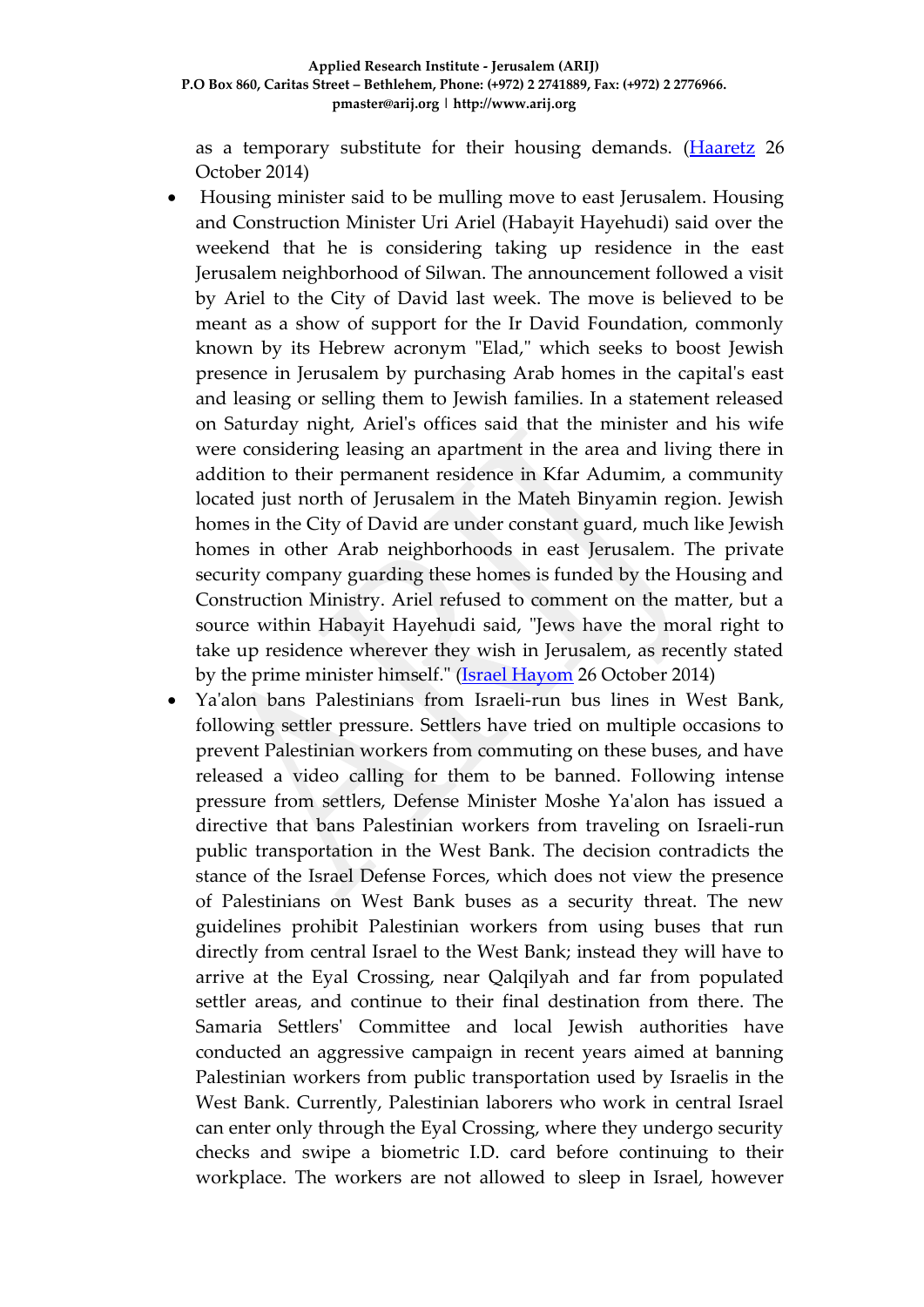as a temporary substitute for their housing demands. ([Haaretz](#) 26 October 2014)

- Housing minister said to be mulling move to east Jerusalem. Housing and Construction Minister Uri Ariel (Habayit Hayehudi) said over the weekend that he is considering taking up residence in the east Jerusalem neighborhood of Silwan. The announcement followed a visit by Ariel to the City of David last week. The move is believed to be meant as a show of support for the Ir David Foundation, commonly known by its Hebrew acronym "Elad," which seeks to boost Jewish presence in Jerusalem by purchasing Arab homes in the capital's east and leasing or selling them to Jewish families. In a statement released on Saturday night, Ariel's offices said that the minister and his wife were considering leasing an apartment in the area and living there in addition to their permanent residence in Kfar Adumim, a community located just north of Jerusalem in the Mateh Binyamin region. Jewish homes in the City of David are under constant guard, much like Jewish homes in other Arab neighborhoods in east Jerusalem. The private security company guarding these homes is funded by the Housing and Construction Ministry. Ariel refused to comment on the matter, but a source within Habayit Hayehudi said, "Jews have the moral right to take up residence wherever they wish in Jerusalem, as recently stated by the prime minister himself." ([Israel Hayom](#) 26 October 2014)
- Ya'alon bans Palestinians from Israeli-run bus lines in West Bank, following settler pressure. Settlers have tried on multiple occasions to prevent Palestinian workers from commuting on these buses, and have released a video calling for them to be banned. Following intense pressure from settlers, Defense Minister Moshe Ya'alon has issued a directive that bans Palestinian workers from traveling on Israeli-run public transportation in the West Bank. The decision contradicts the stance of the Israel Defense Forces, which does not view the presence of Palestinians on West Bank buses as a security threat. The new guidelines prohibit Palestinian workers from using buses that run directly from central Israel to the West Bank; instead they will have to arrive at the Eyal Crossing, near Qalqilyah and far from populated settler areas, and continue to their final destination from there. The Samaria Settlers' Committee and local Jewish authorities have conducted an aggressive campaign in recent years aimed at banning Palestinian workers from public transportation used by Israelis in the West Bank. Currently, Palestinian laborers who work in central Israel can enter only through the Eyal Crossing, where they undergo security checks and swipe a biometric I.D. card before continuing to their workplace. The workers are not allowed to sleep in Israel, however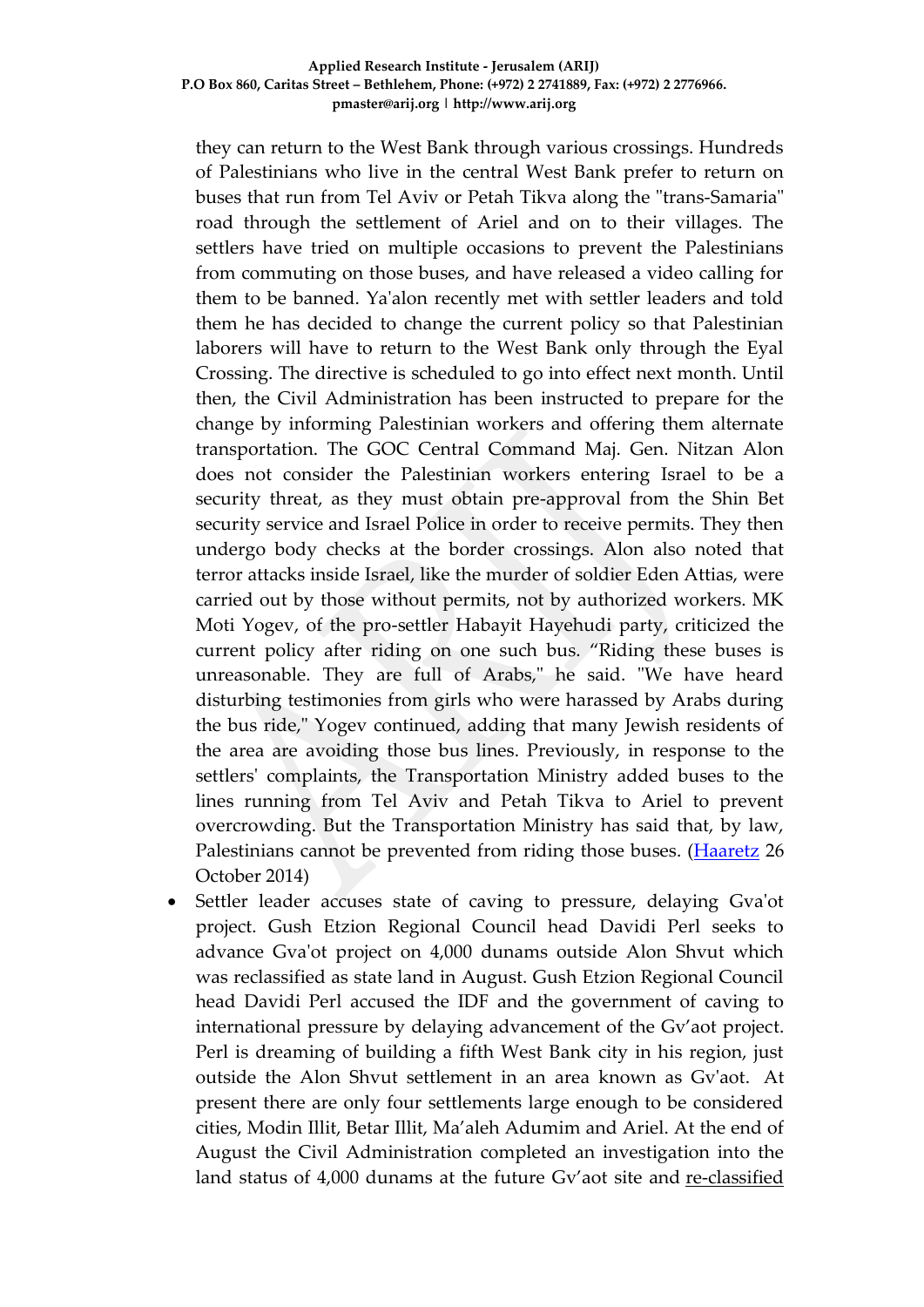they can return to the West Bank through various crossings. Hundreds of Palestinians who live in the central West Bank prefer to return on buses that run from Tel Aviv or Petah Tikva along the "trans-Samaria" road through the settlement of Ariel and on to their villages. The settlers have tried on multiple occasions to prevent the Palestinians from commuting on those buses, and have released a video calling for them to be banned. Ya'alon recently met with settler leaders and told them he has decided to change the current policy so that Palestinian laborers will have to return to the West Bank only through the Eyal Crossing. The directive is scheduled to go into effect next month. Until then, the Civil Administration has been instructed to prepare for the change by informing Palestinian workers and offering them alternate transportation. The GOC Central Command Maj. Gen. Nitzan Alon does not consider the Palestinian workers entering Israel to be a security threat, as they must obtain pre-approval from the Shin Bet security service and Israel Police in order to receive permits. They then undergo body checks at the border crossings. Alon also noted that terror attacks inside Israel, like the murder of soldier Eden Attias, were carried out by those without permits, not by authorized workers. MK Moti Yogev, of the pro-settler Habayit Hayehudi party, criticized the current policy after riding on one such bus. "Riding these buses is unreasonable. They are full of Arabs," he said. "We have heard disturbing testimonies from girls who were harassed by Arabs during the bus ride," Yogev continued, adding that many Jewish residents of the area are avoiding those bus lines. Previously, in response to the settlers' complaints, the Transportation Ministry added buses to the lines running from Tel Aviv and Petah Tikva to Ariel to prevent overcrowding. But the Transportation Ministry has said that, by law, Palestinians cannot be prevented from riding those buses. (Haaretz 26 October 2014)

- Settler leader accuses state of caving to pressure, delaying Gva'ot project. Gush Etzion Regional Council head Davidi Perl seeks to advance Gva'ot project on 4,000 dunams outside Alon Shvut which was reclassified as state land in August. Gush Etzion Regional Council head Davidi Perl accused the IDF and the government of caving to international pressure by delaying advancement of the Gv'aot project. Perl is dreaming of building a fifth West Bank city in his region, just outside the Alon Shvut settlement in an area known as Gv'aot. At present there are only four settlements large enough to be considered cities, Modin Illit, Betar Illit, Ma'aleh Adumim and Ariel. At the end of August the Civil Administration completed an investigation into the land status of 4,000 dunams at the future Gv'aot site and re-classified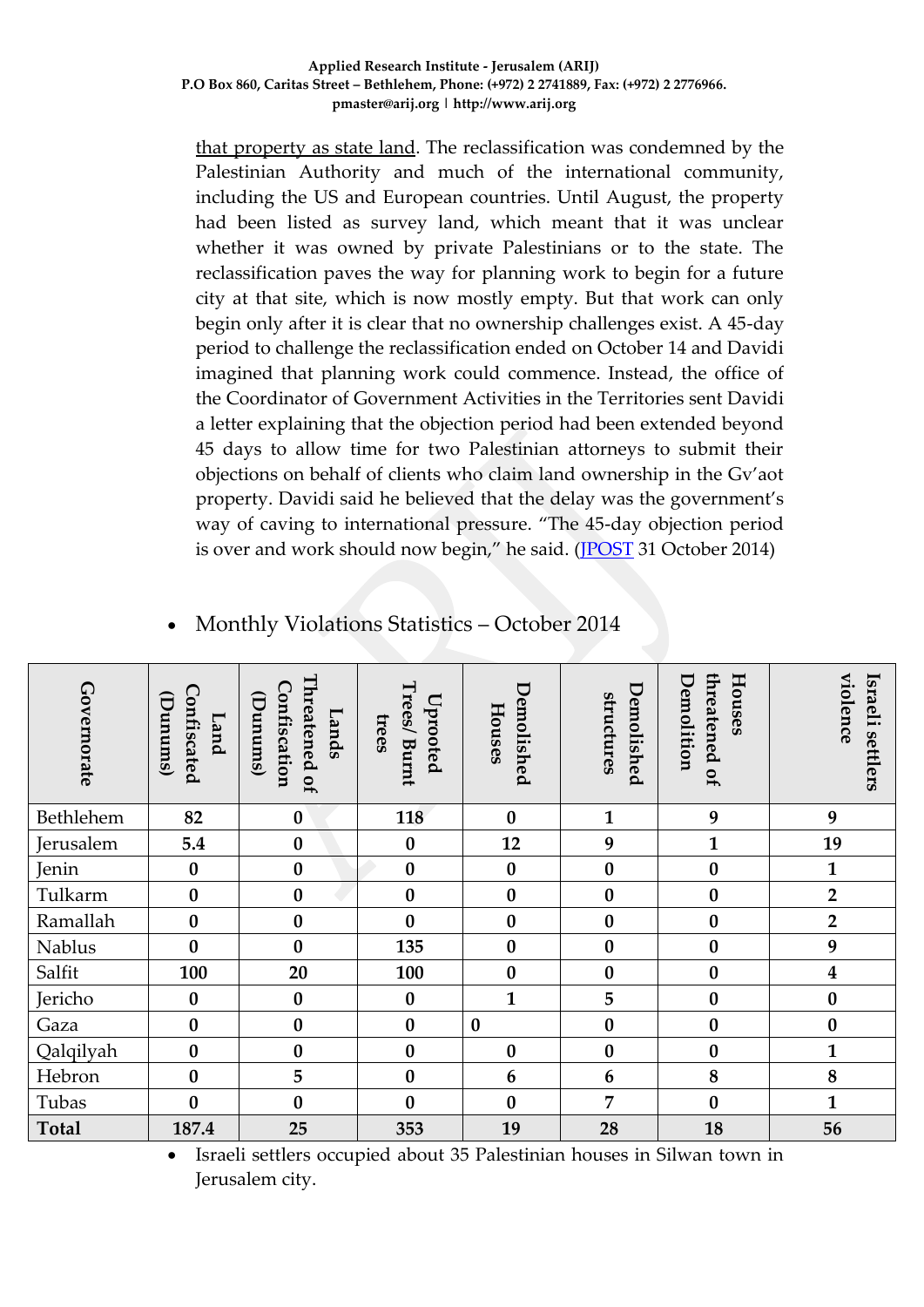that property as state land. The reclassification was condemned by the Palestinian Authority and much of the international community, including the US and European countries. Until August, the property had been listed as survey land, which meant that it was unclear whether it was owned by private Palestinians or to the state. The reclassification paves the way for planning work to begin for a future city at that site, which is now mostly empty. But that work can only begin only after it is clear that no ownership challenges exist. A 45-day period to challenge the reclassification ended on October 14 and Davidi imagined that planning work could commence. Instead, the office of the Coordinator of Government Activities in the Territories sent Davidi a letter explaining that the objection period had been extended beyond 45 days to allow time for two Palestinian attorneys to submit their objections on behalf of clients who claim land ownership in the Gv'aot property. Davidi said he believed that the delay was the government's way of caving to international pressure. "The 45-day objection period is over and work should now begin," he said. (JPOST 31 October 2014)

- Monthly Violations Statistics – October 2014

| Governorate | Land Confiscated (Dunums) | Lands Threatened of Confiscation (Dunums) | Uprooted Trees/ Burnt trees | Demolished Houses | Demolished structures | Houses threatened of Demolition | Israeli settlers violence |
|---|---|---|---|---|---|---|---|
| Bethlehem | **82** | **0** | **118** | **0** | **1** | **9** | **9** |
| Jerusalem | **5.4** | **0** | **0** | **12** | **9** | **1** | **19** |
| Jenin | **0** | **0** | **0** | **0** | **0** | **0** | **1** |
| Tulkarm | **0** | **0** | **0** | **0** | **0** | **0** | **2** |
| Ramallah | **0** | **0** | **0** | **0** | **0** | **0** | **2** |
| Nablus | **0** | **0** | **135** | **0** | **0** | **0** | **9** |
| Salfit | **100** | **20** | **100** | **0** | **0** | **0** | **4** |
| Jericho | **0** | **0** | **0** | **1** | **5** | **0** | **0** |
| Gaza | **0** | **0** | **0** | **0** | **0** | **0** | **0** |
| Qalqilyah | **0** | **0** | **0** | **0** | **0** | **0** | **1** |
| Hebron | **0** | **5** | **0** | **6** | **6** | **8** | **8** |
| Tubas | **0** | **0** | **0** | **0** | **7** | **0** | **1** |
| **Total** | **187.4** | **25** | **353** | **19** | **28** | **18** | **56** |

- Israeli settlers occupied about 35 Palestinian houses in Silwan town in Jerusalem city.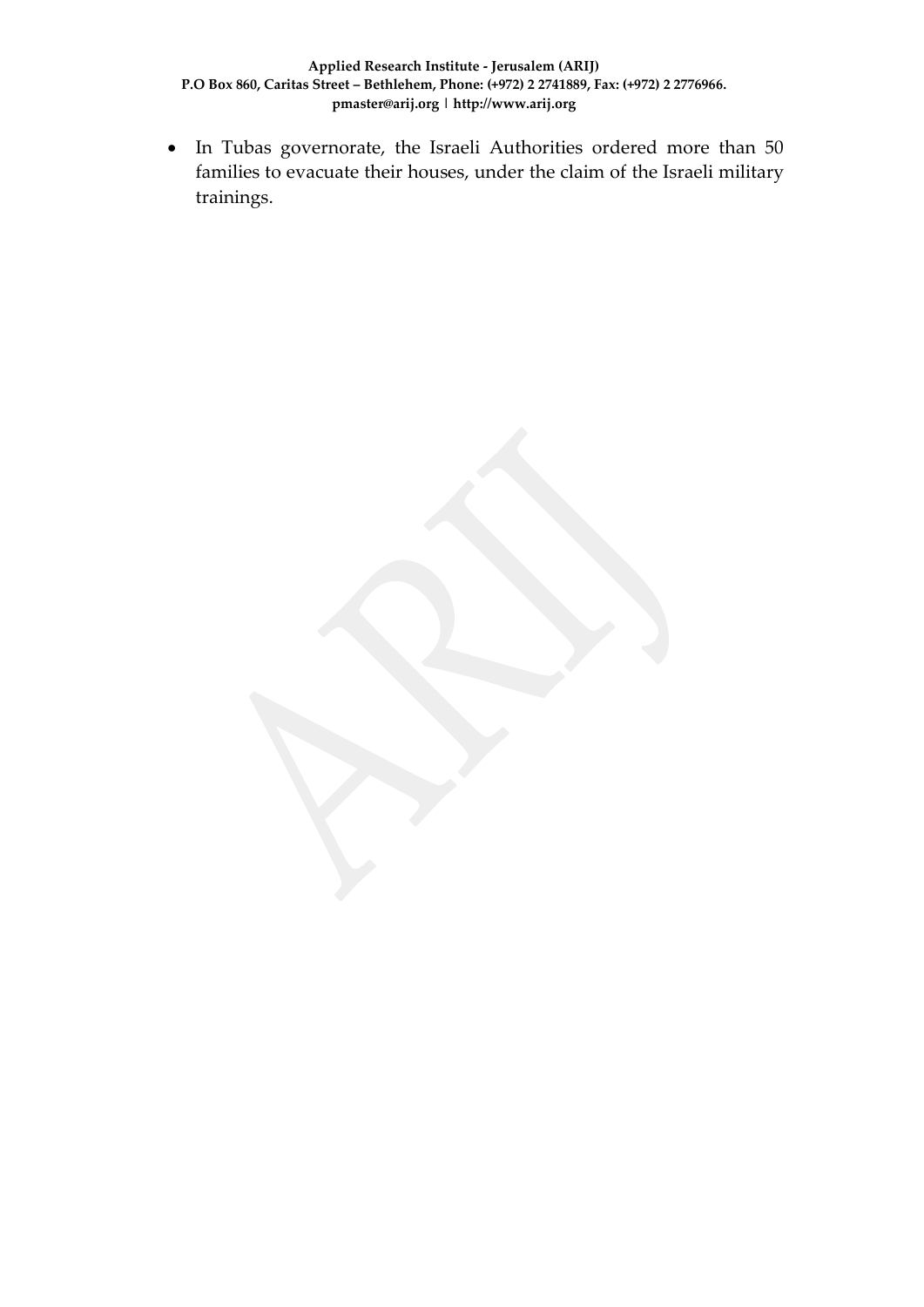- In Tubas governorate, the Israeli Authorities ordered more than 50 families to evacuate their houses, under the claim of the Israeli military trainings.